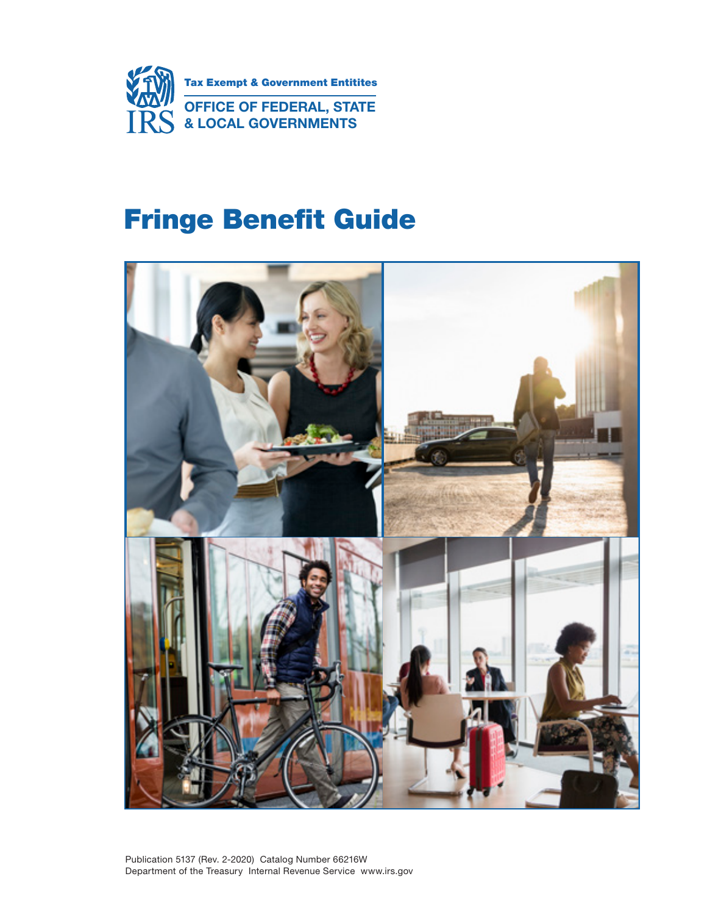IRS

Tax Exempt & Government Entitites

OFFICE OF FEDERAL, STATE & LOCAL GOVERNMENTS

# Fringe Benefit Guide

Publication 5137 (Rev. 2-2020) Catalog Number 66216W
Department of the Treasury Internal Revenue Service www.irs.gov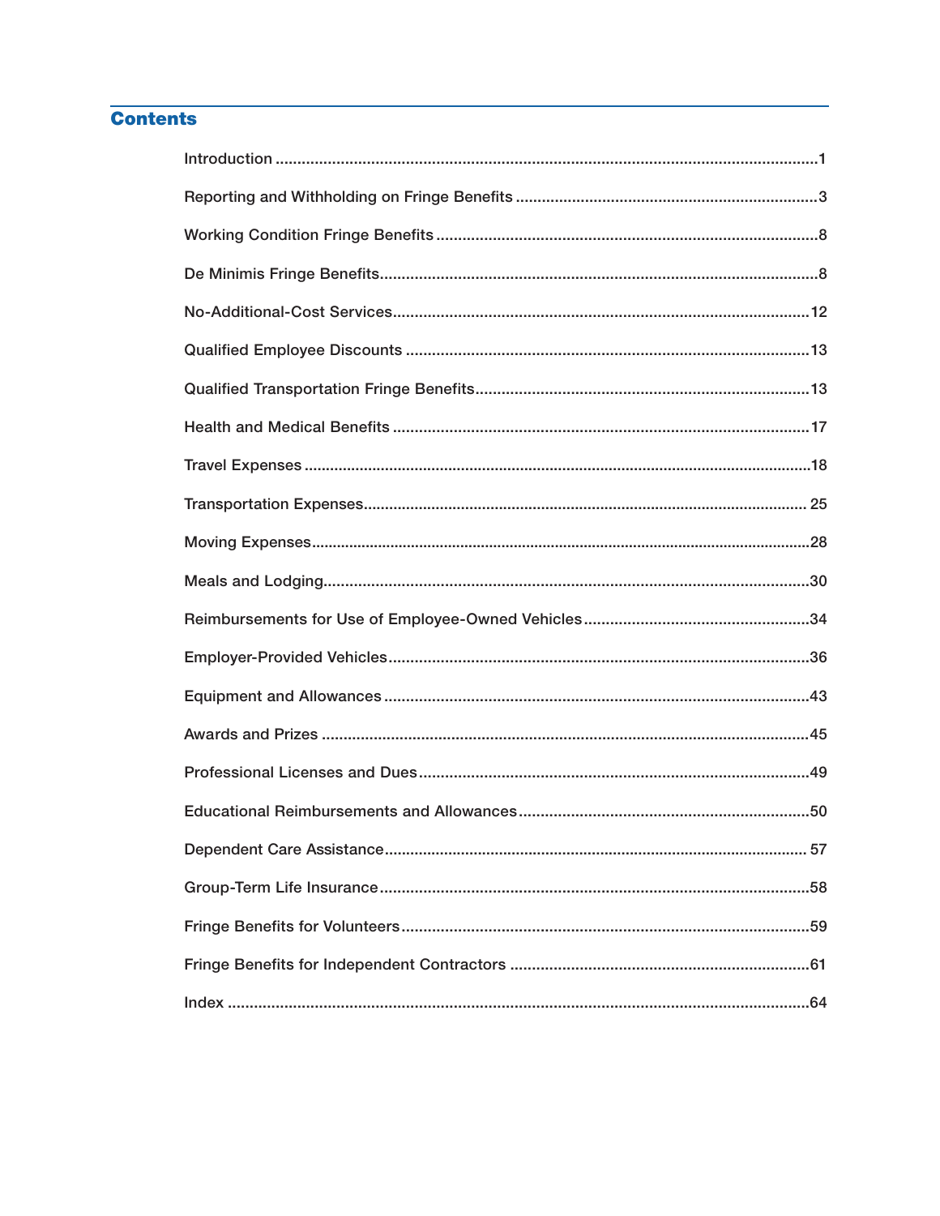## Contents

Introduction ........................................................................................................................1

Reporting and Withholding on Fringe Benefits ....................................................................3

Working Condition Fringe Benefits .......................................................................................8

De Minimis Fringe Benefits...................................................................................................8

No-Additional-Cost Services...............................................................................................12

Qualified Employee Discounts ...........................................................................................13

Qualified Transportation Fringe Benefits............................................................................13

Health and Medical Benefits ...............................................................................................17

Travel Expenses ..................................................................................................................18

Transportation Expenses..................................................................................................... 25

Moving Expenses.................................................................................................................28

Meals and Lodging...............................................................................................................30

Reimbursements for Use of Employee-Owned Vehicles ...................................................34

Employer-Provided Vehicles................................................................................................36

Equipment and Allowances .................................................................................................43

Awards and Prizes ...............................................................................................................45

Professional Licenses and Dues .........................................................................................49

Educational Reimbursements and Allowances ..................................................................50

Dependent Care Assistance................................................................................................. 57

Group-Term Life Insurance..................................................................................................58

Fringe Benefits for Volunteers.............................................................................................59

Fringe Benefits for Independent Contractors ....................................................................61

Index .....................................................................................................................................64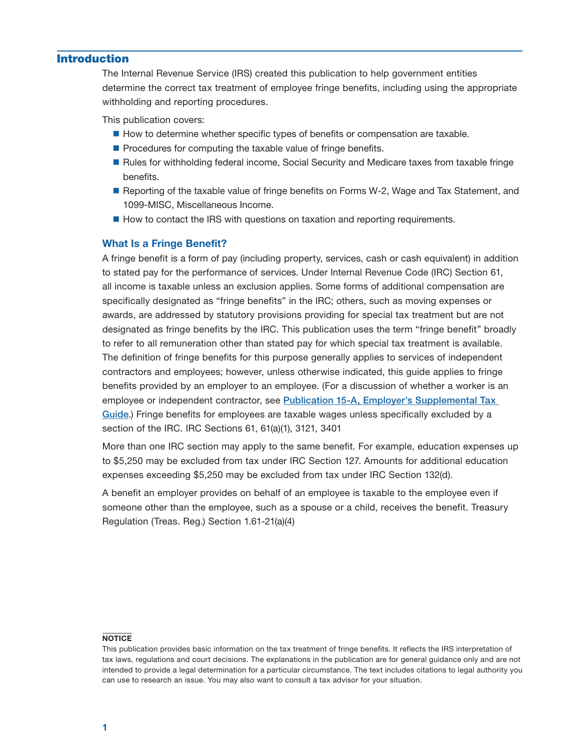## Introduction

The Internal Revenue Service (IRS) created this publication to help government entities determine the correct tax treatment of employee fringe benefits, including using the appropriate withholding and reporting procedures.

This publication covers:

- How to determine whether specific types of benefits or compensation are taxable.
- Procedures for computing the taxable value of fringe benefits.
- Rules for withholding federal income, Social Security and Medicare taxes from taxable fringe benefits.
- Reporting of the taxable value of fringe benefits on Forms W-2, Wage and Tax Statement, and 1099-MISC, Miscellaneous Income.
- How to contact the IRS with questions on taxation and reporting requirements.

### What Is a Fringe Benefit?

A fringe benefit is a form of pay (including property, services, cash or cash equivalent) in addition to stated pay for the performance of services. Under Internal Revenue Code (IRC) Section 61, all income is taxable unless an exclusion applies. Some forms of additional compensation are specifically designated as "fringe benefits" in the IRC; others, such as moving expenses or awards, are addressed by statutory provisions providing for special tax treatment but are not designated as fringe benefits by the IRC. This publication uses the term "fringe benefit" broadly to refer to all remuneration other than stated pay for which special tax treatment is available. The definition of fringe benefits for this purpose generally applies to services of independent contractors and employees; however, unless otherwise indicated, this guide applies to fringe benefits provided by an employer to an employee. (For a discussion of whether a worker is an employee or independent contractor, see [Publication 15-A, Employer's Supplemental Tax Guide](#).) Fringe benefits for employees are taxable wages unless specifically excluded by a section of the IRC. IRC Sections 61, 61(a)(1), 3121, 3401

More than one IRC section may apply to the same benefit. For example, education expenses up to $5,250 may be excluded from tax under IRC Section 127. Amounts for additional education expenses exceeding $5,250 may be excluded from tax under IRC Section 132(d).

A benefit an employer provides on behalf of an employee is taxable to the employee even if someone other than the employee, such as a spouse or a child, receives the benefit. Treasury Regulation (Treas. Reg.) Section 1.61-21(a)(4)

**NOTICE**

This publication provides basic information on the tax treatment of fringe benefits. It reflects the IRS interpretation of tax laws, regulations and court decisions. The explanations in the publication are for general guidance only and are not intended to provide a legal determination for a particular circumstance. The text includes citations to legal authority you can use to research an issue. You may also want to consult a tax advisor for your situation.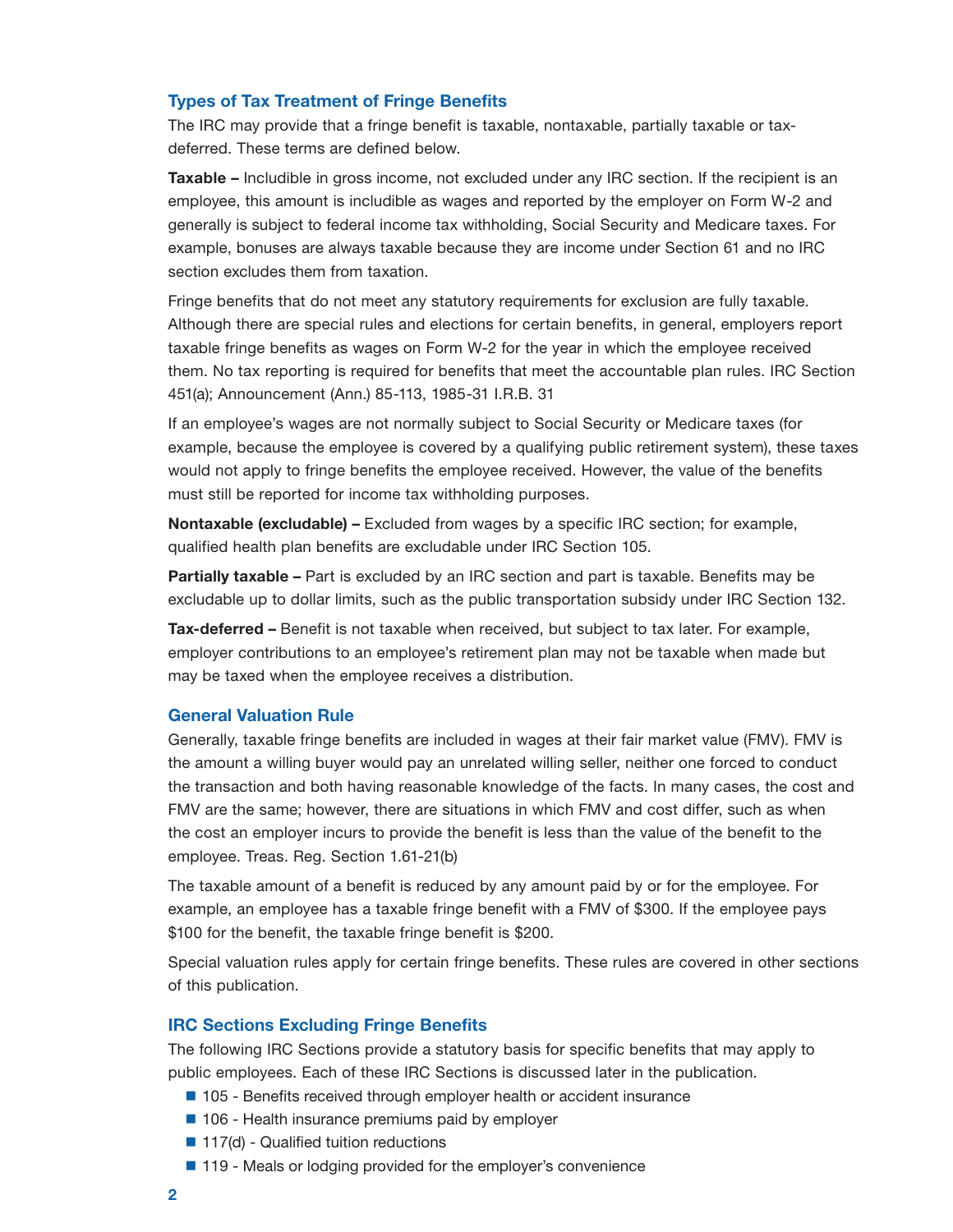### Types of Tax Treatment of Fringe Benefits

The IRC may provide that a fringe benefit is taxable, nontaxable, partially taxable or tax-deferred. These terms are defined below.

**Taxable –** Includible in gross income, not excluded under any IRC section. If the recipient is an employee, this amount is includible as wages and reported by the employer on Form W-2 and generally is subject to federal income tax withholding, Social Security and Medicare taxes. For example, bonuses are always taxable because they are income under Section 61 and no IRC section excludes them from taxation.

Fringe benefits that do not meet any statutory requirements for exclusion are fully taxable. Although there are special rules and elections for certain benefits, in general, employers report taxable fringe benefits as wages on Form W-2 for the year in which the employee received them. No tax reporting is required for benefits that meet the accountable plan rules. IRC Section 451(a); Announcement (Ann.) 85-113, 1985-31 I.R.B. 31

If an employee's wages are not normally subject to Social Security or Medicare taxes (for example, because the employee is covered by a qualifying public retirement system), these taxes would not apply to fringe benefits the employee received. However, the value of the benefits must still be reported for income tax withholding purposes.

**Nontaxable (excludable) –** Excluded from wages by a specific IRC section; for example, qualified health plan benefits are excludable under IRC Section 105.

**Partially taxable –** Part is excluded by an IRC section and part is taxable. Benefits may be excludable up to dollar limits, such as the public transportation subsidy under IRC Section 132.

**Tax-deferred –** Benefit is not taxable when received, but subject to tax later. For example, employer contributions to an employee's retirement plan may not be taxable when made but may be taxed when the employee receives a distribution.

### General Valuation Rule

Generally, taxable fringe benefits are included in wages at their fair market value (FMV). FMV is the amount a willing buyer would pay an unrelated willing seller, neither one forced to conduct the transaction and both having reasonable knowledge of the facts. In many cases, the cost and FMV are the same; however, there are situations in which FMV and cost differ, such as when the cost an employer incurs to provide the benefit is less than the value of the benefit to the employee. Treas. Reg. Section 1.61-21(b)

The taxable amount of a benefit is reduced by any amount paid by or for the employee. For example, an employee has a taxable fringe benefit with a FMV of $300. If the employee pays $100 for the benefit, the taxable fringe benefit is $200.

Special valuation rules apply for certain fringe benefits. These rules are covered in other sections of this publication.

### IRC Sections Excluding Fringe Benefits

The following IRC Sections provide a statutory basis for specific benefits that may apply to public employees. Each of these IRC Sections is discussed later in the publication.

- 105 - Benefits received through employer health or accident insurance
- 106 - Health insurance premiums paid by employer
- 117(d) - Qualified tuition reductions
- 119 - Meals or lodging provided for the employer's convenience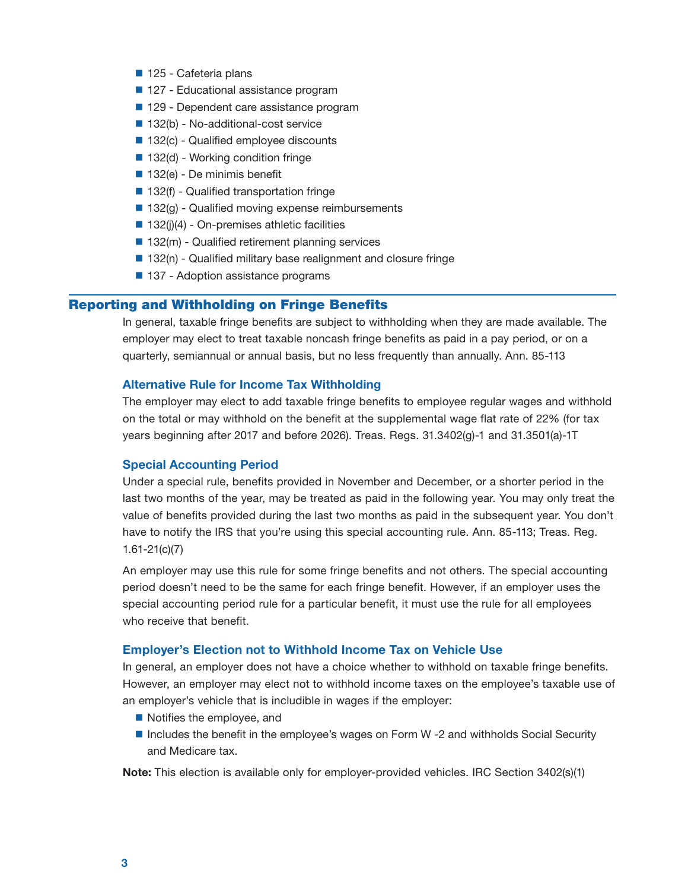- 125 - Cafeteria plans
- 127 - Educational assistance program
- 129 - Dependent care assistance program
- 132(b) - No-additional-cost service
- 132(c) - Qualified employee discounts
- 132(d) - Working condition fringe
- 132(e) - De minimis benefit
- 132(f) - Qualified transportation fringe
- 132(g) - Qualified moving expense reimbursements
- 132(j)(4) - On-premises athletic facilities
- 132(m) - Qualified retirement planning services
- 132(n) - Qualified military base realignment and closure fringe
- 137 - Adoption assistance programs

## Reporting and Withholding on Fringe Benefits

In general, taxable fringe benefits are subject to withholding when they are made available. The employer may elect to treat taxable noncash fringe benefits as paid in a pay period, or on a quarterly, semiannual or annual basis, but no less frequently than annually. Ann. 85-113

### Alternative Rule for Income Tax Withholding

The employer may elect to add taxable fringe benefits to employee regular wages and withhold on the total or may withhold on the benefit at the supplemental wage flat rate of 22% (for tax years beginning after 2017 and before 2026). Treas. Regs. 31.3402(g)-1 and 31.3501(a)-1T

### Special Accounting Period

Under a special rule, benefits provided in November and December, or a shorter period in the last two months of the year, may be treated as paid in the following year. You may only treat the value of benefits provided during the last two months as paid in the subsequent year. You don't have to notify the IRS that you're using this special accounting rule. Ann. 85-113; Treas. Reg. 1.61-21(c)(7)

An employer may use this rule for some fringe benefits and not others. The special accounting period doesn't need to be the same for each fringe benefit. However, if an employer uses the special accounting period rule for a particular benefit, it must use the rule for all employees who receive that benefit.

### Employer's Election not to Withhold Income Tax on Vehicle Use

In general, an employer does not have a choice whether to withhold on taxable fringe benefits. However, an employer may elect not to withhold income taxes on the employee's taxable use of an employer's vehicle that is includible in wages if the employer:

- Notifies the employee, and
- Includes the benefit in the employee's wages on Form W -2 and withholds Social Security and Medicare tax.

**Note:** This election is available only for employer-provided vehicles. IRC Section 3402(s)(1)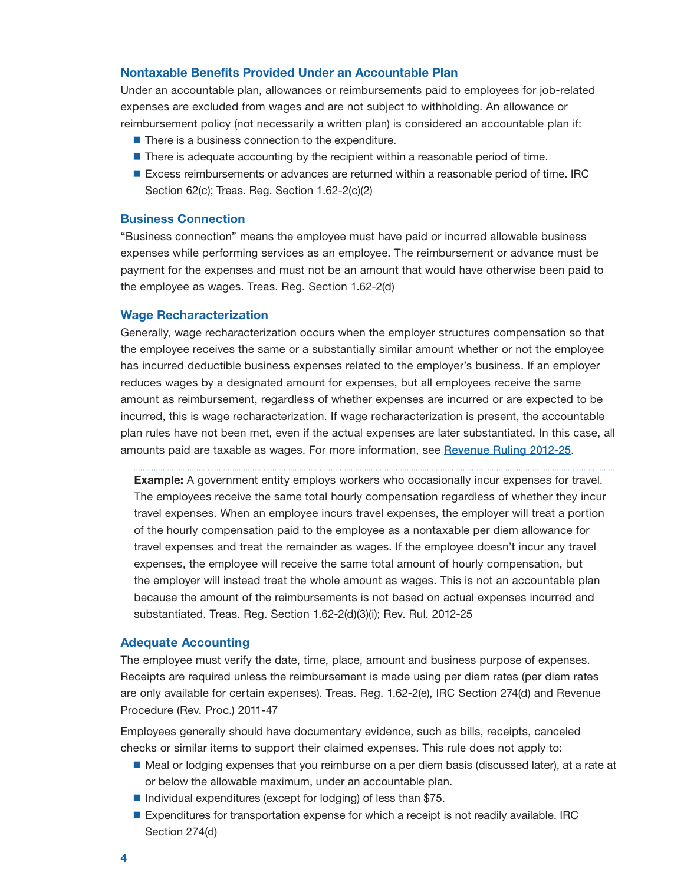### Nontaxable Benefits Provided Under an Accountable Plan

Under an accountable plan, allowances or reimbursements paid to employees for job-related expenses are excluded from wages and are not subject to withholding. An allowance or reimbursement policy (not necessarily a written plan) is considered an accountable plan if:

- There is a business connection to the expenditure.
- There is adequate accounting by the recipient within a reasonable period of time.
- Excess reimbursements or advances are returned within a reasonable period of time. IRC Section 62(c); Treas. Reg. Section 1.62-2(c)(2)

### Business Connection

"Business connection" means the employee must have paid or incurred allowable business expenses while performing services as an employee. The reimbursement or advance must be payment for the expenses and must not be an amount that would have otherwise been paid to the employee as wages. Treas. Reg. Section 1.62-2(d)

### Wage Recharacterization

Generally, wage recharacterization occurs when the employer structures compensation so that the employee receives the same or a substantially similar amount whether or not the employee has incurred deductible business expenses related to the employer's business. If an employer reduces wages by a designated amount for expenses, but all employees receive the same amount as reimbursement, regardless of whether expenses are incurred or are expected to be incurred, this is wage recharacterization. If wage recharacterization is present, the accountable plan rules have not been met, even if the actual expenses are later substantiated. In this case, all amounts paid are taxable as wages. For more information, see [Revenue Ruling 2012-25](Revenue Ruling 2012-25).

**Example:** A government entity employs workers who occasionally incur expenses for travel. The employees receive the same total hourly compensation regardless of whether they incur travel expenses. When an employee incurs travel expenses, the employer will treat a portion of the hourly compensation paid to the employee as a nontaxable per diem allowance for travel expenses and treat the remainder as wages. If the employee doesn't incur any travel expenses, the employee will receive the same total amount of hourly compensation, but the employer will instead treat the whole amount as wages. This is not an accountable plan because the amount of the reimbursements is not based on actual expenses incurred and substantiated. Treas. Reg. Section 1.62-2(d)(3)(i); Rev. Rul. 2012-25

### Adequate Accounting

The employee must verify the date, time, place, amount and business purpose of expenses. Receipts are required unless the reimbursement is made using per diem rates (per diem rates are only available for certain expenses). Treas. Reg. 1.62-2(e), IRC Section 274(d) and Revenue Procedure (Rev. Proc.) 2011-47

Employees generally should have documentary evidence, such as bills, receipts, canceled checks or similar items to support their claimed expenses. This rule does not apply to:

- Meal or lodging expenses that you reimburse on a per diem basis (discussed later), at a rate at or below the allowable maximum, under an accountable plan.
- Individual expenditures (except for lodging) of less than $75.
- Expenditures for transportation expense for which a receipt is not readily available. IRC Section 274(d)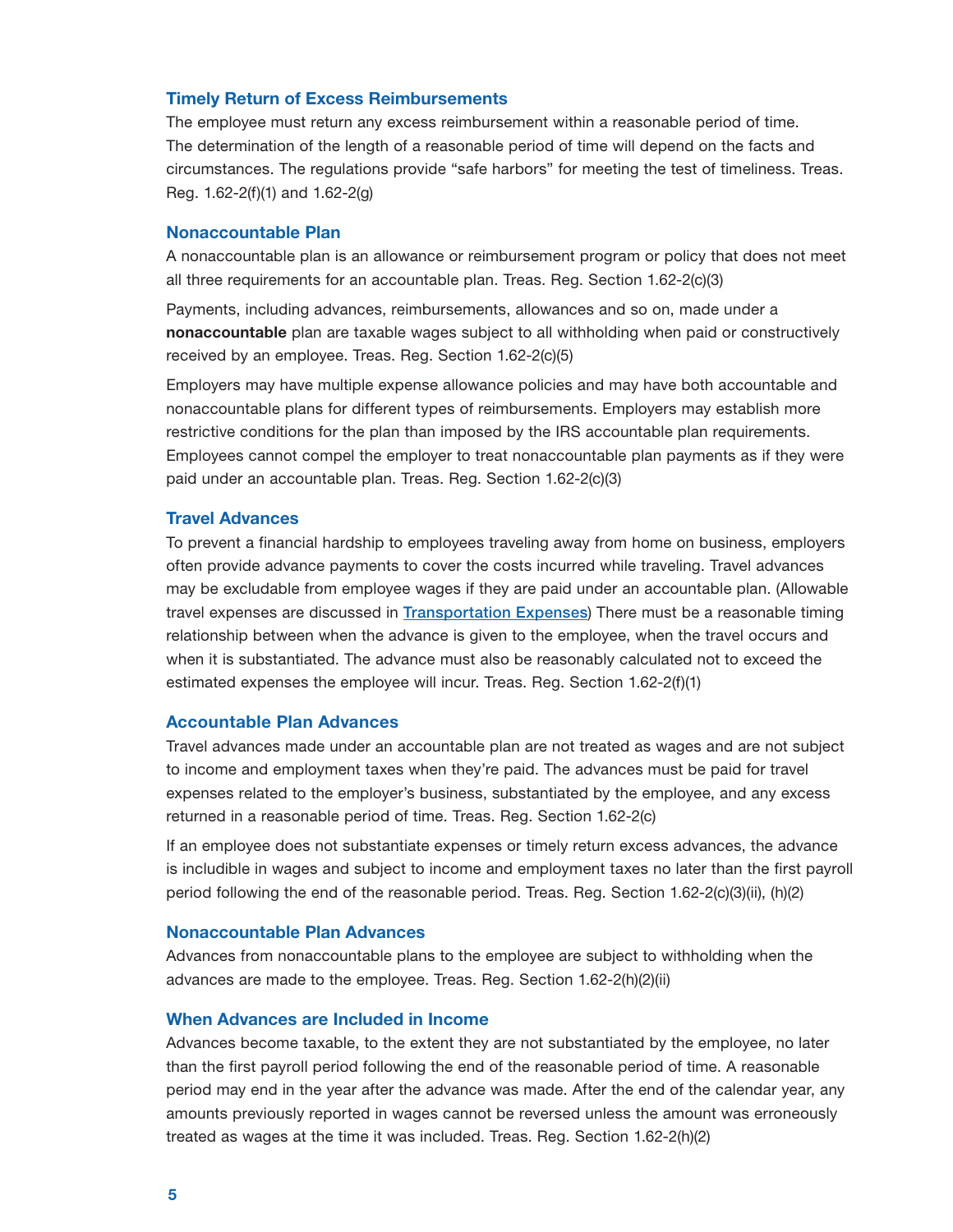### Timely Return of Excess Reimbursements

The employee must return any excess reimbursement within a reasonable period of time. The determination of the length of a reasonable period of time will depend on the facts and circumstances. The regulations provide "safe harbors" for meeting the test of timeliness. Treas. Reg. 1.62-2(f)(1) and 1.62-2(g)

### Nonaccountable Plan

A nonaccountable plan is an allowance or reimbursement program or policy that does not meet all three requirements for an accountable plan. Treas. Reg. Section 1.62-2(c)(3)

Payments, including advances, reimbursements, allowances and so on, made under a **nonaccountable** plan are taxable wages subject to all withholding when paid or constructively received by an employee. Treas. Reg. Section 1.62-2(c)(5)

Employers may have multiple expense allowance policies and may have both accountable and nonaccountable plans for different types of reimbursements. Employers may establish more restrictive conditions for the plan than imposed by the IRS accountable plan requirements. Employees cannot compel the employer to treat nonaccountable plan payments as if they were paid under an accountable plan. Treas. Reg. Section 1.62-2(c)(3)

### Travel Advances

To prevent a financial hardship to employees traveling away from home on business, employers often provide advance payments to cover the costs incurred while traveling. Travel advances may be excludable from employee wages if they are paid under an accountable plan. (Allowable travel expenses are discussed in Transportation Expenses) There must be a reasonable timing relationship between when the advance is given to the employee, when the travel occurs and when it is substantiated. The advance must also be reasonably calculated not to exceed the estimated expenses the employee will incur. Treas. Reg. Section 1.62-2(f)(1)

### Accountable Plan Advances

Travel advances made under an accountable plan are not treated as wages and are not subject to income and employment taxes when they're paid. The advances must be paid for travel expenses related to the employer's business, substantiated by the employee, and any excess returned in a reasonable period of time. Treas. Reg. Section 1.62-2(c)

If an employee does not substantiate expenses or timely return excess advances, the advance is includible in wages and subject to income and employment taxes no later than the first payroll period following the end of the reasonable period. Treas. Reg. Section 1.62-2(c)(3)(ii), (h)(2)

### Nonaccountable Plan Advances

Advances from nonaccountable plans to the employee are subject to withholding when the advances are made to the employee. Treas. Reg. Section 1.62-2(h)(2)(ii)

### When Advances are Included in Income

Advances become taxable, to the extent they are not substantiated by the employee, no later than the first payroll period following the end of the reasonable period of time. A reasonable period may end in the year after the advance was made. After the end of the calendar year, any amounts previously reported in wages cannot be reversed unless the amount was erroneously treated as wages at the time it was included. Treas. Reg. Section 1.62-2(h)(2)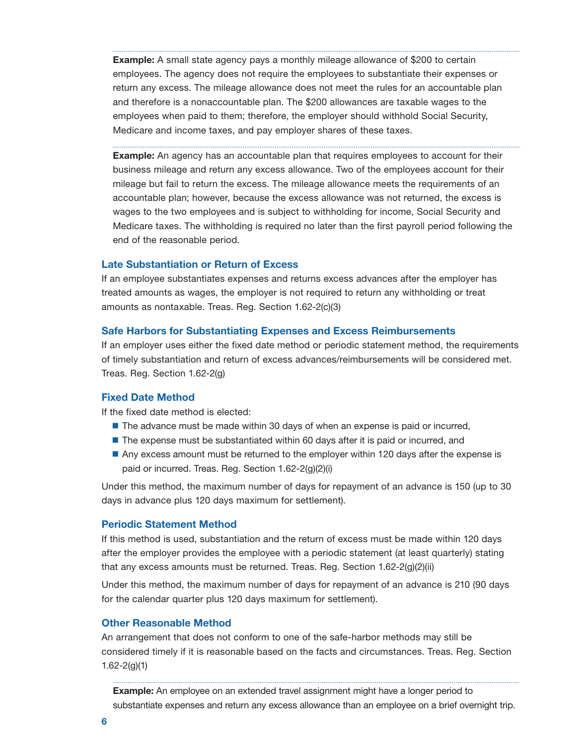**Example:** A small state agency pays a monthly mileage allowance of $200 to certain employees. The agency does not require the employees to substantiate their expenses or return any excess. The mileage allowance does not meet the rules for an accountable plan and therefore is a nonaccountable plan. The $200 allowances are taxable wages to the employees when paid to them; therefore, the employer should withhold Social Security, Medicare and income taxes, and pay employer shares of these taxes.

**Example:** An agency has an accountable plan that requires employees to account for their business mileage and return any excess allowance. Two of the employees account for their mileage but fail to return the excess. The mileage allowance meets the requirements of an accountable plan; however, because the excess allowance was not returned, the excess is wages to the two employees and is subject to withholding for income, Social Security and Medicare taxes. The withholding is required no later than the first payroll period following the end of the reasonable period.

### Late Substantiation or Return of Excess

If an employee substantiates expenses and returns excess advances after the employer has treated amounts as wages, the employer is not required to return any withholding or treat amounts as nontaxable. Treas. Reg. Section 1.62-2(c)(3)

### Safe Harbors for Substantiating Expenses and Excess Reimbursements

If an employer uses either the fixed date method or periodic statement method, the requirements of timely substantiation and return of excess advances/reimbursements will be considered met. Treas. Reg. Section 1.62-2(g)

### Fixed Date Method

If the fixed date method is elected:

- The advance must be made within 30 days of when an expense is paid or incurred,
- The expense must be substantiated within 60 days after it is paid or incurred, and
- Any excess amount must be returned to the employer within 120 days after the expense is paid or incurred. Treas. Reg. Section 1.62-2(g)(2)(i)

Under this method, the maximum number of days for repayment of an advance is 150 (up to 30 days in advance plus 120 days maximum for settlement).

### Periodic Statement Method

If this method is used, substantiation and the return of excess must be made within 120 days after the employer provides the employee with a periodic statement (at least quarterly) stating that any excess amounts must be returned. Treas. Reg. Section 1.62-2(g)(2)(ii)

Under this method, the maximum number of days for repayment of an advance is 210 (90 days for the calendar quarter plus 120 days maximum for settlement).

### Other Reasonable Method

An arrangement that does not conform to one of the safe-harbor methods may still be considered timely if it is reasonable based on the facts and circumstances. Treas. Reg. Section 1.62-2(g)(1)

**Example:** An employee on an extended travel assignment might have a longer period to substantiate expenses and return any excess allowance than an employee on a brief overnight trip.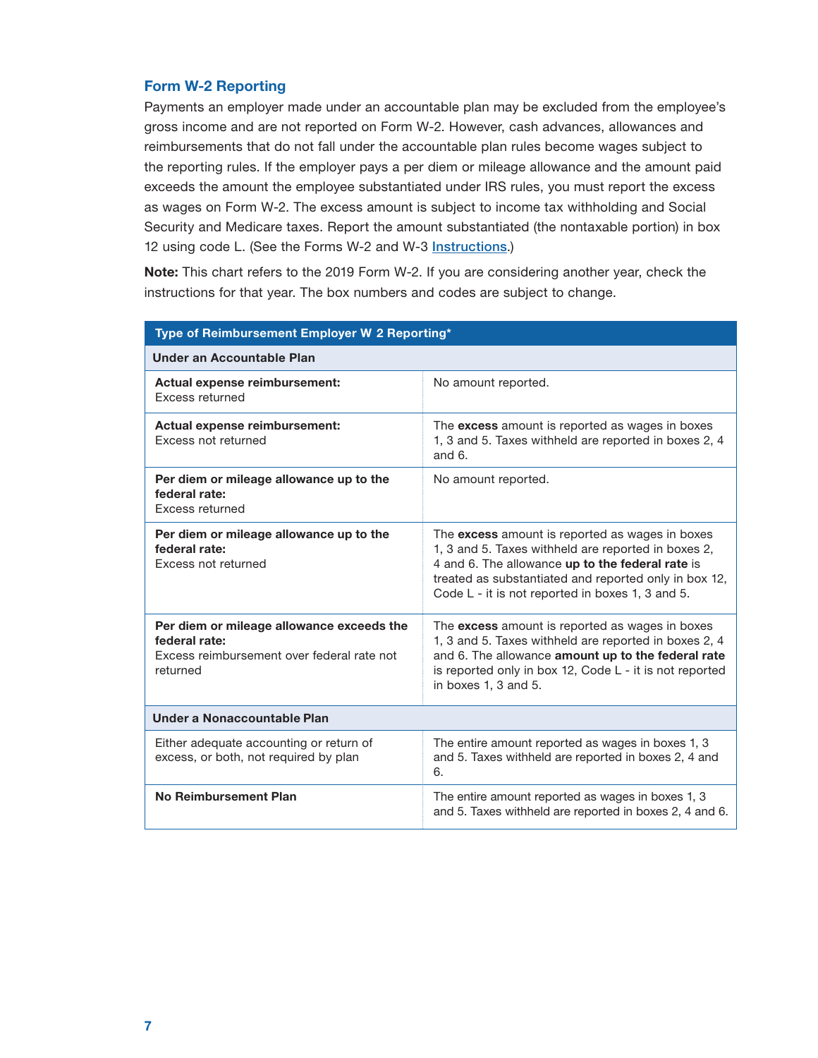## Form W-2 Reporting

Payments an employer made under an accountable plan may be excluded from the employee's gross income and are not reported on Form W-2. However, cash advances, allowances and reimbursements that do not fall under the accountable plan rules become wages subject to the reporting rules. If the employer pays a per diem or mileage allowance and the amount paid exceeds the amount the employee substantiated under IRS rules, you must report the excess as wages on Form W-2. The excess amount is subject to income tax withholding and Social Security and Medicare taxes. Report the amount substantiated (the nontaxable portion) in box 12 using code L. (See the Forms W-2 and W-3 [Instructions](Instructions).)

**Note:** This chart refers to the 2019 Form W-2. If you are considering another year, check the instructions for that year. The box numbers and codes are subject to change.

| Type of Reimbursement Employer W 2 Reporting* | |
|---|---|
| **Under an Accountable Plan** | |
| **Actual expense reimbursement:** Excess returned | No amount reported. |
| **Actual expense reimbursement:** Excess not returned | The **excess** amount is reported as wages in boxes 1, 3 and 5. Taxes withheld are reported in boxes 2, 4 and 6. |
| **Per diem or mileage allowance up to the federal rate:** Excess returned | No amount reported. |
| **Per diem or mileage allowance up to the federal rate:** Excess not returned | The **excess** amount is reported as wages in boxes 1, 3 and 5. Taxes withheld are reported in boxes 2, 4 and 6. The allowance **up to the federal rate** is treated as substantiated and reported only in box 12, Code L - it is not reported in boxes 1, 3 and 5. |
| **Per diem or mileage allowance exceeds the federal rate:** Excess reimbursement over federal rate not returned | The **excess** amount is reported as wages in boxes 1, 3 and 5. Taxes withheld are reported in boxes 2, 4 and 6. The allowance **amount up to the federal rate** is reported only in box 12, Code L - it is not reported in boxes 1, 3 and 5. |
| **Under a Nonaccountable Plan** | |
| Either adequate accounting or return of excess, or both, not required by plan | The entire amount reported as wages in boxes 1, 3 and 5. Taxes withheld are reported in boxes 2, 4 and 6. |
| **No Reimbursement Plan** | The entire amount reported as wages in boxes 1, 3 and 5. Taxes withheld are reported in boxes 2, 4 and 6. |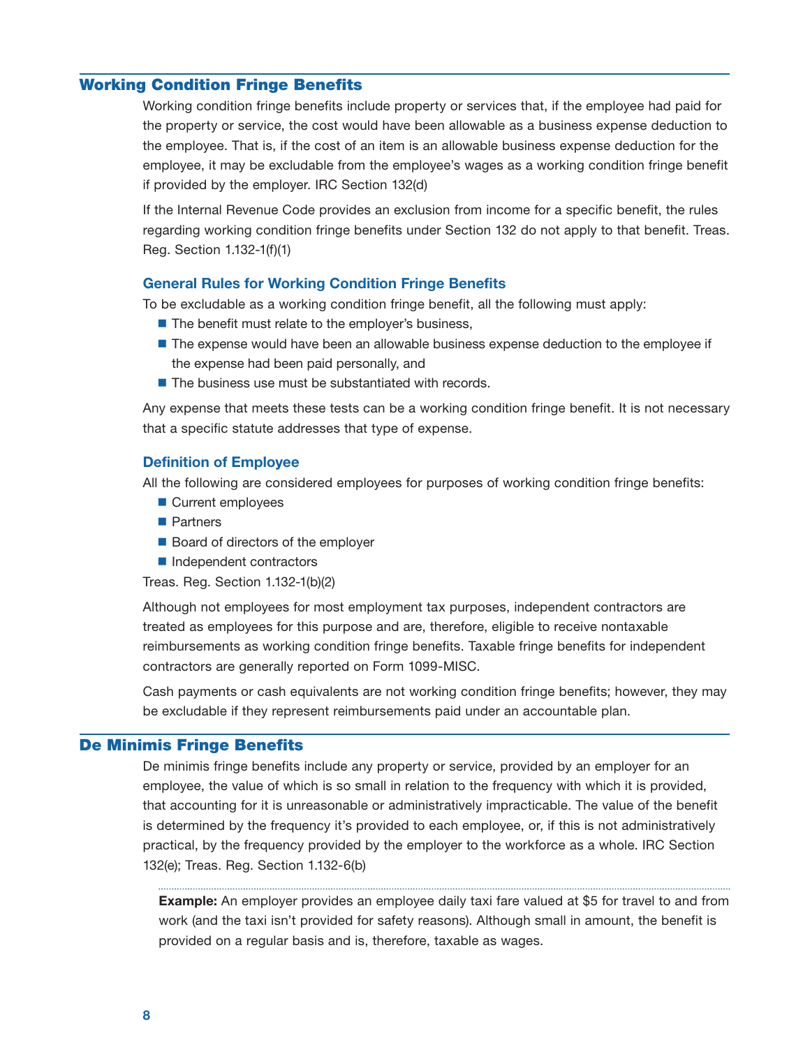## Working Condition Fringe Benefits

Working condition fringe benefits include property or services that, if the employee had paid for the property or service, the cost would have been allowable as a business expense deduction to the employee. That is, if the cost of an item is an allowable business expense deduction for the employee, it may be excludable from the employee's wages as a working condition fringe benefit if provided by the employer. IRC Section 132(d)

If the Internal Revenue Code provides an exclusion from income for a specific benefit, the rules regarding working condition fringe benefits under Section 132 do not apply to that benefit. Treas. Reg. Section 1.132-1(f)(1)

### General Rules for Working Condition Fringe Benefits

To be excludable as a working condition fringe benefit, all the following must apply:

- The benefit must relate to the employer's business,
- The expense would have been an allowable business expense deduction to the employee if the expense had been paid personally, and
- The business use must be substantiated with records.

Any expense that meets these tests can be a working condition fringe benefit. It is not necessary that a specific statute addresses that type of expense.

### Definition of Employee

All the following are considered employees for purposes of working condition fringe benefits:

- Current employees
- Partners
- Board of directors of the employer
- Independent contractors

Treas. Reg. Section 1.132-1(b)(2)

Although not employees for most employment tax purposes, independent contractors are treated as employees for this purpose and are, therefore, eligible to receive nontaxable reimbursements as working condition fringe benefits. Taxable fringe benefits for independent contractors are generally reported on Form 1099-MISC.

Cash payments or cash equivalents are not working condition fringe benefits; however, they may be excludable if they represent reimbursements paid under an accountable plan.

## De Minimis Fringe Benefits

De minimis fringe benefits include any property or service, provided by an employer for an employee, the value of which is so small in relation to the frequency with which it is provided, that accounting for it is unreasonable or administratively impracticable. The value of the benefit is determined by the frequency it's provided to each employee, or, if this is not administratively practical, by the frequency provided by the employer to the workforce as a whole. IRC Section 132(e); Treas. Reg. Section 1.132-6(b)

**Example:** An employer provides an employee daily taxi fare valued at $5 for travel to and from work (and the taxi isn't provided for safety reasons). Although small in amount, the benefit is provided on a regular basis and is, therefore, taxable as wages.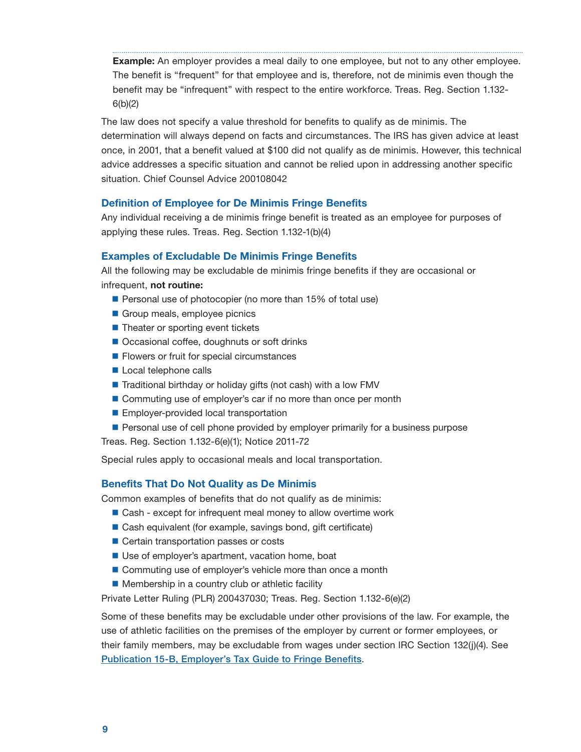**Example:** An employer provides a meal daily to one employee, but not to any other employee. The benefit is "frequent" for that employee and is, therefore, not de minimis even though the benefit may be "infrequent" with respect to the entire workforce. Treas. Reg. Section 1.132-6(b)(2)

The law does not specify a value threshold for benefits to qualify as de minimis. The determination will always depend on facts and circumstances. The IRS has given advice at least once, in 2001, that a benefit valued at $100 did not qualify as de minimis. However, this technical advice addresses a specific situation and cannot be relied upon in addressing another specific situation. Chief Counsel Advice 200108042

### Definition of Employee for De Minimis Fringe Benefits

Any individual receiving a de minimis fringe benefit is treated as an employee for purposes of applying these rules. Treas. Reg. Section 1.132-1(b)(4)

### Examples of Excludable De Minimis Fringe Benefits

All the following may be excludable de minimis fringe benefits if they are occasional or infrequent, **not routine:**

- Personal use of photocopier (no more than 15% of total use)
- Group meals, employee picnics
- Theater or sporting event tickets
- Occasional coffee, doughnuts or soft drinks
- Flowers or fruit for special circumstances
- Local telephone calls
- Traditional birthday or holiday gifts (not cash) with a low FMV
- Commuting use of employer's car if no more than once per month
- Employer-provided local transportation
- Personal use of cell phone provided by employer primarily for a business purpose

Treas. Reg. Section 1.132-6(e)(1); Notice 2011-72

Special rules apply to occasional meals and local transportation.

### Benefits That Do Not Quality as De Minimis

Common examples of benefits that do not qualify as de minimis:

- Cash - except for infrequent meal money to allow overtime work
- Cash equivalent (for example, savings bond, gift certificate)
- Certain transportation passes or costs
- Use of employer's apartment, vacation home, boat
- Commuting use of employer's vehicle more than once a month
- Membership in a country club or athletic facility

Private Letter Ruling (PLR) 200437030; Treas. Reg. Section 1.132-6(e)(2)

Some of these benefits may be excludable under other provisions of the law. For example, the use of athletic facilities on the premises of the employer by current or former employees, or their family members, may be excludable from wages under section IRC Section 132(j)(4). See [Publication 15-B, Employer's Tax Guide to Fringe Benefits](Publication 15-B, Employer's Tax Guide to Fringe Benefits).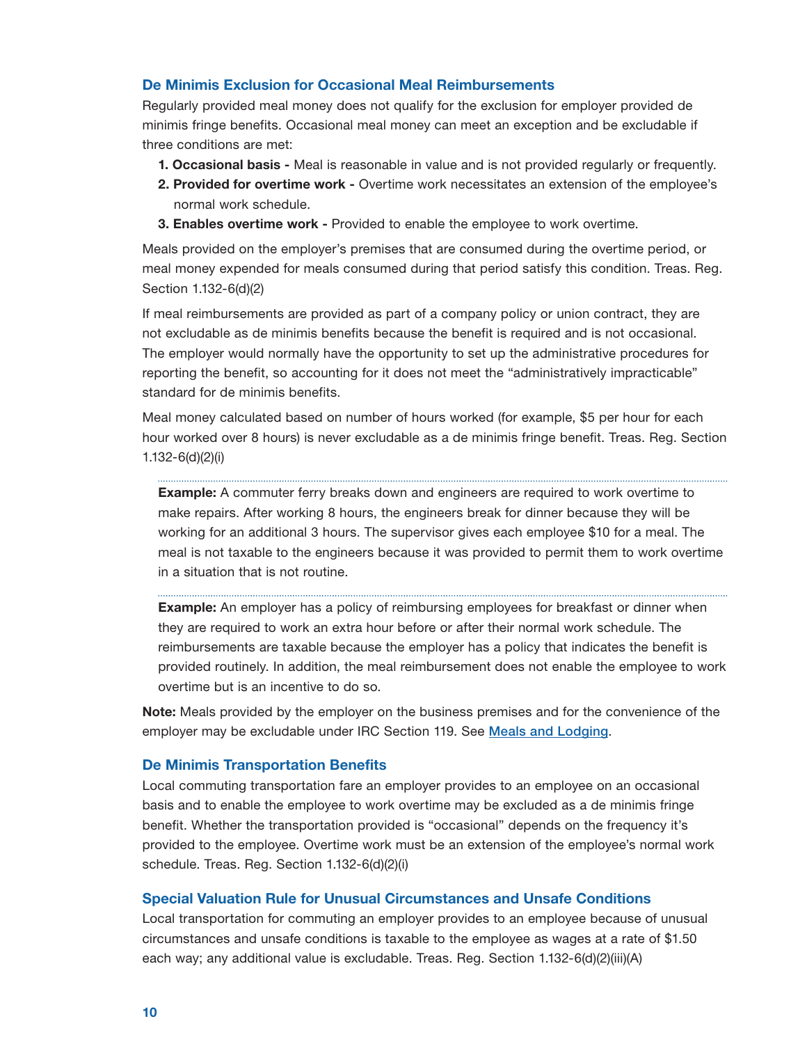### De Minimis Exclusion for Occasional Meal Reimbursements

Regularly provided meal money does not qualify for the exclusion for employer provided de minimis fringe benefits. Occasional meal money can meet an exception and be excludable if three conditions are met:

1. **Occasional basis -** Meal is reasonable in value and is not provided regularly or frequently.
2. **Provided for overtime work -** Overtime work necessitates an extension of the employee's normal work schedule.
3. **Enables overtime work -** Provided to enable the employee to work overtime.

Meals provided on the employer's premises that are consumed during the overtime period, or meal money expended for meals consumed during that period satisfy this condition. Treas. Reg. Section 1.132-6(d)(2)

If meal reimbursements are provided as part of a company policy or union contract, they are not excludable as de minimis benefits because the benefit is required and is not occasional. The employer would normally have the opportunity to set up the administrative procedures for reporting the benefit, so accounting for it does not meet the "administratively impracticable" standard for de minimis benefits.

Meal money calculated based on number of hours worked (for example, $5 per hour for each hour worked over 8 hours) is never excludable as a de minimis fringe benefit. Treas. Reg. Section 1.132-6(d)(2)(i)

---

**Example:** A commuter ferry breaks down and engineers are required to work overtime to make repairs. After working 8 hours, the engineers break for dinner because they will be working for an additional 3 hours. The supervisor gives each employee $10 for a meal. The meal is not taxable to the engineers because it was provided to permit them to work overtime in a situation that is not routine.

---

**Example:** An employer has a policy of reimbursing employees for breakfast or dinner when they are required to work an extra hour before or after their normal work schedule. The reimbursements are taxable because the employer has a policy that indicates the benefit is provided routinely. In addition, the meal reimbursement does not enable the employee to work overtime but is an incentive to do so.

**Note:** Meals provided by the employer on the business premises and for the convenience of the employer may be excludable under IRC Section 119. See Meals and Lodging.

### De Minimis Transportation Benefits

Local commuting transportation fare an employer provides to an employee on an occasional basis and to enable the employee to work overtime may be excluded as a de minimis fringe benefit. Whether the transportation provided is "occasional" depends on the frequency it's provided to the employee. Overtime work must be an extension of the employee's normal work schedule. Treas. Reg. Section 1.132-6(d)(2)(i)

### Special Valuation Rule for Unusual Circumstances and Unsafe Conditions

Local transportation for commuting an employer provides to an employee because of unusual circumstances and unsafe conditions is taxable to the employee as wages at a rate of $1.50 each way; any additional value is excludable. Treas. Reg. Section 1.132-6(d)(2)(iii)(A)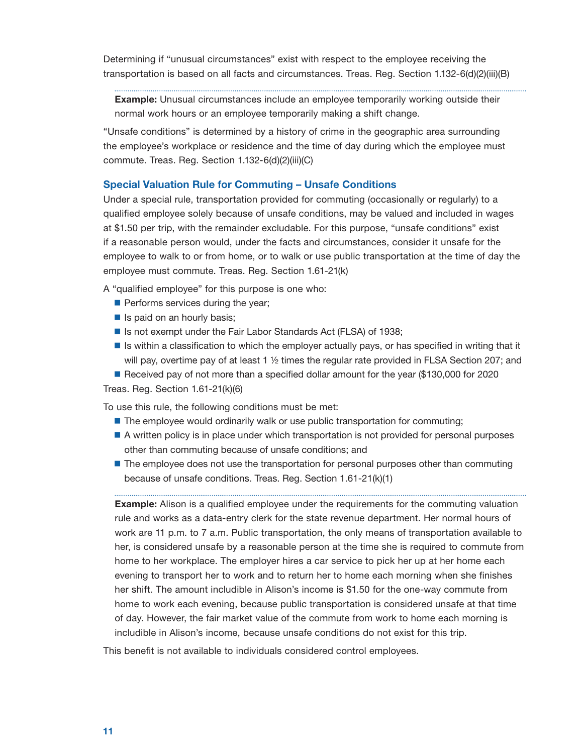Determining if "unusual circumstances" exist with respect to the employee receiving the transportation is based on all facts and circumstances. Treas. Reg. Section 1.132-6(d)(2)(iii)(B)

**Example:** Unusual circumstances include an employee temporarily working outside their normal work hours or an employee temporarily making a shift change.

"Unsafe conditions" is determined by a history of crime in the geographic area surrounding the employee's workplace or residence and the time of day during which the employee must commute. Treas. Reg. Section 1.132-6(d)(2)(iii)(C)

### Special Valuation Rule for Commuting – Unsafe Conditions

Under a special rule, transportation provided for commuting (occasionally or regularly) to a qualified employee solely because of unsafe conditions, may be valued and included in wages at $1.50 per trip, with the remainder excludable. For this purpose, "unsafe conditions" exist if a reasonable person would, under the facts and circumstances, consider it unsafe for the employee to walk to or from home, or to walk or use public transportation at the time of day the employee must commute. Treas. Reg. Section 1.61-21(k)

A "qualified employee" for this purpose is one who:

- Performs services during the year;
- Is paid on an hourly basis;
- Is not exempt under the Fair Labor Standards Act (FLSA) of 1938;
- Is within a classification to which the employer actually pays, or has specified in writing that it will pay, overtime pay of at least 1 ½ times the regular rate provided in FLSA Section 207; and
- Received pay of not more than a specified dollar amount for the year ($130,000 for 2020

Treas. Reg. Section 1.61-21(k)(6)

To use this rule, the following conditions must be met:

- The employee would ordinarily walk or use public transportation for commuting;
- A written policy is in place under which transportation is not provided for personal purposes other than commuting because of unsafe conditions; and
- The employee does not use the transportation for personal purposes other than commuting because of unsafe conditions. Treas. Reg. Section 1.61-21(k)(1)

**Example:** Alison is a qualified employee under the requirements for the commuting valuation rule and works as a data-entry clerk for the state revenue department. Her normal hours of work are 11 p.m. to 7 a.m. Public transportation, the only means of transportation available to her, is considered unsafe by a reasonable person at the time she is required to commute from home to her workplace. The employer hires a car service to pick her up at her home each evening to transport her to work and to return her to home each morning when she finishes her shift. The amount includible in Alison's income is $1.50 for the one-way commute from home to work each evening, because public transportation is considered unsafe at that time of day. However, the fair market value of the commute from work to home each morning is includible in Alison's income, because unsafe conditions do not exist for this trip.

This benefit is not available to individuals considered control employees.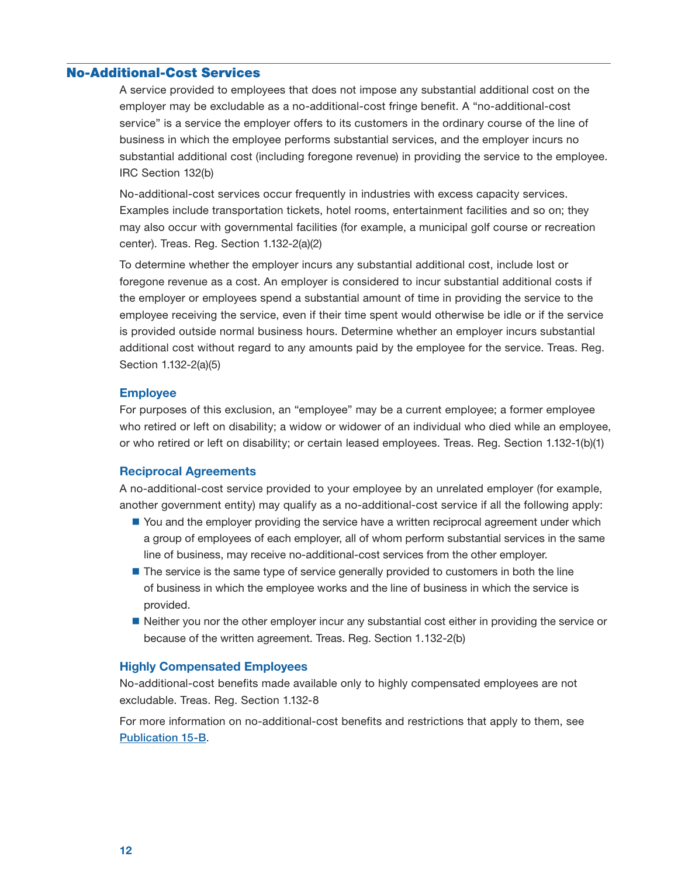## No-Additional-Cost Services

A service provided to employees that does not impose any substantial additional cost on the employer may be excludable as a no-additional-cost fringe benefit. A "no-additional-cost service" is a service the employer offers to its customers in the ordinary course of the line of business in which the employee performs substantial services, and the employer incurs no substantial additional cost (including foregone revenue) in providing the service to the employee. IRC Section 132(b)

No-additional-cost services occur frequently in industries with excess capacity services. Examples include transportation tickets, hotel rooms, entertainment facilities and so on; they may also occur with governmental facilities (for example, a municipal golf course or recreation center). Treas. Reg. Section 1.132-2(a)(2)

To determine whether the employer incurs any substantial additional cost, include lost or foregone revenue as a cost. An employer is considered to incur substantial additional costs if the employer or employees spend a substantial amount of time in providing the service to the employee receiving the service, even if their time spent would otherwise be idle or if the service is provided outside normal business hours. Determine whether an employer incurs substantial additional cost without regard to any amounts paid by the employee for the service. Treas. Reg. Section 1.132-2(a)(5)

### Employee

For purposes of this exclusion, an "employee" may be a current employee; a former employee who retired or left on disability; a widow or widower of an individual who died while an employee, or who retired or left on disability; or certain leased employees. Treas. Reg. Section 1.132-1(b)(1)

### Reciprocal Agreements

A no-additional-cost service provided to your employee by an unrelated employer (for example, another government entity) may qualify as a no-additional-cost service if all the following apply:

- You and the employer providing the service have a written reciprocal agreement under which a group of employees of each employer, all of whom perform substantial services in the same line of business, may receive no-additional-cost services from the other employer.
- The service is the same type of service generally provided to customers in both the line of business in which the employee works and the line of business in which the service is provided.
- Neither you nor the other employer incur any substantial cost either in providing the service or because of the written agreement. Treas. Reg. Section 1.132-2(b)

### Highly Compensated Employees

No-additional-cost benefits made available only to highly compensated employees are not excludable. Treas. Reg. Section 1.132-8

For more information on no-additional-cost benefits and restrictions that apply to them, see Publication 15-B.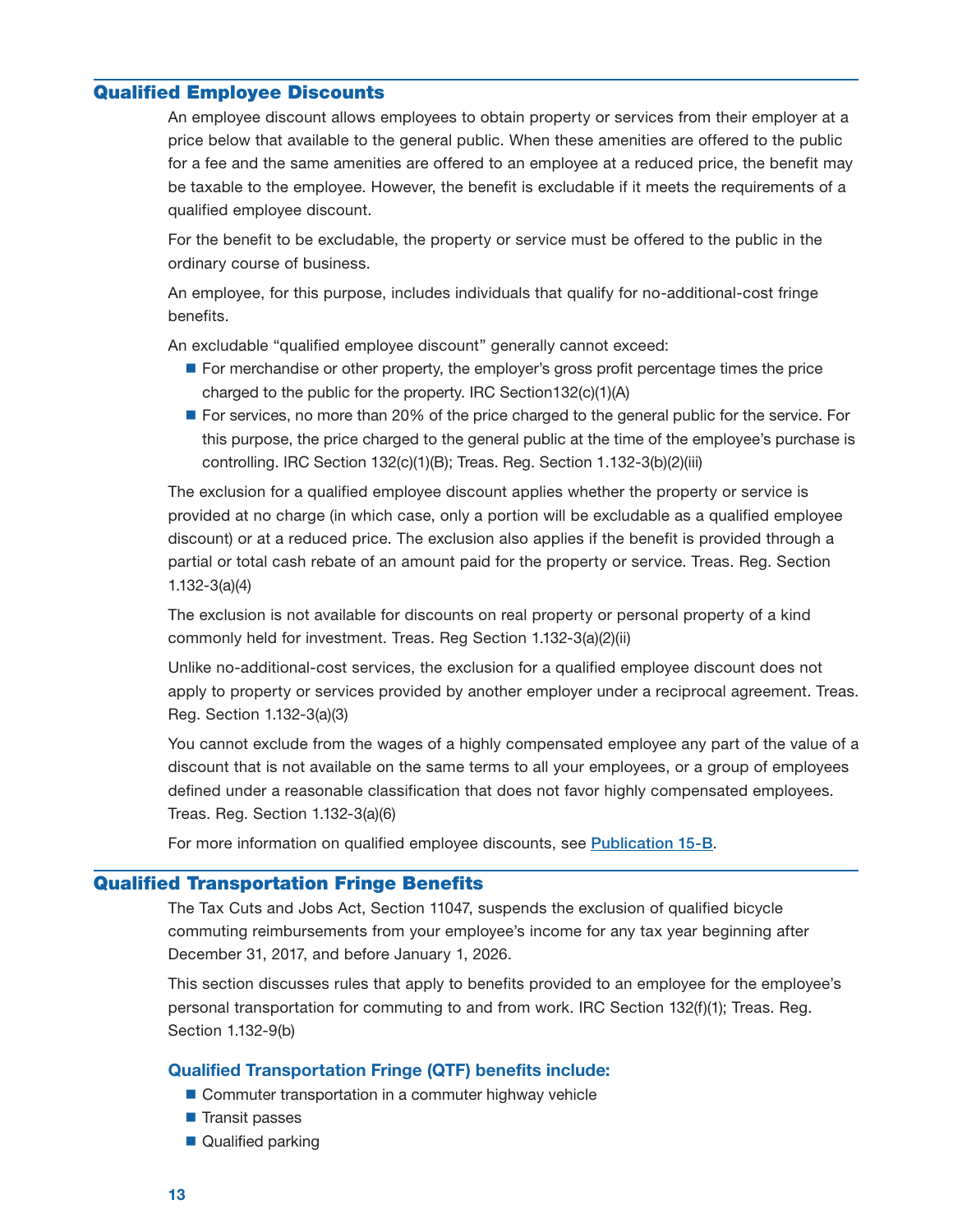## Qualified Employee Discounts

An employee discount allows employees to obtain property or services from their employer at a price below that available to the general public. When these amenities are offered to the public for a fee and the same amenities are offered to an employee at a reduced price, the benefit may be taxable to the employee. However, the benefit is excludable if it meets the requirements of a qualified employee discount.

For the benefit to be excludable, the property or service must be offered to the public in the ordinary course of business.

An employee, for this purpose, includes individuals that qualify for no-additional-cost fringe benefits.

An excludable "qualified employee discount" generally cannot exceed:

- For merchandise or other property, the employer's gross profit percentage times the price charged to the public for the property. IRC Section132(c)(1)(A)
- For services, no more than 20% of the price charged to the general public for the service. For this purpose, the price charged to the general public at the time of the employee's purchase is controlling. IRC Section 132(c)(1)(B); Treas. Reg. Section 1.132-3(b)(2)(iii)

The exclusion for a qualified employee discount applies whether the property or service is provided at no charge (in which case, only a portion will be excludable as a qualified employee discount) or at a reduced price. The exclusion also applies if the benefit is provided through a partial or total cash rebate of an amount paid for the property or service. Treas. Reg. Section 1.132-3(a)(4)

The exclusion is not available for discounts on real property or personal property of a kind commonly held for investment. Treas. Reg Section 1.132-3(a)(2)(ii)

Unlike no-additional-cost services, the exclusion for a qualified employee discount does not apply to property or services provided by another employer under a reciprocal agreement. Treas. Reg. Section 1.132-3(a)(3)

You cannot exclude from the wages of a highly compensated employee any part of the value of a discount that is not available on the same terms to all your employees, or a group of employees defined under a reasonable classification that does not favor highly compensated employees. Treas. Reg. Section 1.132-3(a)(6)

For more information on qualified employee discounts, see Publication 15-B.

## Qualified Transportation Fringe Benefits

The Tax Cuts and Jobs Act, Section 11047, suspends the exclusion of qualified bicycle commuting reimbursements from your employee's income for any tax year beginning after December 31, 2017, and before January 1, 2026.

This section discusses rules that apply to benefits provided to an employee for the employee's personal transportation for commuting to and from work. IRC Section 132(f)(1); Treas. Reg. Section 1.132-9(b)

### Qualified Transportation Fringe (QTF) benefits include:

- Commuter transportation in a commuter highway vehicle
- Transit passes
- Qualified parking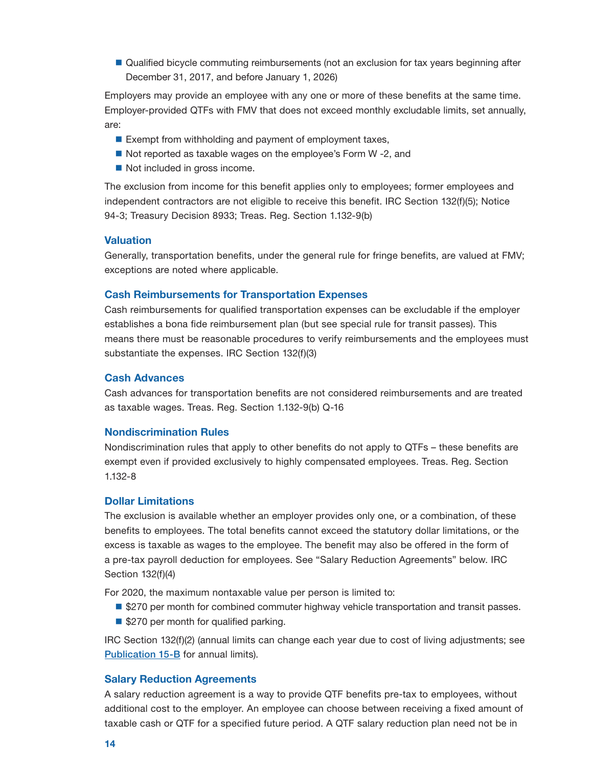- Qualified bicycle commuting reimbursements (not an exclusion for tax years beginning after December 31, 2017, and before January 1, 2026)

Employers may provide an employee with any one or more of these benefits at the same time. Employer-provided QTFs with FMV that does not exceed monthly excludable limits, set annually, are:

- Exempt from withholding and payment of employment taxes,
- Not reported as taxable wages on the employee's Form W -2, and
- Not included in gross income.

The exclusion from income for this benefit applies only to employees; former employees and independent contractors are not eligible to receive this benefit. IRC Section 132(f)(5); Notice 94-3; Treasury Decision 8933; Treas. Reg. Section 1.132-9(b)

### Valuation

Generally, transportation benefits, under the general rule for fringe benefits, are valued at FMV; exceptions are noted where applicable.

### Cash Reimbursements for Transportation Expenses

Cash reimbursements for qualified transportation expenses can be excludable if the employer establishes a bona fide reimbursement plan (but see special rule for transit passes). This means there must be reasonable procedures to verify reimbursements and the employees must substantiate the expenses. IRC Section 132(f)(3)

### Cash Advances

Cash advances for transportation benefits are not considered reimbursements and are treated as taxable wages. Treas. Reg. Section 1.132-9(b) Q-16

### Nondiscrimination Rules

Nondiscrimination rules that apply to other benefits do not apply to QTFs – these benefits are exempt even if provided exclusively to highly compensated employees. Treas. Reg. Section 1.132-8

### Dollar Limitations

The exclusion is available whether an employer provides only one, or a combination, of these benefits to employees. The total benefits cannot exceed the statutory dollar limitations, or the excess is taxable as wages to the employee. The benefit may also be offered in the form of a pre-tax payroll deduction for employees. See "Salary Reduction Agreements" below. IRC Section 132(f)(4)

For 2020, the maximum nontaxable value per person is limited to:

- $270 per month for combined commuter highway vehicle transportation and transit passes.
- $270 per month for qualified parking.

IRC Section 132(f)(2) (annual limits can change each year due to cost of living adjustments; see [Publication 15-B](Publication 15-B) for annual limits).

### Salary Reduction Agreements

A salary reduction agreement is a way to provide QTF benefits pre-tax to employees, without additional cost to the employer. An employee can choose between receiving a fixed amount of taxable cash or QTF for a specified future period. A QTF salary reduction plan need not be in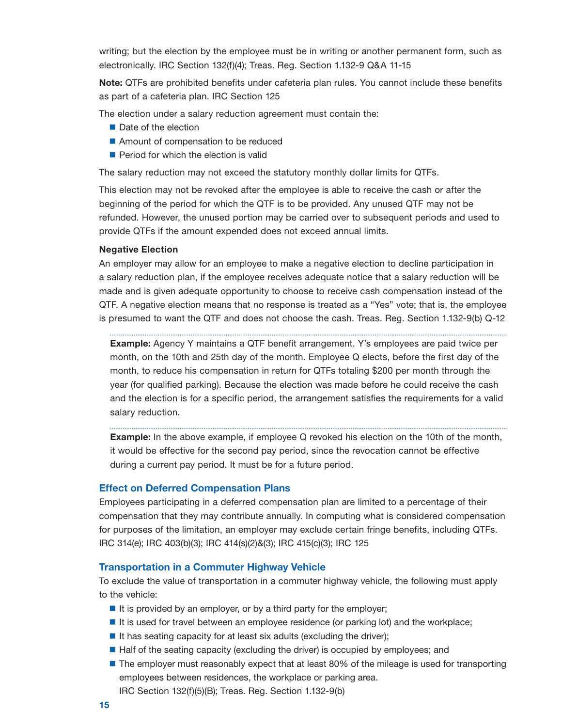writing; but the election by the employee must be in writing or another permanent form, such as electronically. IRC Section 132(f)(4); Treas. Reg. Section 1.132-9 Q&A 11-15

**Note:** QTFs are prohibited benefits under cafeteria plan rules. You cannot include these benefits as part of a cafeteria plan. IRC Section 125

The election under a salary reduction agreement must contain the:

- Date of the election
- Amount of compensation to be reduced
- Period for which the election is valid

The salary reduction may not exceed the statutory monthly dollar limits for QTFs.

This election may not be revoked after the employee is able to receive the cash or after the beginning of the period for which the QTF is to be provided. Any unused QTF may not be refunded. However, the unused portion may be carried over to subsequent periods and used to provide QTFs if the amount expended does not exceed annual limits.

**Negative Election**

An employer may allow for an employee to make a negative election to decline participation in a salary reduction plan, if the employee receives adequate notice that a salary reduction will be made and is given adequate opportunity to choose to receive cash compensation instead of the QTF. A negative election means that no response is treated as a "Yes" vote; that is, the employee is presumed to want the QTF and does not choose the cash. Treas. Reg. Section 1.132-9(b) Q-12

**Example:** Agency Y maintains a QTF benefit arrangement. Y's employees are paid twice per month, on the 10th and 25th day of the month. Employee Q elects, before the first day of the month, to reduce his compensation in return for QTFs totaling $200 per month through the year (for qualified parking). Because the election was made before he could receive the cash and the election is for a specific period, the arrangement satisfies the requirements for a valid salary reduction.

**Example:** In the above example, if employee Q revoked his election on the 10th of the month, it would be effective for the second pay period, since the revocation cannot be effective during a current pay period. It must be for a future period.

### Effect on Deferred Compensation Plans

Employees participating in a deferred compensation plan are limited to a percentage of their compensation that they may contribute annually. In computing what is considered compensation for purposes of the limitation, an employer may exclude certain fringe benefits, including QTFs. IRC 314(e); IRC 403(b)(3); IRC 414(s)(2)&(3); IRC 415(c)(3); IRC 125

### Transportation in a Commuter Highway Vehicle

To exclude the value of transportation in a commuter highway vehicle, the following must apply to the vehicle:

- It is provided by an employer, or by a third party for the employer;
- It is used for travel between an employee residence (or parking lot) and the workplace;
- It has seating capacity for at least six adults (excluding the driver);
- Half of the seating capacity (excluding the driver) is occupied by employees; and
- The employer must reasonably expect that at least 80% of the mileage is used for transporting employees between residences, the workplace or parking area.
  IRC Section 132(f)(5)(B); Treas. Reg. Section 1.132-9(b)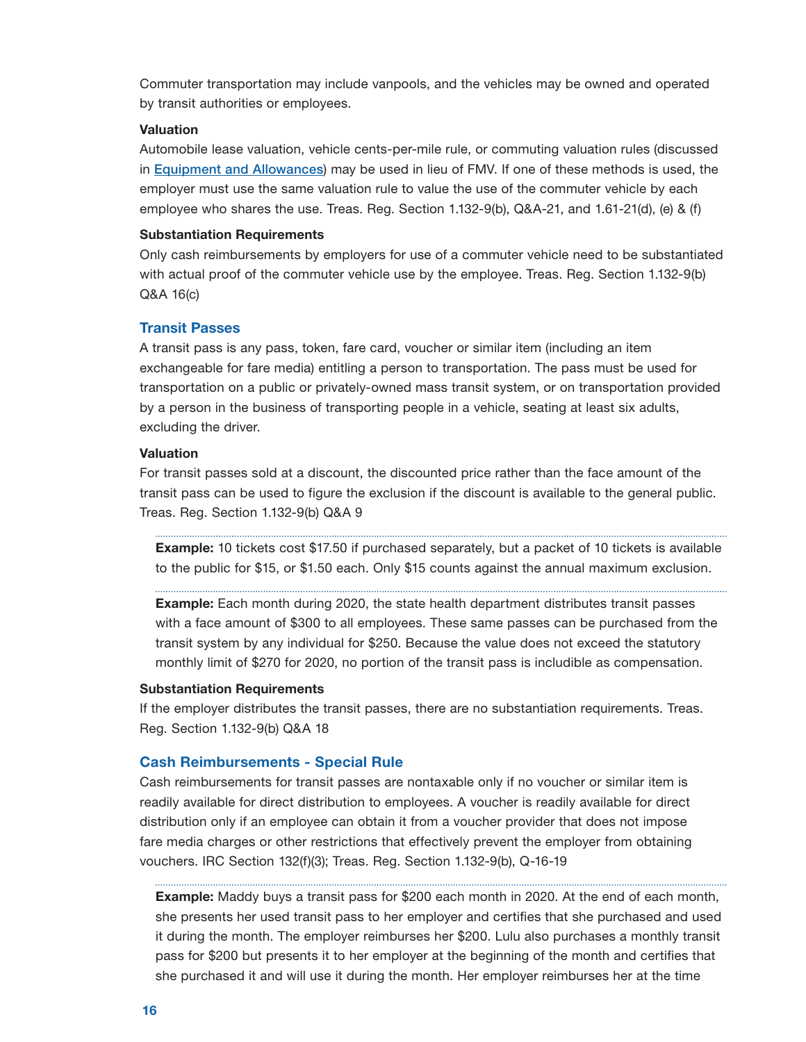Commuter transportation may include vanpools, and the vehicles may be owned and operated by transit authorities or employees.

#### Valuation

Automobile lease valuation, vehicle cents-per-mile rule, or commuting valuation rules (discussed in [Equipment and Allowances]) may be used in lieu of FMV. If one of these methods is used, the employer must use the same valuation rule to value the use of the commuter vehicle by each employee who shares the use. Treas. Reg. Section 1.132-9(b), Q&A-21, and 1.61-21(d), (e) & (f)

#### Substantiation Requirements

Only cash reimbursements by employers for use of a commuter vehicle need to be substantiated with actual proof of the commuter vehicle use by the employee. Treas. Reg. Section 1.132-9(b) Q&A 16(c)

### Transit Passes

A transit pass is any pass, token, fare card, voucher or similar item (including an item exchangeable for fare media) entitling a person to transportation. The pass must be used for transportation on a public or privately-owned mass transit system, or on transportation provided by a person in the business of transporting people in a vehicle, seating at least six adults, excluding the driver.

#### Valuation

For transit passes sold at a discount, the discounted price rather than the face amount of the transit pass can be used to figure the exclusion if the discount is available to the general public. Treas. Reg. Section 1.132-9(b) Q&A 9

**Example:** 10 tickets cost $17.50 if purchased separately, but a packet of 10 tickets is available to the public for $15, or $1.50 each. Only $15 counts against the annual maximum exclusion.

**Example:** Each month during 2020, the state health department distributes transit passes with a face amount of $300 to all employees. These same passes can be purchased from the transit system by any individual for $250. Because the value does not exceed the statutory monthly limit of $270 for 2020, no portion of the transit pass is includible as compensation.

#### Substantiation Requirements

If the employer distributes the transit passes, there are no substantiation requirements. Treas. Reg. Section 1.132-9(b) Q&A 18

### Cash Reimbursements - Special Rule

Cash reimbursements for transit passes are nontaxable only if no voucher or similar item is readily available for direct distribution to employees. A voucher is readily available for direct distribution only if an employee can obtain it from a voucher provider that does not impose fare media charges or other restrictions that effectively prevent the employer from obtaining vouchers. IRC Section 132(f)(3); Treas. Reg. Section 1.132-9(b), Q-16-19

**Example:** Maddy buys a transit pass for $200 each month in 2020. At the end of each month, she presents her used transit pass to her employer and certifies that she purchased and used it during the month. The employer reimburses her $200. Lulu also purchases a monthly transit pass for $200 but presents it to her employer at the beginning of the month and certifies that she purchased it and will use it during the month. Her employer reimburses her at the time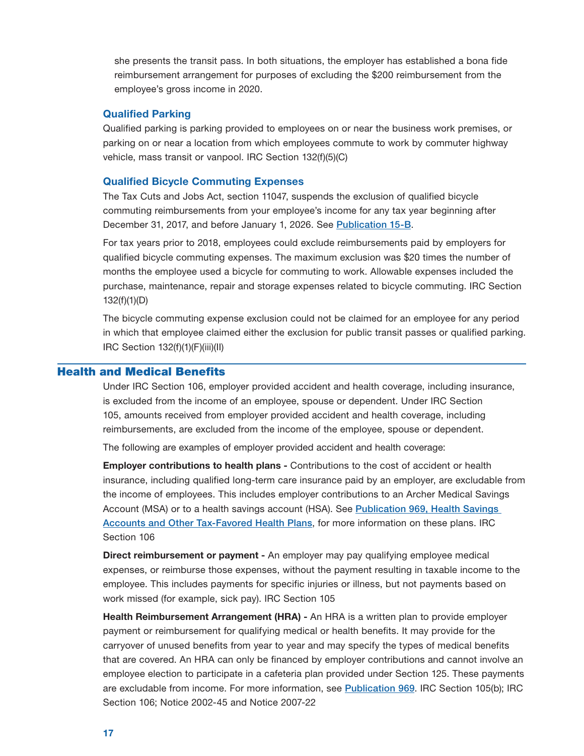she presents the transit pass. In both situations, the employer has established a bona fide reimbursement arrangement for purposes of excluding the $200 reimbursement from the employee's gross income in 2020.

### Qualified Parking

Qualified parking is parking provided to employees on or near the business work premises, or parking on or near a location from which employees commute to work by commuter highway vehicle, mass transit or vanpool. IRC Section 132(f)(5)(C)

### Qualified Bicycle Commuting Expenses

The Tax Cuts and Jobs Act, section 11047, suspends the exclusion of qualified bicycle commuting reimbursements from your employee's income for any tax year beginning after December 31, 2017, and before January 1, 2026. See Publication 15-B.

For tax years prior to 2018, employees could exclude reimbursements paid by employers for qualified bicycle commuting expenses. The maximum exclusion was $20 times the number of months the employee used a bicycle for commuting to work. Allowable expenses included the purchase, maintenance, repair and storage expenses related to bicycle commuting. IRC Section 132(f)(1)(D)

The bicycle commuting expense exclusion could not be claimed for an employee for any period in which that employee claimed either the exclusion for public transit passes or qualified parking. IRC Section 132(f)(1)(F)(iii)(II)

## Health and Medical Benefits

Under IRC Section 106, employer provided accident and health coverage, including insurance, is excluded from the income of an employee, spouse or dependent. Under IRC Section 105, amounts received from employer provided accident and health coverage, including reimbursements, are excluded from the income of the employee, spouse or dependent.

The following are examples of employer provided accident and health coverage:

**Employer contributions to health plans -** Contributions to the cost of accident or health insurance, including qualified long-term care insurance paid by an employer, are excludable from the income of employees. This includes employer contributions to an Archer Medical Savings Account (MSA) or to a health savings account (HSA). See Publication 969, Health Savings Accounts and Other Tax-Favored Health Plans, for more information on these plans. IRC Section 106

**Direct reimbursement or payment -** An employer may pay qualifying employee medical expenses, or reimburse those expenses, without the payment resulting in taxable income to the employee. This includes payments for specific injuries or illness, but not payments based on work missed (for example, sick pay). IRC Section 105

**Health Reimbursement Arrangement (HRA) -** An HRA is a written plan to provide employer payment or reimbursement for qualifying medical or health benefits. It may provide for the carryover of unused benefits from year to year and may specify the types of medical benefits that are covered. An HRA can only be financed by employer contributions and cannot involve an employee election to participate in a cafeteria plan provided under Section 125. These payments are excludable from income. For more information, see Publication 969. IRC Section 105(b); IRC Section 106; Notice 2002-45 and Notice 2007-22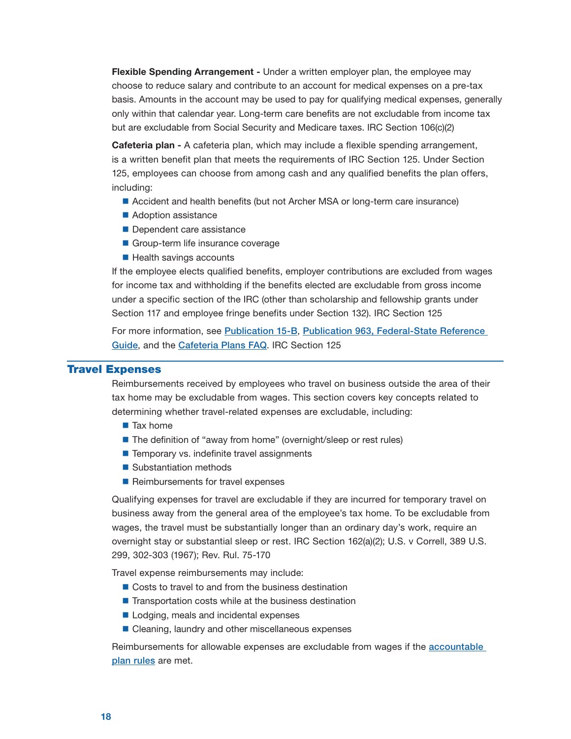**Flexible Spending Arrangement -** Under a written employer plan, the employee may choose to reduce salary and contribute to an account for medical expenses on a pre-tax basis. Amounts in the account may be used to pay for qualifying medical expenses, generally only within that calendar year. Long-term care benefits are not excludable from income tax but are excludable from Social Security and Medicare taxes. IRC Section 106(c)(2)

**Cafeteria plan -** A cafeteria plan, which may include a flexible spending arrangement, is a written benefit plan that meets the requirements of IRC Section 125. Under Section 125, employees can choose from among cash and any qualified benefits the plan offers, including:

- Accident and health benefits (but not Archer MSA or long-term care insurance)
- Adoption assistance
- Dependent care assistance
- Group-term life insurance coverage
- Health savings accounts

If the employee elects qualified benefits, employer contributions are excluded from wages for income tax and withholding if the benefits elected are excludable from gross income under a specific section of the IRC (other than scholarship and fellowship grants under Section 117 and employee fringe benefits under Section 132). IRC Section 125

For more information, see Publication 15-B, Publication 963, Federal-State Reference Guide, and the Cafeteria Plans FAQ. IRC Section 125

## Travel Expenses

Reimbursements received by employees who travel on business outside the area of their tax home may be excludable from wages. This section covers key concepts related to determining whether travel-related expenses are excludable, including:

- Tax home
- The definition of "away from home" (overnight/sleep or rest rules)
- Temporary vs. indefinite travel assignments
- Substantiation methods
- Reimbursements for travel expenses

Qualifying expenses for travel are excludable if they are incurred for temporary travel on business away from the general area of the employee's tax home. To be excludable from wages, the travel must be substantially longer than an ordinary day's work, require an overnight stay or substantial sleep or rest. IRC Section 162(a)(2); U.S. v Correll, 389 U.S. 299, 302-303 (1967); Rev. Rul. 75-170

Travel expense reimbursements may include:

- Costs to travel to and from the business destination
- Transportation costs while at the business destination
- Lodging, meals and incidental expenses
- Cleaning, laundry and other miscellaneous expenses

Reimbursements for allowable expenses are excludable from wages if the accountable plan rules are met.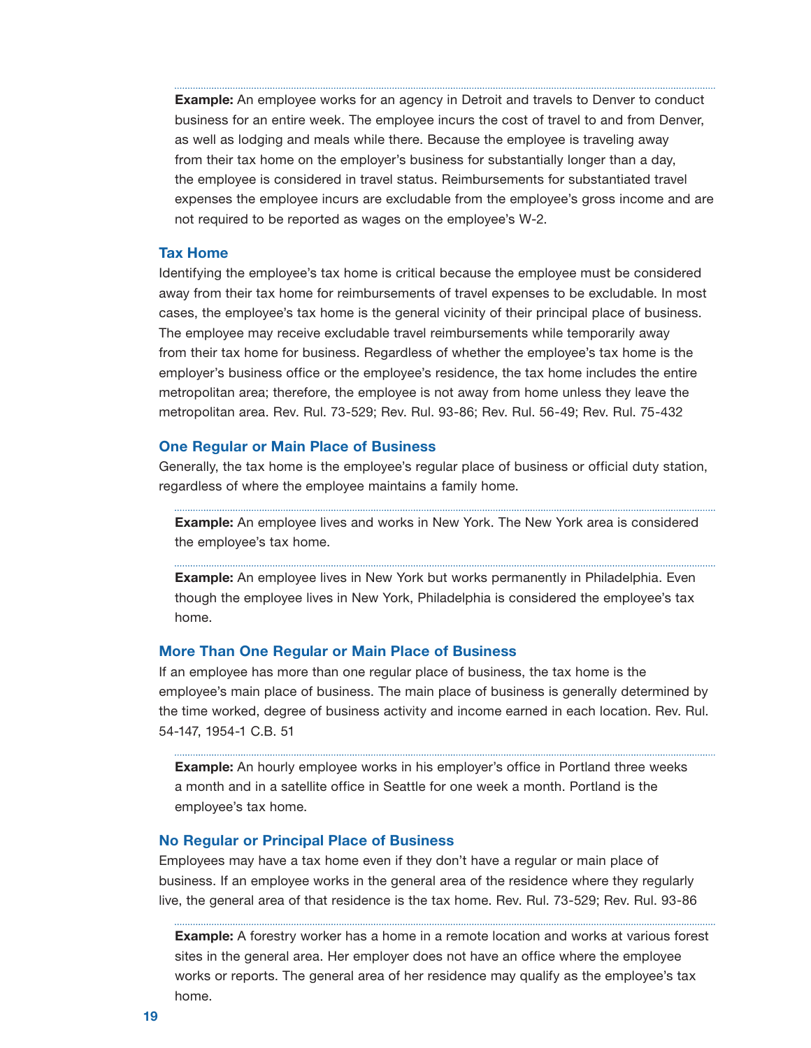**Example:** An employee works for an agency in Detroit and travels to Denver to conduct business for an entire week. The employee incurs the cost of travel to and from Denver, as well as lodging and meals while there. Because the employee is traveling away from their tax home on the employer's business for substantially longer than a day, the employee is considered in travel status. Reimbursements for substantiated travel expenses the employee incurs are excludable from the employee's gross income and are not required to be reported as wages on the employee's W-2.

### Tax Home

Identifying the employee's tax home is critical because the employee must be considered away from their tax home for reimbursements of travel expenses to be excludable. In most cases, the employee's tax home is the general vicinity of their principal place of business. The employee may receive excludable travel reimbursements while temporarily away from their tax home for business. Regardless of whether the employee's tax home is the employer's business office or the employee's residence, the tax home includes the entire metropolitan area; therefore, the employee is not away from home unless they leave the metropolitan area. Rev. Rul. 73-529; Rev. Rul. 93-86; Rev. Rul. 56-49; Rev. Rul. 75-432

### One Regular or Main Place of Business

Generally, the tax home is the employee's regular place of business or official duty station, regardless of where the employee maintains a family home.

**Example:** An employee lives and works in New York. The New York area is considered the employee's tax home.

**Example:** An employee lives in New York but works permanently in Philadelphia. Even though the employee lives in New York, Philadelphia is considered the employee's tax home.

### More Than One Regular or Main Place of Business

If an employee has more than one regular place of business, the tax home is the employee's main place of business. The main place of business is generally determined by the time worked, degree of business activity and income earned in each location. Rev. Rul. 54-147, 1954-1 C.B. 51

**Example:** An hourly employee works in his employer's office in Portland three weeks a month and in a satellite office in Seattle for one week a month. Portland is the employee's tax home.

### No Regular or Principal Place of Business

Employees may have a tax home even if they don't have a regular or main place of business. If an employee works in the general area of the residence where they regularly live, the general area of that residence is the tax home. Rev. Rul. 73-529; Rev. Rul. 93-86

**Example:** A forestry worker has a home in a remote location and works at various forest sites in the general area. Her employer does not have an office where the employee works or reports. The general area of her residence may qualify as the employee's tax home.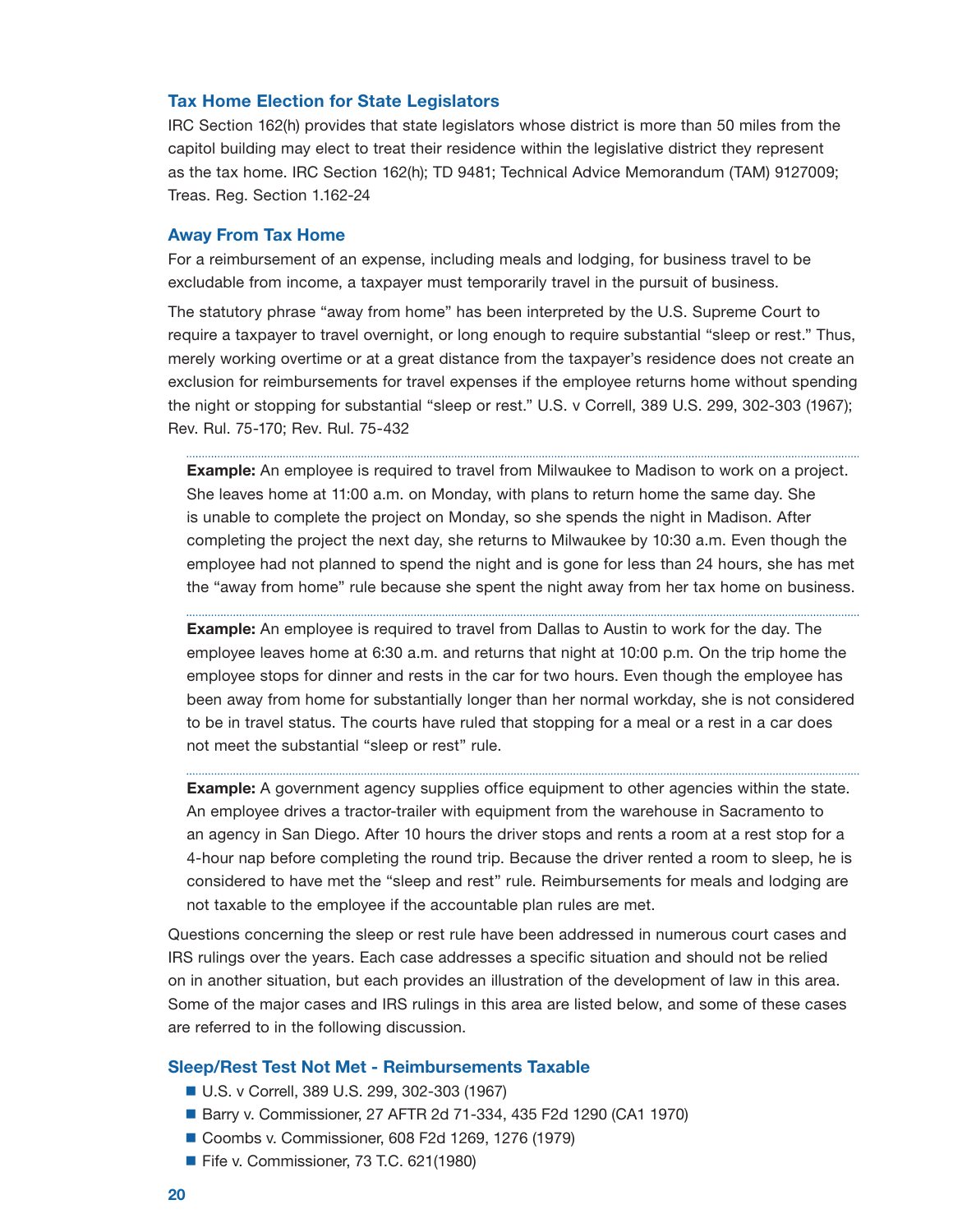### Tax Home Election for State Legislators

IRC Section 162(h) provides that state legislators whose district is more than 50 miles from the capitol building may elect to treat their residence within the legislative district they represent as the tax home. IRC Section 162(h); TD 9481; Technical Advice Memorandum (TAM) 9127009; Treas. Reg. Section 1.162-24

### Away From Tax Home

For a reimbursement of an expense, including meals and lodging, for business travel to be excludable from income, a taxpayer must temporarily travel in the pursuit of business.

The statutory phrase "away from home" has been interpreted by the U.S. Supreme Court to require a taxpayer to travel overnight, or long enough to require substantial "sleep or rest." Thus, merely working overtime or at a great distance from the taxpayer's residence does not create an exclusion for reimbursements for travel expenses if the employee returns home without spending the night or stopping for substantial "sleep or rest." U.S. v Correll, 389 U.S. 299, 302-303 (1967); Rev. Rul. 75-170; Rev. Rul. 75-432

---

**Example:** An employee is required to travel from Milwaukee to Madison to work on a project. She leaves home at 11:00 a.m. on Monday, with plans to return home the same day. She is unable to complete the project on Monday, so she spends the night in Madison. After completing the project the next day, she returns to Milwaukee by 10:30 a.m. Even though the employee had not planned to spend the night and is gone for less than 24 hours, she has met the "away from home" rule because she spent the night away from her tax home on business.

---

**Example:** An employee is required to travel from Dallas to Austin to work for the day. The employee leaves home at 6:30 a.m. and returns that night at 10:00 p.m. On the trip home the employee stops for dinner and rests in the car for two hours. Even though the employee has been away from home for substantially longer than her normal workday, she is not considered to be in travel status. The courts have ruled that stopping for a meal or a rest in a car does not meet the substantial "sleep or rest" rule.

---

**Example:** A government agency supplies office equipment to other agencies within the state. An employee drives a tractor-trailer with equipment from the warehouse in Sacramento to an agency in San Diego. After 10 hours the driver stops and rents a room at a rest stop for a 4-hour nap before completing the round trip. Because the driver rented a room to sleep, he is considered to have met the "sleep and rest" rule. Reimbursements for meals and lodging are not taxable to the employee if the accountable plan rules are met.

Questions concerning the sleep or rest rule have been addressed in numerous court cases and IRS rulings over the years. Each case addresses a specific situation and should not be relied on in another situation, but each provides an illustration of the development of law in this area. Some of the major cases and IRS rulings in this area are listed below, and some of these cases are referred to in the following discussion.

### Sleep/Rest Test Not Met - Reimbursements Taxable

- U.S. v Correll, 389 U.S. 299, 302-303 (1967)
- Barry v. Commissioner, 27 AFTR 2d 71-334, 435 F2d 1290 (CA1 1970)
- Coombs v. Commissioner, 608 F2d 1269, 1276 (1979)
- Fife v. Commissioner, 73 T.C. 621(1980)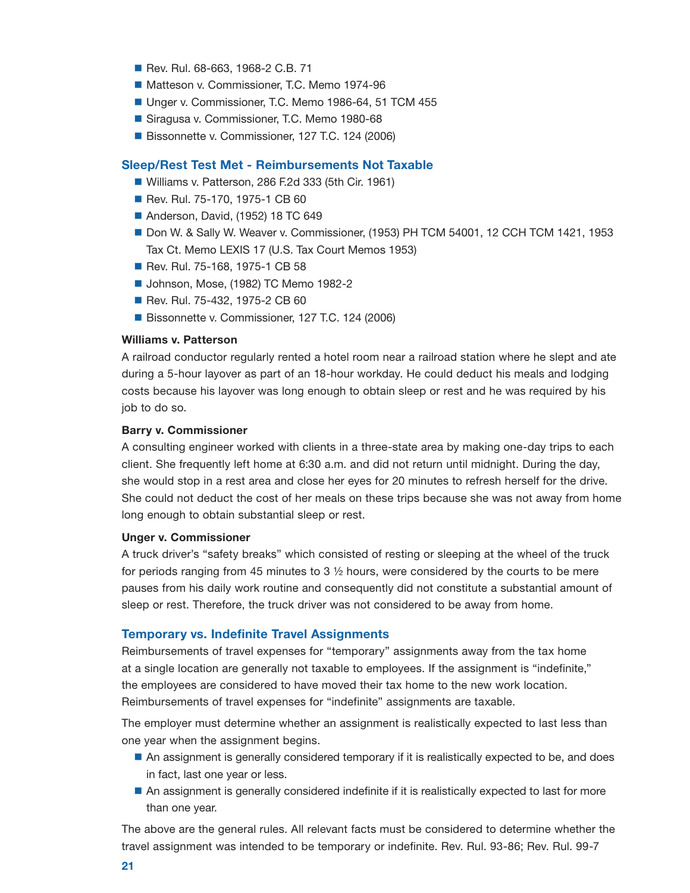- Rev. Rul. 68-663, 1968-2 C.B. 71
- Matteson v. Commissioner, T.C. Memo 1974-96
- Unger v. Commissioner, T.C. Memo 1986-64, 51 TCM 455
- Siragusa v. Commissioner, T.C. Memo 1980-68
- Bissonnette v. Commissioner, 127 T.C. 124 (2006)

### Sleep/Rest Test Met - Reimbursements Not Taxable

- Williams v. Patterson, 286 F.2d 333 (5th Cir. 1961)
- Rev. Rul. 75-170, 1975-1 CB 60
- Anderson, David, (1952) 18 TC 649
- Don W. & Sally W. Weaver v. Commissioner, (1953) PH TCM 54001, 12 CCH TCM 1421, 1953 Tax Ct. Memo LEXIS 17 (U.S. Tax Court Memos 1953)
- Rev. Rul. 75-168, 1975-1 CB 58
- Johnson, Mose, (1982) TC Memo 1982-2
- Rev. Rul. 75-432, 1975-2 CB 60
- Bissonnette v. Commissioner, 127 T.C. 124 (2006)

**Williams v. Patterson**

A railroad conductor regularly rented a hotel room near a railroad station where he slept and ate during a 5-hour layover as part of an 18-hour workday. He could deduct his meals and lodging costs because his layover was long enough to obtain sleep or rest and he was required by his job to do so.

**Barry v. Commissioner**

A consulting engineer worked with clients in a three-state area by making one-day trips to each client. She frequently left home at 6:30 a.m. and did not return until midnight. During the day, she would stop in a rest area and close her eyes for 20 minutes to refresh herself for the drive. She could not deduct the cost of her meals on these trips because she was not away from home long enough to obtain substantial sleep or rest.

**Unger v. Commissioner**

A truck driver's "safety breaks" which consisted of resting or sleeping at the wheel of the truck for periods ranging from 45 minutes to 3 ½ hours, were considered by the courts to be mere pauses from his daily work routine and consequently did not constitute a substantial amount of sleep or rest. Therefore, the truck driver was not considered to be away from home.

### Temporary vs. Indefinite Travel Assignments

Reimbursements of travel expenses for "temporary" assignments away from the tax home at a single location are generally not taxable to employees. If the assignment is "indefinite," the employees are considered to have moved their tax home to the new work location. Reimbursements of travel expenses for "indefinite" assignments are taxable.

The employer must determine whether an assignment is realistically expected to last less than one year when the assignment begins.

- An assignment is generally considered temporary if it is realistically expected to be, and does in fact, last one year or less.
- An assignment is generally considered indefinite if it is realistically expected to last for more than one year.

The above are the general rules. All relevant facts must be considered to determine whether the travel assignment was intended to be temporary or indefinite. Rev. Rul. 93-86; Rev. Rul. 99-7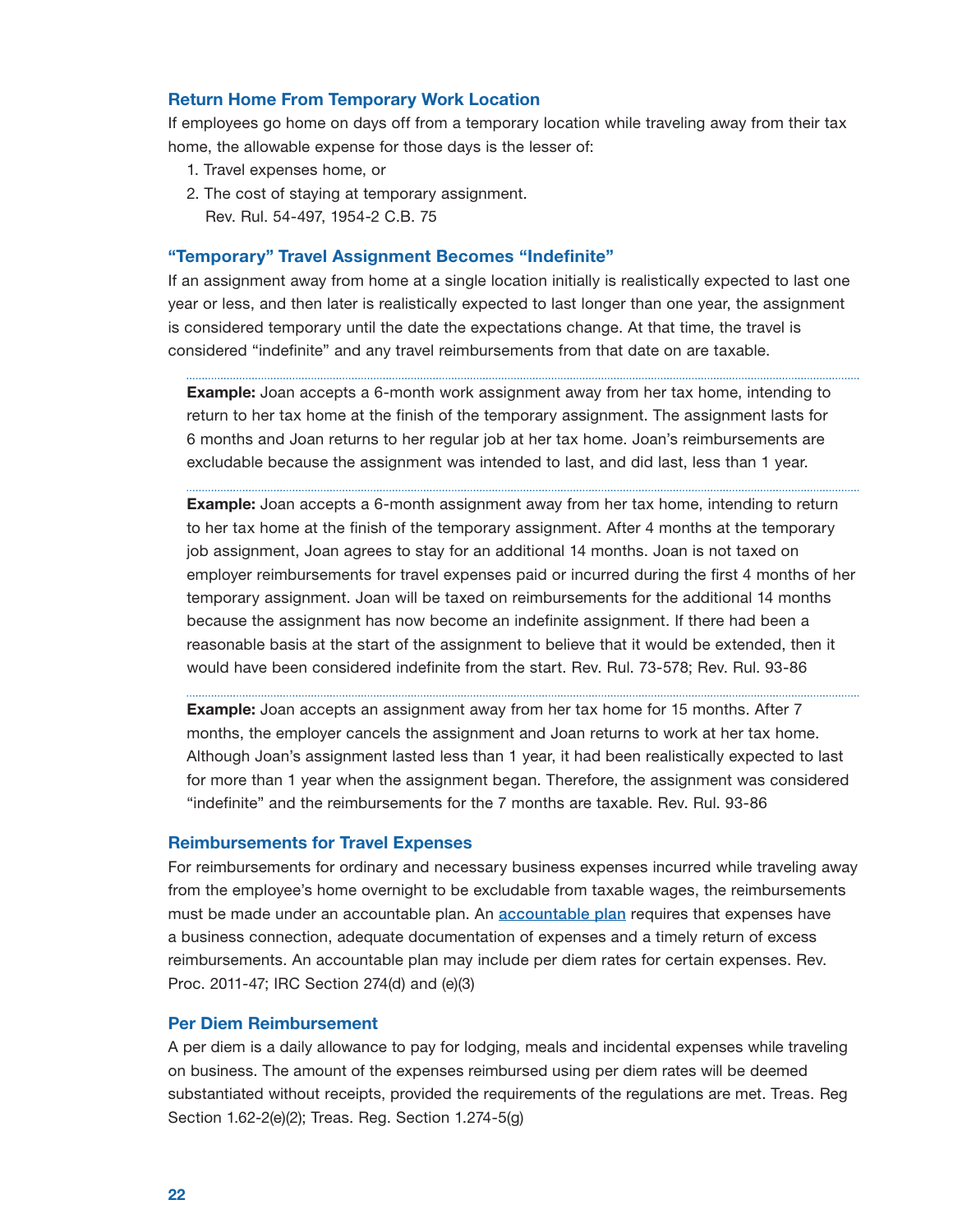### Return Home From Temporary Work Location

If employees go home on days off from a temporary location while traveling away from their tax home, the allowable expense for those days is the lesser of:

1. Travel expenses home, or
2. The cost of staying at temporary assignment.
   Rev. Rul. 54-497, 1954-2 C.B. 75

### "Temporary" Travel Assignment Becomes "Indefinite"

If an assignment away from home at a single location initially is realistically expected to last one year or less, and then later is realistically expected to last longer than one year, the assignment is considered temporary until the date the expectations change. At that time, the travel is considered "indefinite" and any travel reimbursements from that date on are taxable.

**Example:** Joan accepts a 6-month work assignment away from her tax home, intending to return to her tax home at the finish of the temporary assignment. The assignment lasts for 6 months and Joan returns to her regular job at her tax home. Joan's reimbursements are excludable because the assignment was intended to last, and did last, less than 1 year.

**Example:** Joan accepts a 6-month assignment away from her tax home, intending to return to her tax home at the finish of the temporary assignment. After 4 months at the temporary job assignment, Joan agrees to stay for an additional 14 months. Joan is not taxed on employer reimbursements for travel expenses paid or incurred during the first 4 months of her temporary assignment. Joan will be taxed on reimbursements for the additional 14 months because the assignment has now become an indefinite assignment. If there had been a reasonable basis at the start of the assignment to believe that it would be extended, then it would have been considered indefinite from the start. Rev. Rul. 73-578; Rev. Rul. 93-86

**Example:** Joan accepts an assignment away from her tax home for 15 months. After 7 months, the employer cancels the assignment and Joan returns to work at her tax home. Although Joan's assignment lasted less than 1 year, it had been realistically expected to last for more than 1 year when the assignment began. Therefore, the assignment was considered "indefinite" and the reimbursements for the 7 months are taxable. Rev. Rul. 93-86

### Reimbursements for Travel Expenses

For reimbursements for ordinary and necessary business expenses incurred while traveling away from the employee's home overnight to be excludable from taxable wages, the reimbursements must be made under an accountable plan. An accountable plan requires that expenses have a business connection, adequate documentation of expenses and a timely return of excess reimbursements. An accountable plan may include per diem rates for certain expenses. Rev. Proc. 2011-47; IRC Section 274(d) and (e)(3)

### Per Diem Reimbursement

A per diem is a daily allowance to pay for lodging, meals and incidental expenses while traveling on business. The amount of the expenses reimbursed using per diem rates will be deemed substantiated without receipts, provided the requirements of the regulations are met. Treas. Reg Section 1.62-2(e)(2); Treas. Reg. Section 1.274-5(g)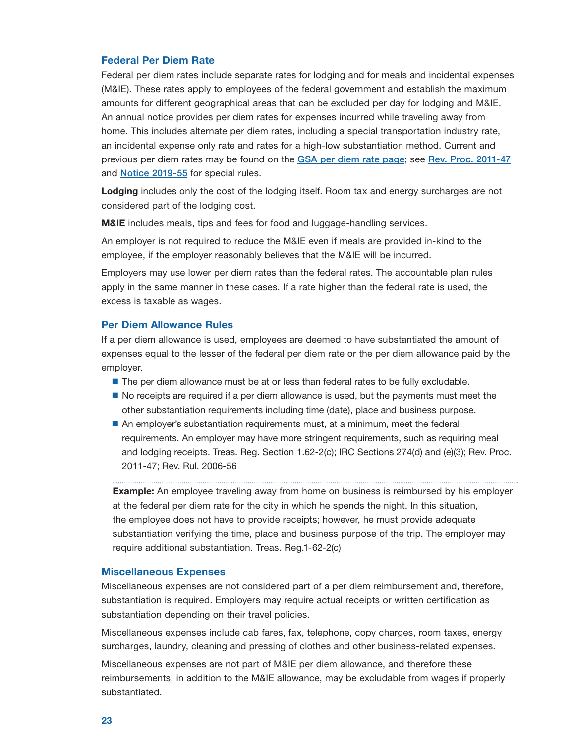### Federal Per Diem Rate

Federal per diem rates include separate rates for lodging and for meals and incidental expenses (M&IE). These rates apply to employees of the federal government and establish the maximum amounts for different geographical areas that can be excluded per day for lodging and M&IE. An annual notice provides per diem rates for expenses incurred while traveling away from home. This includes alternate per diem rates, including a special transportation industry rate, an incidental expense only rate and rates for a high-low substantiation method. Current and previous per diem rates may be found on the GSA per diem rate page; see Rev. Proc. 2011-47 and Notice 2019-55 for special rules.

**Lodging** includes only the cost of the lodging itself. Room tax and energy surcharges are not considered part of the lodging cost.

**M&IE** includes meals, tips and fees for food and luggage-handling services.

An employer is not required to reduce the M&IE even if meals are provided in-kind to the employee, if the employer reasonably believes that the M&IE will be incurred.

Employers may use lower per diem rates than the federal rates. The accountable plan rules apply in the same manner in these cases. If a rate higher than the federal rate is used, the excess is taxable as wages.

### Per Diem Allowance Rules

If a per diem allowance is used, employees are deemed to have substantiated the amount of expenses equal to the lesser of the federal per diem rate or the per diem allowance paid by the employer.

- The per diem allowance must be at or less than federal rates to be fully excludable.
- No receipts are required if a per diem allowance is used, but the payments must meet the other substantiation requirements including time (date), place and business purpose.
- An employer's substantiation requirements must, at a minimum, meet the federal requirements. An employer may have more stringent requirements, such as requiring meal and lodging receipts. Treas. Reg. Section 1.62-2(c); IRC Sections 274(d) and (e)(3); Rev. Proc. 2011-47; Rev. Rul. 2006-56

**Example:** An employee traveling away from home on business is reimbursed by his employer at the federal per diem rate for the city in which he spends the night. In this situation, the employee does not have to provide receipts; however, he must provide adequate substantiation verifying the time, place and business purpose of the trip. The employer may require additional substantiation. Treas. Reg.1-62-2(c)

### Miscellaneous Expenses

Miscellaneous expenses are not considered part of a per diem reimbursement and, therefore, substantiation is required. Employers may require actual receipts or written certification as substantiation depending on their travel policies.

Miscellaneous expenses include cab fares, fax, telephone, copy charges, room taxes, energy surcharges, laundry, cleaning and pressing of clothes and other business-related expenses.

Miscellaneous expenses are not part of M&IE per diem allowance, and therefore these reimbursements, in addition to the M&IE allowance, may be excludable from wages if properly substantiated.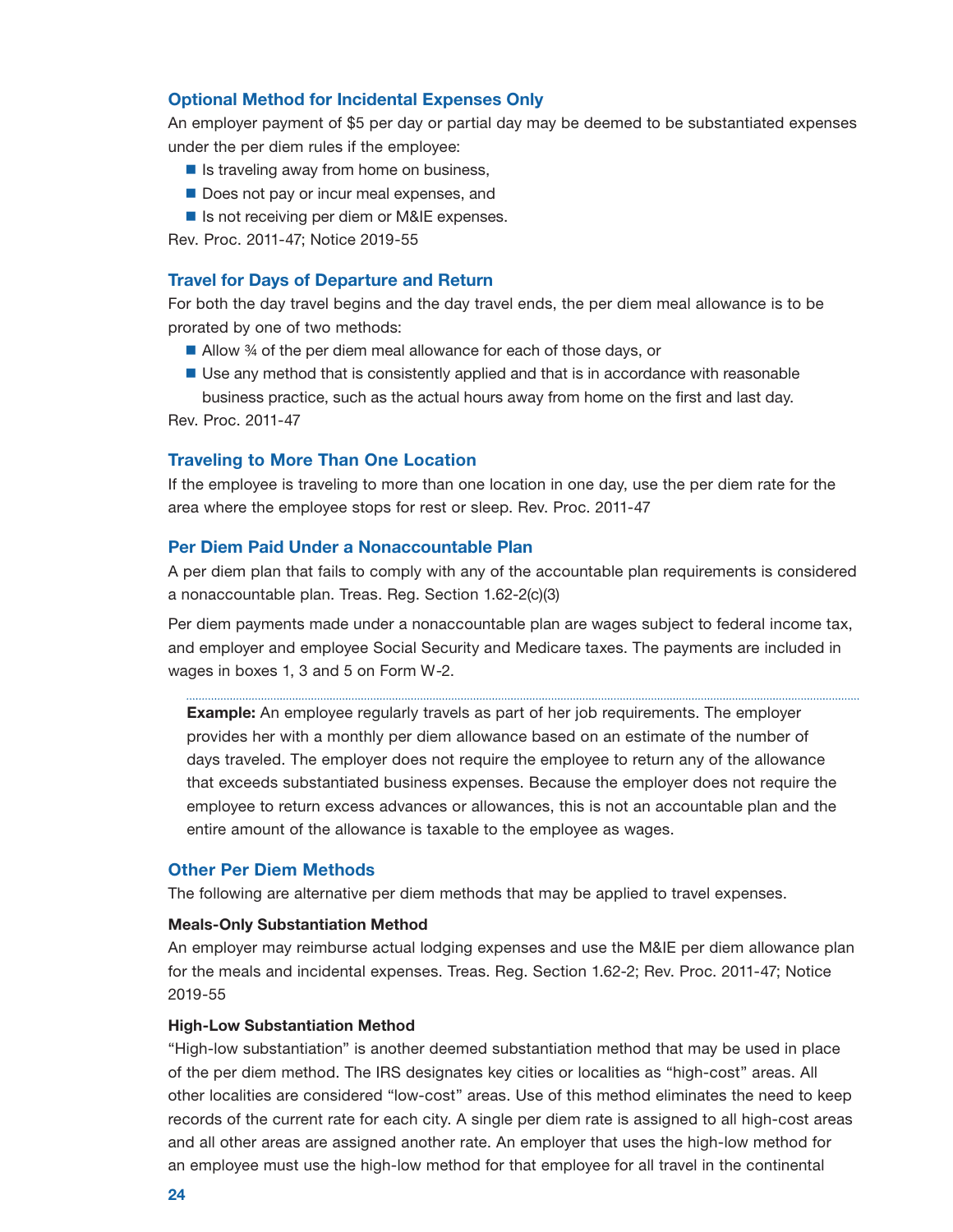### Optional Method for Incidental Expenses Only

An employer payment of $5 per day or partial day may be deemed to be substantiated expenses under the per diem rules if the employee:

- Is traveling away from home on business,
- Does not pay or incur meal expenses, and
- Is not receiving per diem or M&IE expenses.

Rev. Proc. 2011-47; Notice 2019-55

### Travel for Days of Departure and Return

For both the day travel begins and the day travel ends, the per diem meal allowance is to be prorated by one of two methods:

- Allow ¾ of the per diem meal allowance for each of those days, or
- Use any method that is consistently applied and that is in accordance with reasonable business practice, such as the actual hours away from home on the first and last day.

Rev. Proc. 2011-47

### Traveling to More Than One Location

If the employee is traveling to more than one location in one day, use the per diem rate for the area where the employee stops for rest or sleep. Rev. Proc. 2011-47

### Per Diem Paid Under a Nonaccountable Plan

A per diem plan that fails to comply with any of the accountable plan requirements is considered a nonaccountable plan. Treas. Reg. Section 1.62-2(c)(3)

Per diem payments made under a nonaccountable plan are wages subject to federal income tax, and employer and employee Social Security and Medicare taxes. The payments are included in wages in boxes 1, 3 and 5 on Form W-2.

> **Example:** An employee regularly travels as part of her job requirements. The employer provides her with a monthly per diem allowance based on an estimate of the number of days traveled. The employer does not require the employee to return any of the allowance that exceeds substantiated business expenses. Because the employer does not require the employee to return excess advances or allowances, this is not an accountable plan and the entire amount of the allowance is taxable to the employee as wages.

### Other Per Diem Methods

The following are alternative per diem methods that may be applied to travel expenses.

#### Meals-Only Substantiation Method

An employer may reimburse actual lodging expenses and use the M&IE per diem allowance plan for the meals and incidental expenses. Treas. Reg. Section 1.62-2; Rev. Proc. 2011-47; Notice 2019-55

#### High-Low Substantiation Method

"High-low substantiation" is another deemed substantiation method that may be used in place of the per diem method. The IRS designates key cities or localities as "high-cost" areas. All other localities are considered "low-cost" areas. Use of this method eliminates the need to keep records of the current rate for each city. A single per diem rate is assigned to all high-cost areas and all other areas are assigned another rate. An employer that uses the high-low method for an employee must use the high-low method for that employee for all travel in the continental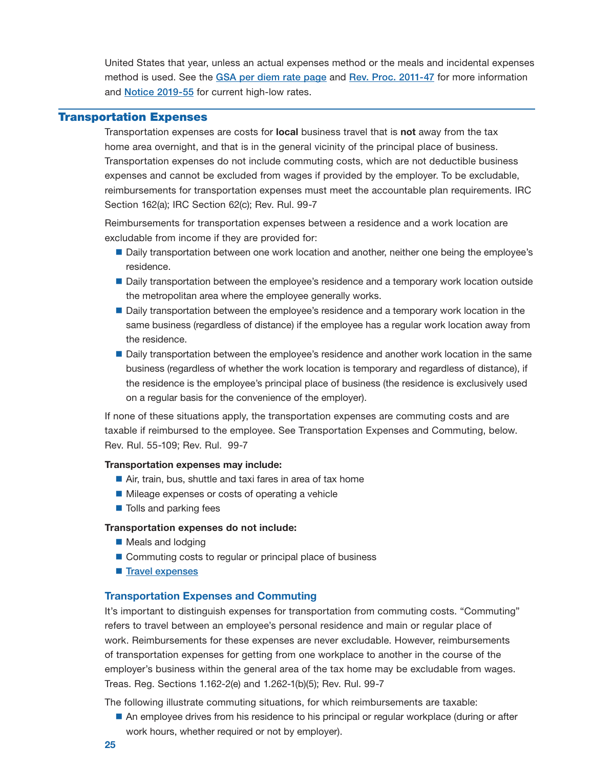United States that year, unless an actual expenses method or the meals and incidental expenses method is used. See the [GSA per diem rate page]() and [Rev. Proc. 2011-47]() for more information and [Notice 2019-55]() for current high-low rates.

## Transportation Expenses

Transportation expenses are costs for **local** business travel that is **not** away from the tax home area overnight, and that is in the general vicinity of the principal place of business. Transportation expenses do not include commuting costs, which are not deductible business expenses and cannot be excluded from wages if provided by the employer. To be excludable, reimbursements for transportation expenses must meet the accountable plan requirements. IRC Section 162(a); IRC Section 62(c); Rev. Rul. 99-7

Reimbursements for transportation expenses between a residence and a work location are excludable from income if they are provided for:

- Daily transportation between one work location and another, neither one being the employee's residence.
- Daily transportation between the employee's residence and a temporary work location outside the metropolitan area where the employee generally works.
- Daily transportation between the employee's residence and a temporary work location in the same business (regardless of distance) if the employee has a regular work location away from the residence.
- Daily transportation between the employee's residence and another work location in the same business (regardless of whether the work location is temporary and regardless of distance), if the residence is the employee's principal place of business (the residence is exclusively used on a regular basis for the convenience of the employer).

If none of these situations apply, the transportation expenses are commuting costs and are taxable if reimbursed to the employee. See Transportation Expenses and Commuting, below. Rev. Rul. 55-109; Rev. Rul. 99-7

**Transportation expenses may include:**

- Air, train, bus, shuttle and taxi fares in area of tax home
- Mileage expenses or costs of operating a vehicle
- Tolls and parking fees

**Transportation expenses do not include:**

- Meals and lodging
- Commuting costs to regular or principal place of business
- [Travel expenses]()

### Transportation Expenses and Commuting

It's important to distinguish expenses for transportation from commuting costs. "Commuting" refers to travel between an employee's personal residence and main or regular place of work. Reimbursements for these expenses are never excludable. However, reimbursements of transportation expenses for getting from one workplace to another in the course of the employer's business within the general area of the tax home may be excludable from wages. Treas. Reg. Sections 1.162-2(e) and 1.262-1(b)(5); Rev. Rul. 99-7

The following illustrate commuting situations, for which reimbursements are taxable:

- An employee drives from his residence to his principal or regular workplace (during or after work hours, whether required or not by employer).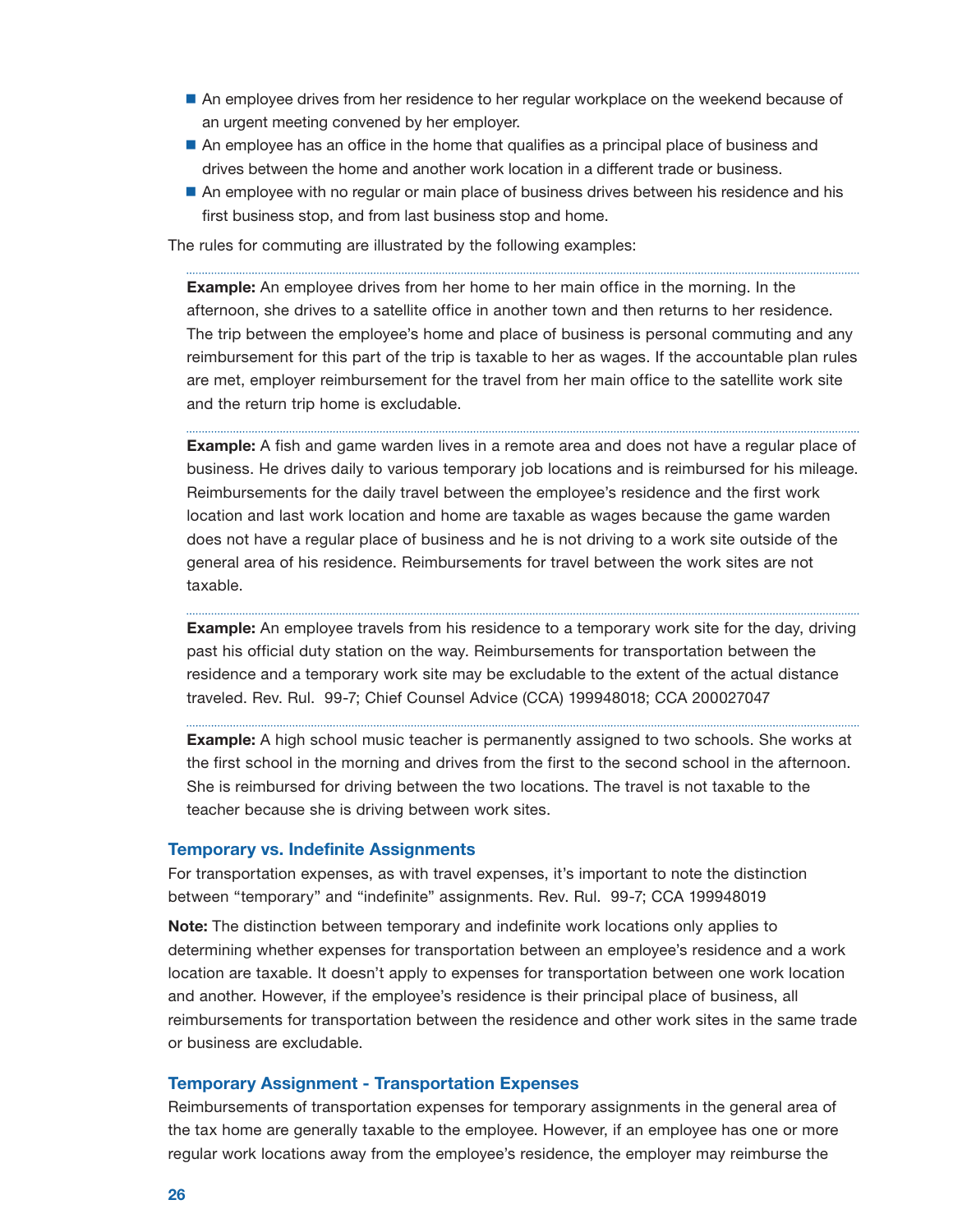- An employee drives from her residence to her regular workplace on the weekend because of an urgent meeting convened by her employer.
- An employee has an office in the home that qualifies as a principal place of business and drives between the home and another work location in a different trade or business.
- An employee with no regular or main place of business drives between his residence and his first business stop, and from last business stop and home.

The rules for commuting are illustrated by the following examples:

**Example:** An employee drives from her home to her main office in the morning. In the afternoon, she drives to a satellite office in another town and then returns to her residence. The trip between the employee's home and place of business is personal commuting and any reimbursement for this part of the trip is taxable to her as wages. If the accountable plan rules are met, employer reimbursement for the travel from her main office to the satellite work site and the return trip home is excludable.

**Example:** A fish and game warden lives in a remote area and does not have a regular place of business. He drives daily to various temporary job locations and is reimbursed for his mileage. Reimbursements for the daily travel between the employee's residence and the first work location and last work location and home are taxable as wages because the game warden does not have a regular place of business and he is not driving to a work site outside of the general area of his residence. Reimbursements for travel between the work sites are not taxable.

**Example:** An employee travels from his residence to a temporary work site for the day, driving past his official duty station on the way. Reimbursements for transportation between the residence and a temporary work site may be excludable to the extent of the actual distance traveled. Rev. Rul. 99-7; Chief Counsel Advice (CCA) 199948018; CCA 200027047

**Example:** A high school music teacher is permanently assigned to two schools. She works at the first school in the morning and drives from the first to the second school in the afternoon. She is reimbursed for driving between the two locations. The travel is not taxable to the teacher because she is driving between work sites.

### Temporary vs. Indefinite Assignments

For transportation expenses, as with travel expenses, it's important to note the distinction between "temporary" and "indefinite" assignments. Rev. Rul. 99-7; CCA 199948019

**Note:** The distinction between temporary and indefinite work locations only applies to determining whether expenses for transportation between an employee's residence and a work location are taxable. It doesn't apply to expenses for transportation between one work location and another. However, if the employee's residence is their principal place of business, all reimbursements for transportation between the residence and other work sites in the same trade or business are excludable.

### Temporary Assignment - Transportation Expenses

Reimbursements of transportation expenses for temporary assignments in the general area of the tax home are generally taxable to the employee. However, if an employee has one or more regular work locations away from the employee's residence, the employer may reimburse the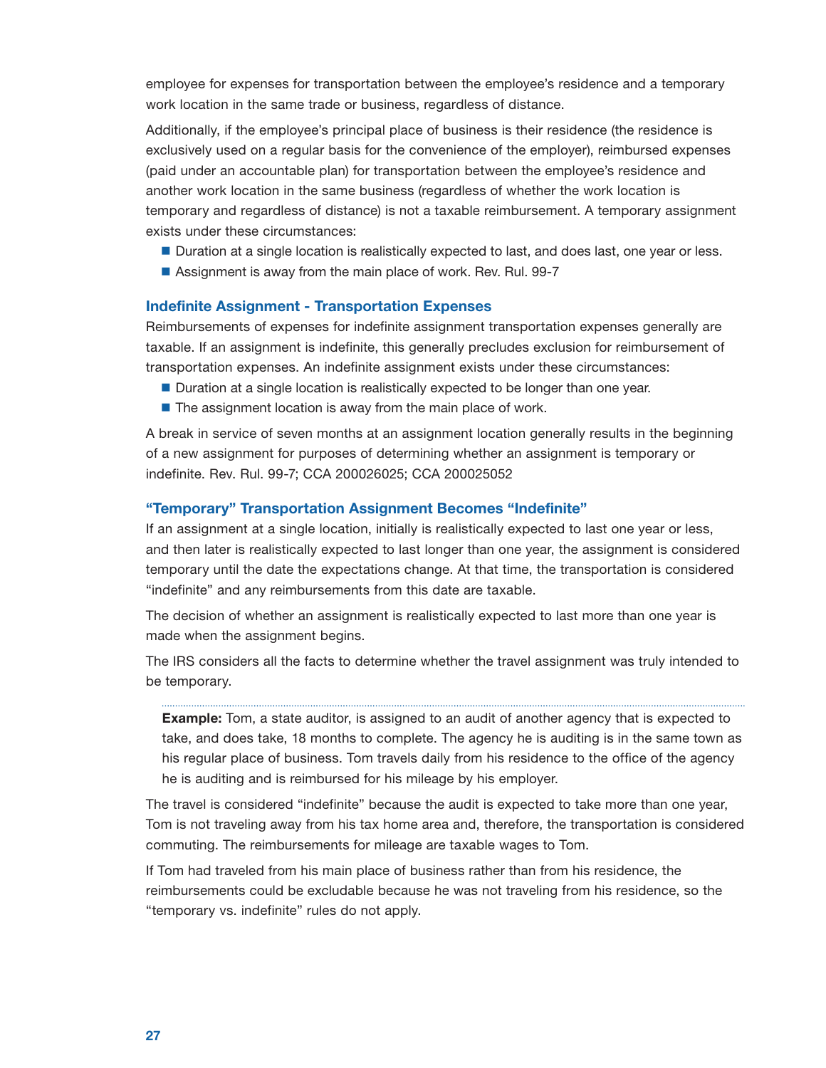employee for expenses for transportation between the employee's residence and a temporary work location in the same trade or business, regardless of distance.

Additionally, if the employee's principal place of business is their residence (the residence is exclusively used on a regular basis for the convenience of the employer), reimbursed expenses (paid under an accountable plan) for transportation between the employee's residence and another work location in the same business (regardless of whether the work location is temporary and regardless of distance) is not a taxable reimbursement. A temporary assignment exists under these circumstances:

- Duration at a single location is realistically expected to last, and does last, one year or less.
- Assignment is away from the main place of work. Rev. Rul. 99-7

### Indefinite Assignment - Transportation Expenses

Reimbursements of expenses for indefinite assignment transportation expenses generally are taxable. If an assignment is indefinite, this generally precludes exclusion for reimbursement of transportation expenses. An indefinite assignment exists under these circumstances:

- Duration at a single location is realistically expected to be longer than one year.
- The assignment location is away from the main place of work.

A break in service of seven months at an assignment location generally results in the beginning of a new assignment for purposes of determining whether an assignment is temporary or indefinite. Rev. Rul. 99-7; CCA 200026025; CCA 200025052

### "Temporary" Transportation Assignment Becomes "Indefinite"

If an assignment at a single location, initially is realistically expected to last one year or less, and then later is realistically expected to last longer than one year, the assignment is considered temporary until the date the expectations change. At that time, the transportation is considered "indefinite" and any reimbursements from this date are taxable.

The decision of whether an assignment is realistically expected to last more than one year is made when the assignment begins.

The IRS considers all the facts to determine whether the travel assignment was truly intended to be temporary.

**Example:** Tom, a state auditor, is assigned to an audit of another agency that is expected to take, and does take, 18 months to complete. The agency he is auditing is in the same town as his regular place of business. Tom travels daily from his residence to the office of the agency he is auditing and is reimbursed for his mileage by his employer.

The travel is considered "indefinite" because the audit is expected to take more than one year, Tom is not traveling away from his tax home area and, therefore, the transportation is considered commuting. The reimbursements for mileage are taxable wages to Tom.

If Tom had traveled from his main place of business rather than from his residence, the reimbursements could be excludable because he was not traveling from his residence, so the "temporary vs. indefinite" rules do not apply.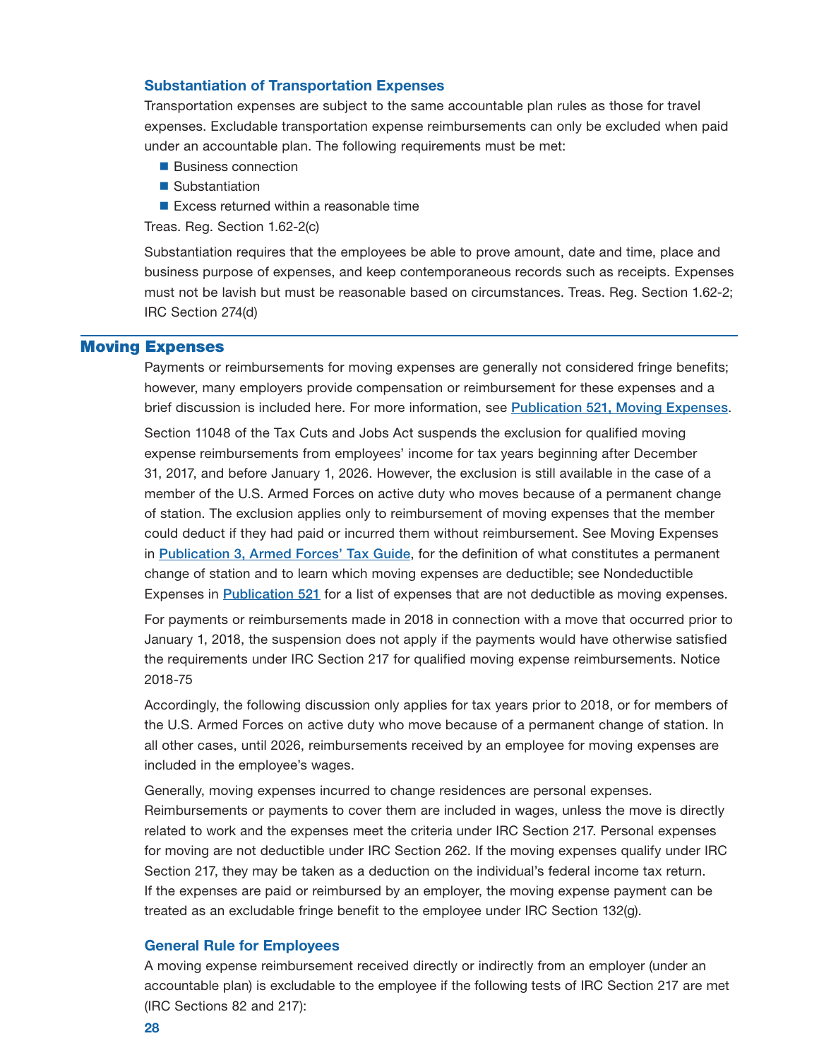### Substantiation of Transportation Expenses

Transportation expenses are subject to the same accountable plan rules as those for travel expenses. Excludable transportation expense reimbursements can only be excluded when paid under an accountable plan. The following requirements must be met:

- Business connection
- Substantiation
- Excess returned within a reasonable time

Treas. Reg. Section 1.62-2(c)

Substantiation requires that the employees be able to prove amount, date and time, place and business purpose of expenses, and keep contemporaneous records such as receipts. Expenses must not be lavish but must be reasonable based on circumstances. Treas. Reg. Section 1.62-2; IRC Section 274(d)

## Moving Expenses

Payments or reimbursements for moving expenses are generally not considered fringe benefits; however, many employers provide compensation or reimbursement for these expenses and a brief discussion is included here. For more information, see [Publication 521, Moving Expenses](Publication 521, Moving Expenses).

Section 11048 of the Tax Cuts and Jobs Act suspends the exclusion for qualified moving expense reimbursements from employees' income for tax years beginning after December 31, 2017, and before January 1, 2026. However, the exclusion is still available in the case of a member of the U.S. Armed Forces on active duty who moves because of a permanent change of station. The exclusion applies only to reimbursement of moving expenses that the member could deduct if they had paid or incurred them without reimbursement. See Moving Expenses in Publication 3, Armed Forces' Tax Guide, for the definition of what constitutes a permanent change of station and to learn which moving expenses are deductible; see Nondeductible Expenses in Publication 521 for a list of expenses that are not deductible as moving expenses.

For payments or reimbursements made in 2018 in connection with a move that occurred prior to January 1, 2018, the suspension does not apply if the payments would have otherwise satisfied the requirements under IRC Section 217 for qualified moving expense reimbursements. Notice 2018-75

Accordingly, the following discussion only applies for tax years prior to 2018, or for members of the U.S. Armed Forces on active duty who move because of a permanent change of station. In all other cases, until 2026, reimbursements received by an employee for moving expenses are included in the employee's wages.

Generally, moving expenses incurred to change residences are personal expenses. Reimbursements or payments to cover them are included in wages, unless the move is directly related to work and the expenses meet the criteria under IRC Section 217. Personal expenses for moving are not deductible under IRC Section 262. If the moving expenses qualify under IRC Section 217, they may be taken as a deduction on the individual's federal income tax return. If the expenses are paid or reimbursed by an employer, the moving expense payment can be treated as an excludable fringe benefit to the employee under IRC Section 132(g).

### General Rule for Employees

A moving expense reimbursement received directly or indirectly from an employer (under an accountable plan) is excludable to the employee if the following tests of IRC Section 217 are met (IRC Sections 82 and 217):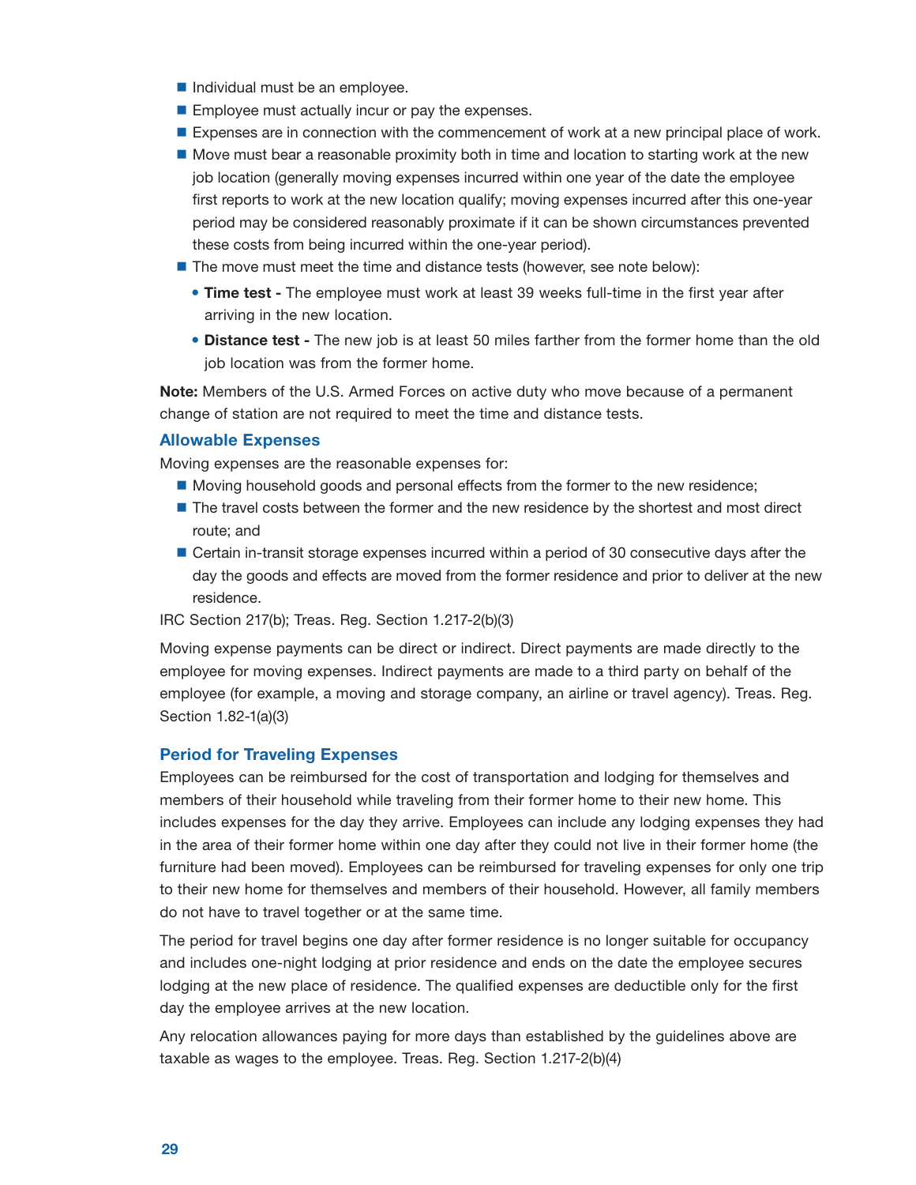- Individual must be an employee.
- Employee must actually incur or pay the expenses.
- Expenses are in connection with the commencement of work at a new principal place of work.
- Move must bear a reasonable proximity both in time and location to starting work at the new job location (generally moving expenses incurred within one year of the date the employee first reports to work at the new location qualify; moving expenses incurred after this one-year period may be considered reasonably proximate if it can be shown circumstances prevented these costs from being incurred within the one-year period).
- The move must meet the time and distance tests (however, see note below):
  - **Time test -** The employee must work at least 39 weeks full-time in the first year after arriving in the new location.
  - **Distance test -** The new job is at least 50 miles farther from the former home than the old job location was from the former home.

**Note:** Members of the U.S. Armed Forces on active duty who move because of a permanent change of station are not required to meet the time and distance tests.

### Allowable Expenses

Moving expenses are the reasonable expenses for:

- Moving household goods and personal effects from the former to the new residence;
- The travel costs between the former and the new residence by the shortest and most direct route; and
- Certain in-transit storage expenses incurred within a period of 30 consecutive days after the day the goods and effects are moved from the former residence and prior to deliver at the new residence.

IRC Section 217(b); Treas. Reg. Section 1.217-2(b)(3)

Moving expense payments can be direct or indirect. Direct payments are made directly to the employee for moving expenses. Indirect payments are made to a third party on behalf of the employee (for example, a moving and storage company, an airline or travel agency). Treas. Reg. Section 1.82-1(a)(3)

### Period for Traveling Expenses

Employees can be reimbursed for the cost of transportation and lodging for themselves and members of their household while traveling from their former home to their new home. This includes expenses for the day they arrive. Employees can include any lodging expenses they had in the area of their former home within one day after they could not live in their former home (the furniture had been moved). Employees can be reimbursed for traveling expenses for only one trip to their new home for themselves and members of their household. However, all family members do not have to travel together or at the same time.

The period for travel begins one day after former residence is no longer suitable for occupancy and includes one-night lodging at prior residence and ends on the date the employee secures lodging at the new place of residence. The qualified expenses are deductible only for the first day the employee arrives at the new location.

Any relocation allowances paying for more days than established by the guidelines above are taxable as wages to the employee. Treas. Reg. Section 1.217-2(b)(4)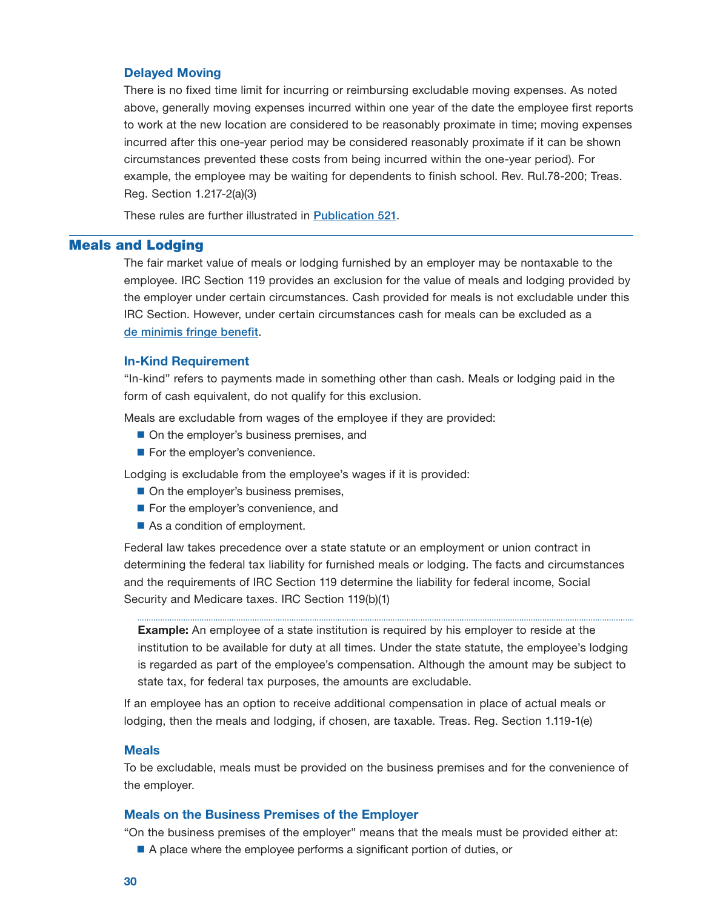### Delayed Moving

There is no fixed time limit for incurring or reimbursing excludable moving expenses. As noted above, generally moving expenses incurred within one year of the date the employee first reports to work at the new location are considered to be reasonably proximate in time; moving expenses incurred after this one-year period may be considered reasonably proximate if it can be shown circumstances prevented these costs from being incurred within the one-year period). For example, the employee may be waiting for dependents to finish school. Rev. Rul.78-200; Treas. Reg. Section 1.217-2(a)(3)

These rules are further illustrated in Publication 521.

## Meals and Lodging

The fair market value of meals or lodging furnished by an employer may be nontaxable to the employee. IRC Section 119 provides an exclusion for the value of meals and lodging provided by the employer under certain circumstances. Cash provided for meals is not excludable under this IRC Section. However, under certain circumstances cash for meals can be excluded as a de minimis fringe benefit.

### In-Kind Requirement

"In-kind" refers to payments made in something other than cash. Meals or lodging paid in the form of cash equivalent, do not qualify for this exclusion.

Meals are excludable from wages of the employee if they are provided:

- On the employer's business premises, and
- For the employer's convenience.

Lodging is excludable from the employee's wages if it is provided:

- On the employer's business premises,
- For the employer's convenience, and
- As a condition of employment.

Federal law takes precedence over a state statute or an employment or union contract in determining the federal tax liability for furnished meals or lodging. The facts and circumstances and the requirements of IRC Section 119 determine the liability for federal income, Social Security and Medicare taxes. IRC Section 119(b)(1)

**Example:** An employee of a state institution is required by his employer to reside at the institution to be available for duty at all times. Under the state statute, the employee's lodging is regarded as part of the employee's compensation. Although the amount may be subject to state tax, for federal tax purposes, the amounts are excludable.

If an employee has an option to receive additional compensation in place of actual meals or lodging, then the meals and lodging, if chosen, are taxable. Treas. Reg. Section 1.119-1(e)

### Meals

To be excludable, meals must be provided on the business premises and for the convenience of the employer.

### Meals on the Business Premises of the Employer

"On the business premises of the employer" means that the meals must be provided either at:

- A place where the employee performs a significant portion of duties, or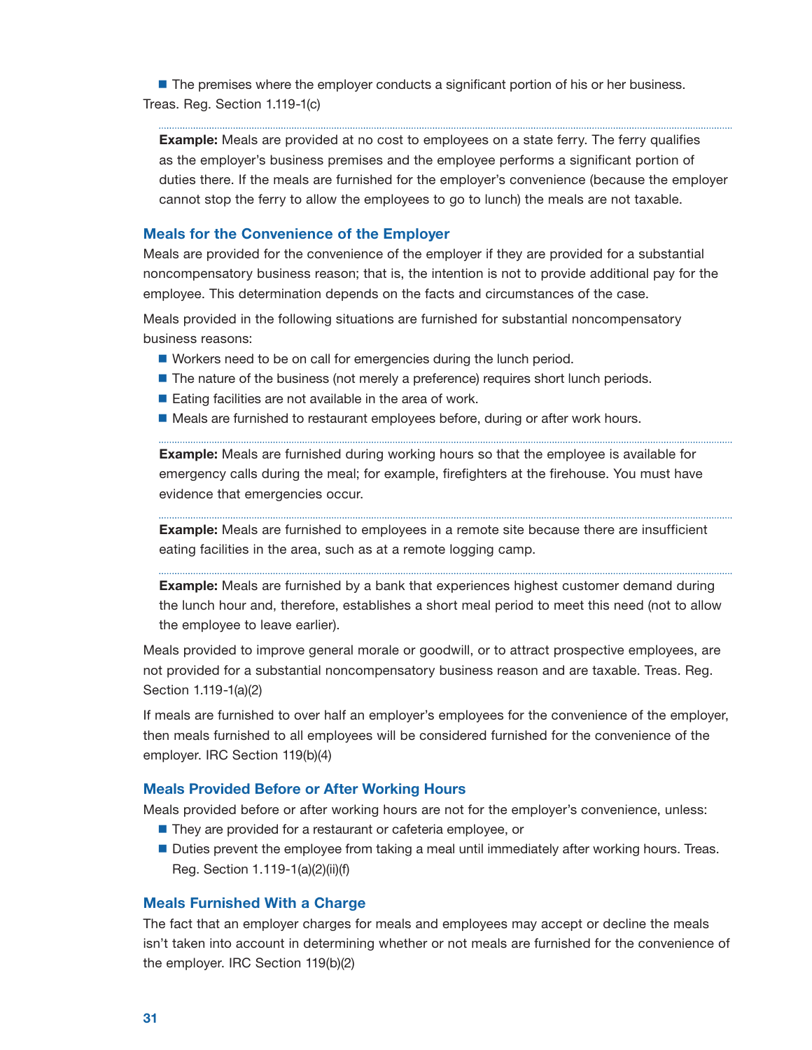- The premises where the employer conducts a significant portion of his or her business.

Treas. Reg. Section 1.119-1(c)

**Example:** Meals are provided at no cost to employees on a state ferry. The ferry qualifies as the employer's business premises and the employee performs a significant portion of duties there. If the meals are furnished for the employer's convenience (because the employer cannot stop the ferry to allow the employees to go to lunch) the meals are not taxable.

### Meals for the Convenience of the Employer

Meals are provided for the convenience of the employer if they are provided for a substantial noncompensatory business reason; that is, the intention is not to provide additional pay for the employee. This determination depends on the facts and circumstances of the case.

Meals provided in the following situations are furnished for substantial noncompensatory business reasons:

- Workers need to be on call for emergencies during the lunch period.
- The nature of the business (not merely a preference) requires short lunch periods.
- Eating facilities are not available in the area of work.
- Meals are furnished to restaurant employees before, during or after work hours.

**Example:** Meals are furnished during working hours so that the employee is available for emergency calls during the meal; for example, firefighters at the firehouse. You must have evidence that emergencies occur.

**Example:** Meals are furnished to employees in a remote site because there are insufficient eating facilities in the area, such as at a remote logging camp.

**Example:** Meals are furnished by a bank that experiences highest customer demand during the lunch hour and, therefore, establishes a short meal period to meet this need (not to allow the employee to leave earlier).

Meals provided to improve general morale or goodwill, or to attract prospective employees, are not provided for a substantial noncompensatory business reason and are taxable. Treas. Reg. Section 1.119-1(a)(2)

If meals are furnished to over half an employer's employees for the convenience of the employer, then meals furnished to all employees will be considered furnished for the convenience of the employer. IRC Section 119(b)(4)

### Meals Provided Before or After Working Hours

Meals provided before or after working hours are not for the employer's convenience, unless:

- They are provided for a restaurant or cafeteria employee, or
- Duties prevent the employee from taking a meal until immediately after working hours. Treas. Reg. Section 1.119-1(a)(2)(ii)(f)

### Meals Furnished With a Charge

The fact that an employer charges for meals and employees may accept or decline the meals isn't taken into account in determining whether or not meals are furnished for the convenience of the employer. IRC Section 119(b)(2)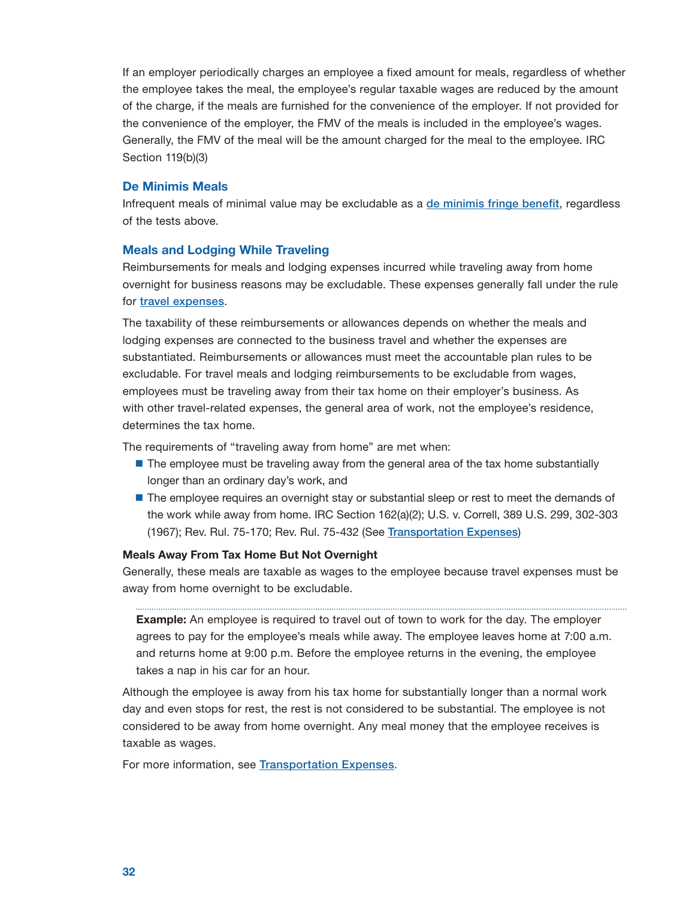If an employer periodically charges an employee a fixed amount for meals, regardless of whether the employee takes the meal, the employee's regular taxable wages are reduced by the amount of the charge, if the meals are furnished for the convenience of the employer. If not provided for the convenience of the employer, the FMV of the meals is included in the employee's wages. Generally, the FMV of the meal will be the amount charged for the meal to the employee. IRC Section 119(b)(3)

### De Minimis Meals

Infrequent meals of minimal value may be excludable as a de minimis fringe benefit, regardless of the tests above.

### Meals and Lodging While Traveling

Reimbursements for meals and lodging expenses incurred while traveling away from home overnight for business reasons may be excludable. These expenses generally fall under the rule for travel expenses.

The taxability of these reimbursements or allowances depends on whether the meals and lodging expenses are connected to the business travel and whether the expenses are substantiated. Reimbursements or allowances must meet the accountable plan rules to be excludable. For travel meals and lodging reimbursements to be excludable from wages, employees must be traveling away from their tax home on their employer's business. As with other travel-related expenses, the general area of work, not the employee's residence, determines the tax home.

The requirements of "traveling away from home" are met when:

- The employee must be traveling away from the general area of the tax home substantially longer than an ordinary day's work, and
- The employee requires an overnight stay or substantial sleep or rest to meet the demands of the work while away from home. IRC Section 162(a)(2); U.S. v. Correll, 389 U.S. 299, 302-303 (1967); Rev. Rul. 75-170; Rev. Rul. 75-432 (See Transportation Expenses)

#### Meals Away From Tax Home But Not Overnight

Generally, these meals are taxable as wages to the employee because travel expenses must be away from home overnight to be excludable.

**Example:** An employee is required to travel out of town to work for the day. The employer agrees to pay for the employee's meals while away. The employee leaves home at 7:00 a.m. and returns home at 9:00 p.m. Before the employee returns in the evening, the employee takes a nap in his car for an hour.

Although the employee is away from his tax home for substantially longer than a normal work day and even stops for rest, the rest is not considered to be substantial. The employee is not considered to be away from home overnight. Any meal money that the employee receives is taxable as wages.

For more information, see Transportation Expenses.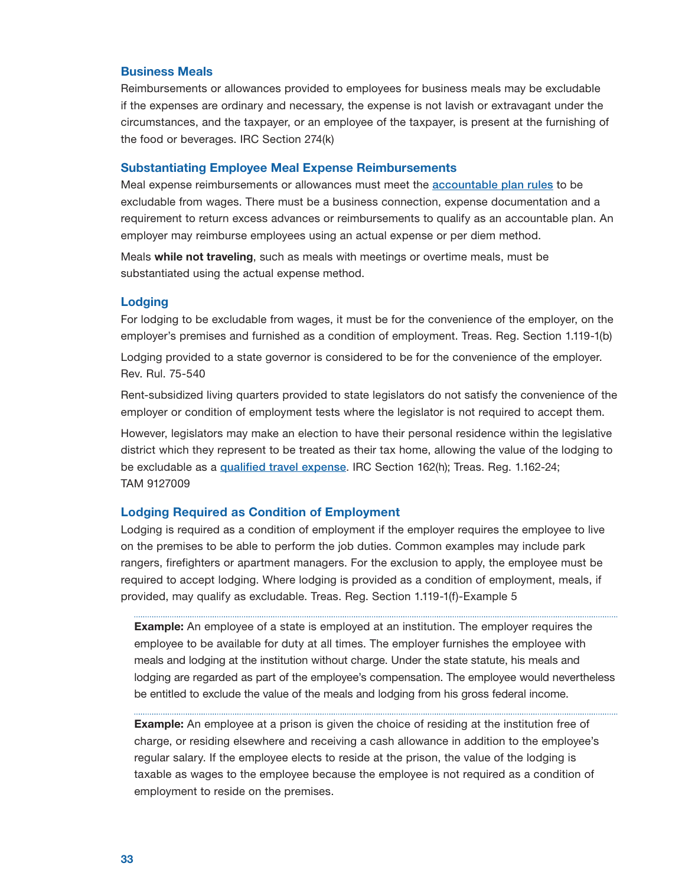### Business Meals

Reimbursements or allowances provided to employees for business meals may be excludable if the expenses are ordinary and necessary, the expense is not lavish or extravagant under the circumstances, and the taxpayer, or an employee of the taxpayer, is present at the furnishing of the food or beverages. IRC Section 274(k)

### Substantiating Employee Meal Expense Reimbursements

Meal expense reimbursements or allowances must meet the accountable plan rules to be excludable from wages. There must be a business connection, expense documentation and a requirement to return excess advances or reimbursements to qualify as an accountable plan. An employer may reimburse employees using an actual expense or per diem method.

Meals **while not traveling**, such as meals with meetings or overtime meals, must be substantiated using the actual expense method.

### Lodging

For lodging to be excludable from wages, it must be for the convenience of the employer, on the employer's premises and furnished as a condition of employment. Treas. Reg. Section 1.119-1(b)

Lodging provided to a state governor is considered to be for the convenience of the employer. Rev. Rul. 75-540

Rent-subsidized living quarters provided to state legislators do not satisfy the convenience of the employer or condition of employment tests where the legislator is not required to accept them.

However, legislators may make an election to have their personal residence within the legislative district which they represent to be treated as their tax home, allowing the value of the lodging to be excludable as a qualified travel expense. IRC Section 162(h); Treas. Reg. 1.162-24; TAM 9127009

### Lodging Required as Condition of Employment

Lodging is required as a condition of employment if the employer requires the employee to live on the premises to be able to perform the job duties. Common examples may include park rangers, firefighters or apartment managers. For the exclusion to apply, the employee must be required to accept lodging. Where lodging is provided as a condition of employment, meals, if provided, may qualify as excludable. Treas. Reg. Section 1.119-1(f)-Example 5

**Example:** An employee of a state is employed at an institution. The employer requires the employee to be available for duty at all times. The employer furnishes the employee with meals and lodging at the institution without charge. Under the state statute, his meals and lodging are regarded as part of the employee's compensation. The employee would nevertheless be entitled to exclude the value of the meals and lodging from his gross federal income.

**Example:** An employee at a prison is given the choice of residing at the institution free of charge, or residing elsewhere and receiving a cash allowance in addition to the employee's regular salary. If the employee elects to reside at the prison, the value of the lodging is taxable as wages to the employee because the employee is not required as a condition of employment to reside on the premises.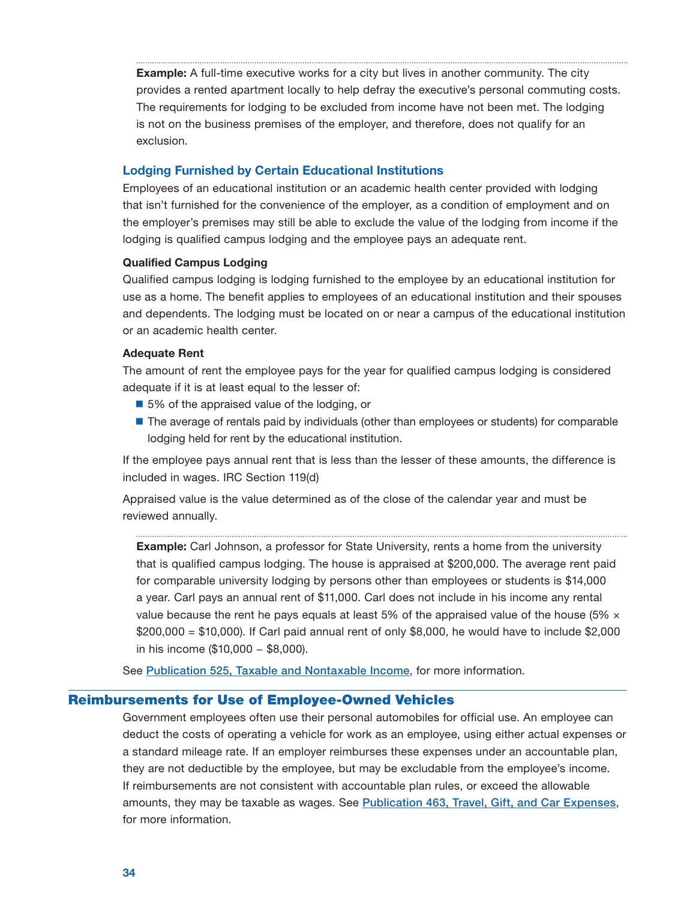**Example:** A full-time executive works for a city but lives in another community. The city provides a rented apartment locally to help defray the executive's personal commuting costs. The requirements for lodging to be excluded from income have not been met. The lodging is not on the business premises of the employer, and therefore, does not qualify for an exclusion.

### Lodging Furnished by Certain Educational Institutions

Employees of an educational institution or an academic health center provided with lodging that isn't furnished for the convenience of the employer, as a condition of employment and on the employer's premises may still be able to exclude the value of the lodging from income if the lodging is qualified campus lodging and the employee pays an adequate rent.

#### Qualified Campus Lodging

Qualified campus lodging is lodging furnished to the employee by an educational institution for use as a home. The benefit applies to employees of an educational institution and their spouses and dependents. The lodging must be located on or near a campus of the educational institution or an academic health center.

#### Adequate Rent

The amount of rent the employee pays for the year for qualified campus lodging is considered adequate if it is at least equal to the lesser of:

- 5% of the appraised value of the lodging, or
- The average of rentals paid by individuals (other than employees or students) for comparable lodging held for rent by the educational institution.

If the employee pays annual rent that is less than the lesser of these amounts, the difference is included in wages. IRC Section 119(d)

Appraised value is the value determined as of the close of the calendar year and must be reviewed annually.

**Example:** Carl Johnson, a professor for State University, rents a home from the university that is qualified campus lodging. The house is appraised at $200,000. The average rent paid for comparable university lodging by persons other than employees or students is $14,000 a year. Carl pays an annual rent of $11,000. Carl does not include in his income any rental value because the rent he pays equals at least 5% of the appraised value of the house (5% × $200,000 = $10,000). If Carl paid annual rent of only $8,000, he would have to include $2,000 in his income ($10,000 – $8,000).

See Publication 525, Taxable and Nontaxable Income, for more information.

## Reimbursements for Use of Employee-Owned Vehicles

Government employees often use their personal automobiles for official use. An employee can deduct the costs of operating a vehicle for work as an employee, using either actual expenses or a standard mileage rate. If an employer reimburses these expenses under an accountable plan, they are not deductible by the employee, but may be excludable from the employee's income. If reimbursements are not consistent with accountable plan rules, or exceed the allowable amounts, they may be taxable as wages. See Publication 463, Travel, Gift, and Car Expenses, for more information.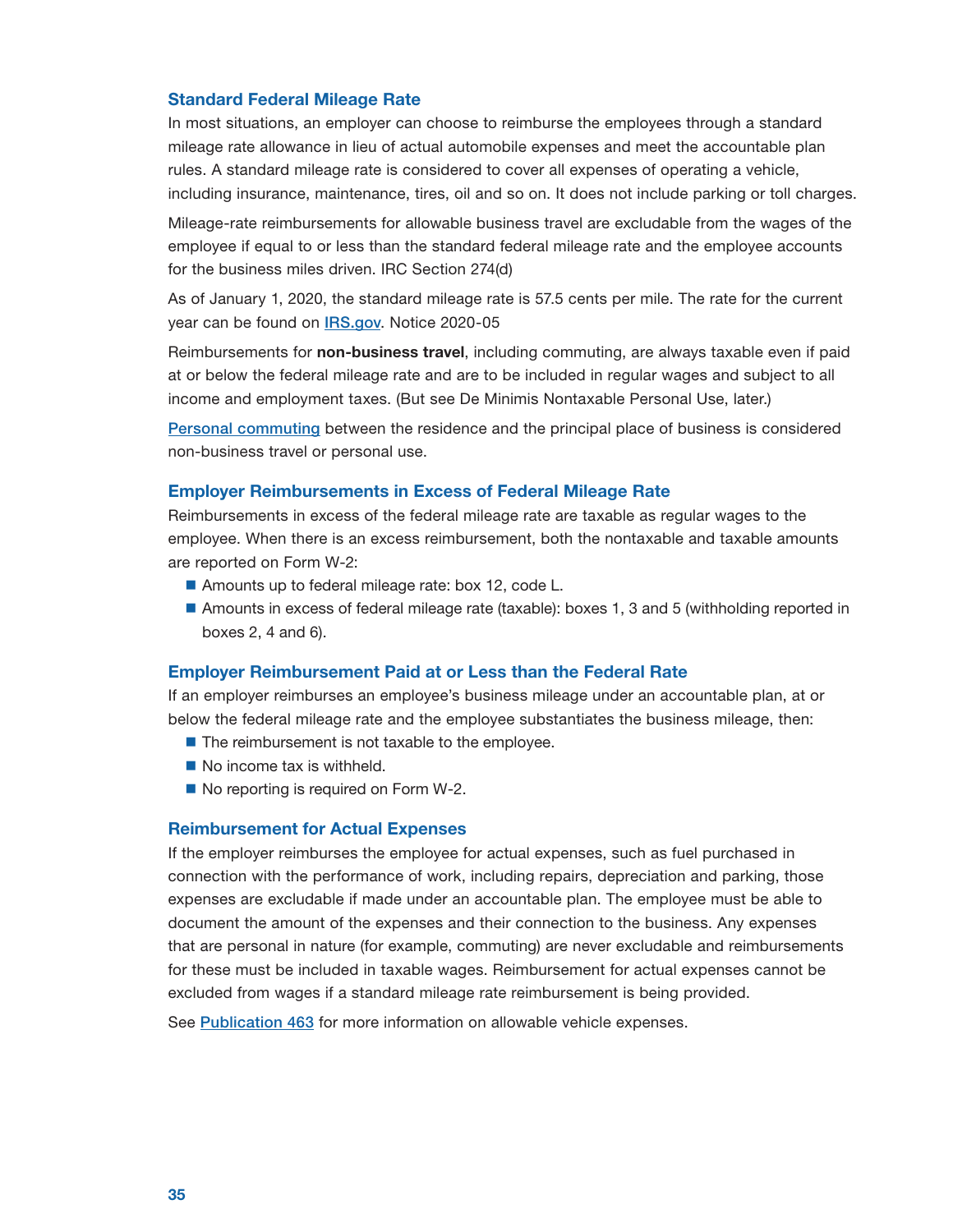### Standard Federal Mileage Rate

In most situations, an employer can choose to reimburse the employees through a standard mileage rate allowance in lieu of actual automobile expenses and meet the accountable plan rules. A standard mileage rate is considered to cover all expenses of operating a vehicle, including insurance, maintenance, tires, oil and so on. It does not include parking or toll charges.

Mileage-rate reimbursements for allowable business travel are excludable from the wages of the employee if equal to or less than the standard federal mileage rate and the employee accounts for the business miles driven. IRC Section 274(d)

As of January 1, 2020, the standard mileage rate is 57.5 cents per mile. The rate for the current year can be found on [IRS.gov](IRS.gov). Notice 2020-05

Reimbursements for **non-business travel**, including commuting, are always taxable even if paid at or below the federal mileage rate and are to be included in regular wages and subject to all income and employment taxes. (But see De Minimis Nontaxable Personal Use, later.)

[Personal commuting]() between the residence and the principal place of business is considered non-business travel or personal use.

### Employer Reimbursements in Excess of Federal Mileage Rate

Reimbursements in excess of the federal mileage rate are taxable as regular wages to the employee. When there is an excess reimbursement, both the nontaxable and taxable amounts are reported on Form W-2:

- Amounts up to federal mileage rate: box 12, code L.
- Amounts in excess of federal mileage rate (taxable): boxes 1, 3 and 5 (withholding reported in boxes 2, 4 and 6).

### Employer Reimbursement Paid at or Less than the Federal Rate

If an employer reimburses an employee's business mileage under an accountable plan, at or below the federal mileage rate and the employee substantiates the business mileage, then:

- The reimbursement is not taxable to the employee.
- No income tax is withheld.
- No reporting is required on Form W-2.

### Reimbursement for Actual Expenses

If the employer reimburses the employee for actual expenses, such as fuel purchased in connection with the performance of work, including repairs, depreciation and parking, those expenses are excludable if made under an accountable plan. The employee must be able to document the amount of the expenses and their connection to the business. Any expenses that are personal in nature (for example, commuting) are never excludable and reimbursements for these must be included in taxable wages. Reimbursement for actual expenses cannot be excluded from wages if a standard mileage rate reimbursement is being provided.

See [Publication 463]() for more information on allowable vehicle expenses.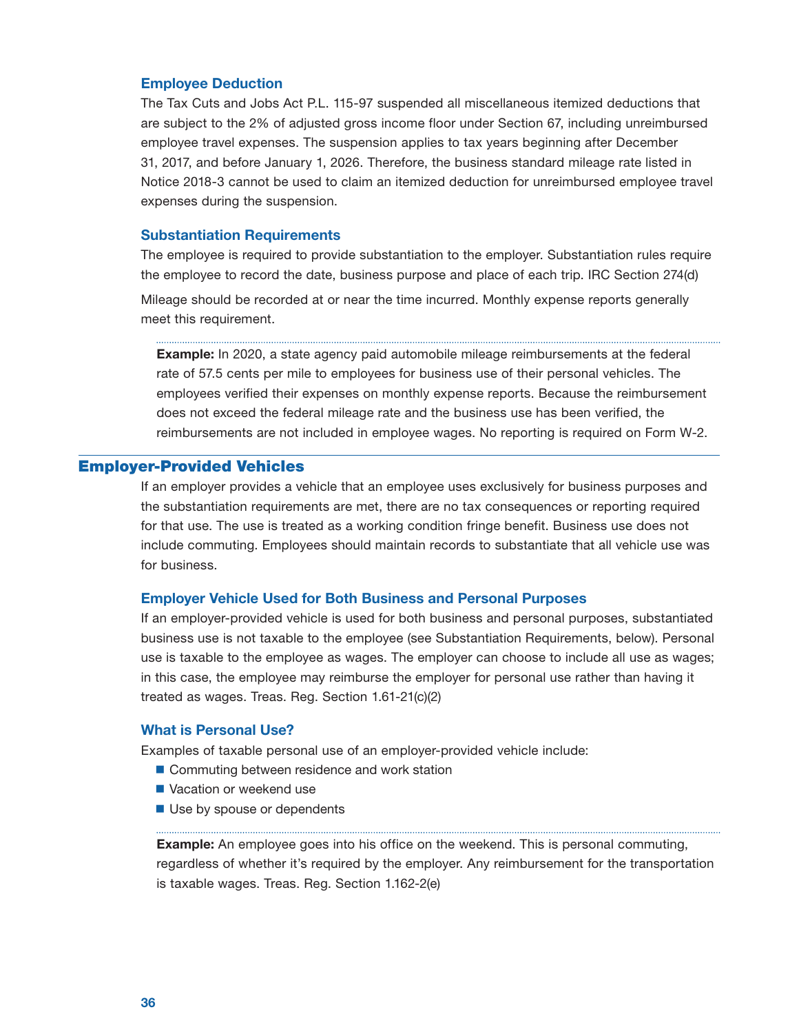### Employee Deduction

The Tax Cuts and Jobs Act P.L. 115-97 suspended all miscellaneous itemized deductions that are subject to the 2% of adjusted gross income floor under Section 67, including unreimbursed employee travel expenses. The suspension applies to tax years beginning after December 31, 2017, and before January 1, 2026. Therefore, the business standard mileage rate listed in Notice 2018-3 cannot be used to claim an itemized deduction for unreimbursed employee travel expenses during the suspension.

### Substantiation Requirements

The employee is required to provide substantiation to the employer. Substantiation rules require the employee to record the date, business purpose and place of each trip. IRC Section 274(d)

Mileage should be recorded at or near the time incurred. Monthly expense reports generally meet this requirement.

**Example:** In 2020, a state agency paid automobile mileage reimbursements at the federal rate of 57.5 cents per mile to employees for business use of their personal vehicles. The employees verified their expenses on monthly expense reports. Because the reimbursement does not exceed the federal mileage rate and the business use has been verified, the reimbursements are not included in employee wages. No reporting is required on Form W-2.

## Employer-Provided Vehicles

If an employer provides a vehicle that an employee uses exclusively for business purposes and the substantiation requirements are met, there are no tax consequences or reporting required for that use. The use is treated as a working condition fringe benefit. Business use does not include commuting. Employees should maintain records to substantiate that all vehicle use was for business.

### Employer Vehicle Used for Both Business and Personal Purposes

If an employer-provided vehicle is used for both business and personal purposes, substantiated business use is not taxable to the employee (see Substantiation Requirements, below). Personal use is taxable to the employee as wages. The employer can choose to include all use as wages; in this case, the employee may reimburse the employer for personal use rather than having it treated as wages. Treas. Reg. Section 1.61-21(c)(2)

### What is Personal Use?

Examples of taxable personal use of an employer-provided vehicle include:

- Commuting between residence and work station
- Vacation or weekend use
- Use by spouse or dependents

**Example:** An employee goes into his office on the weekend. This is personal commuting, regardless of whether it's required by the employer. Any reimbursement for the transportation is taxable wages. Treas. Reg. Section 1.162-2(e)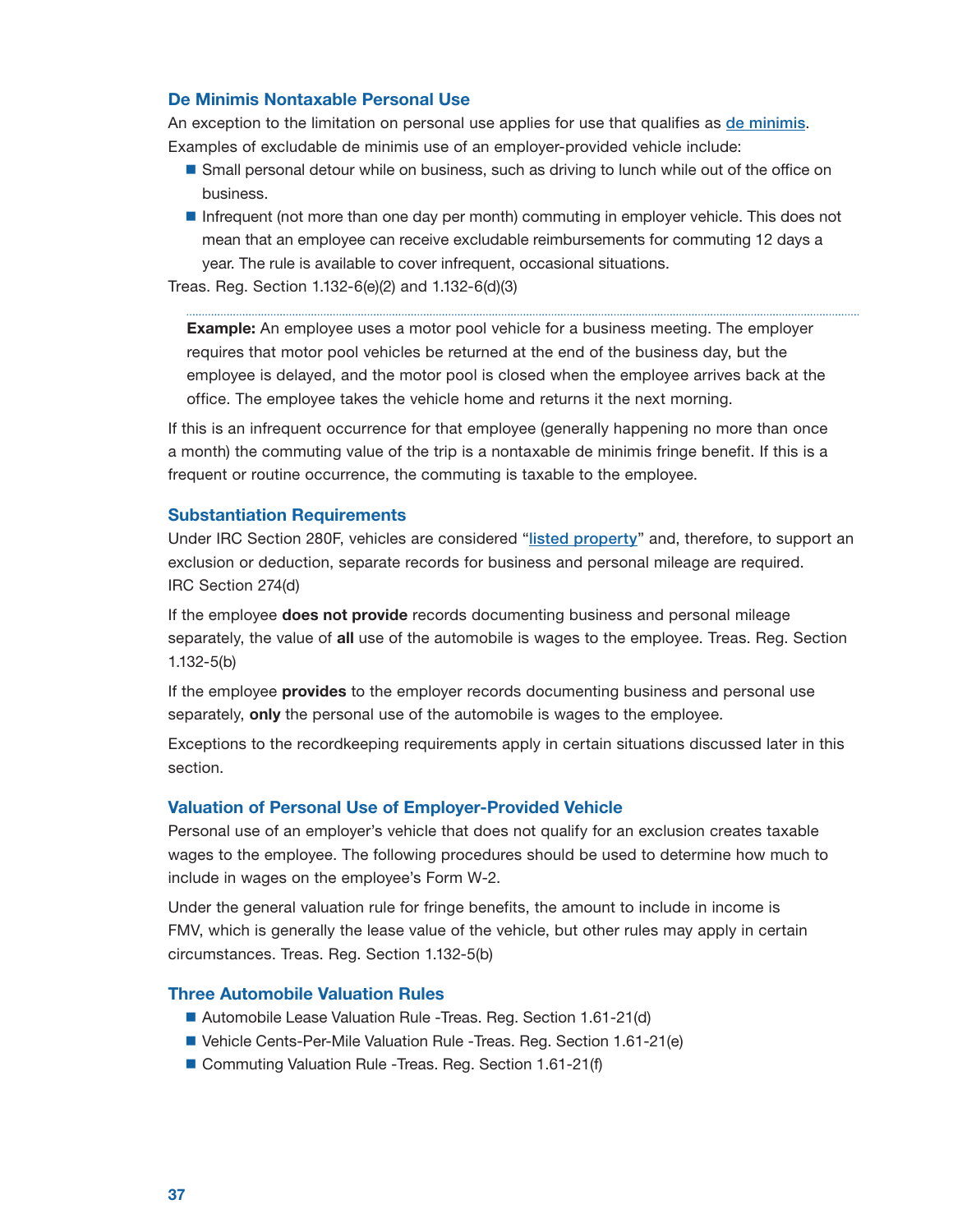### De Minimis Nontaxable Personal Use

An exception to the limitation on personal use applies for use that qualifies as de minimis. Examples of excludable de minimis use of an employer-provided vehicle include:

- Small personal detour while on business, such as driving to lunch while out of the office on business.
- Infrequent (not more than one day per month) commuting in employer vehicle. This does not mean that an employee can receive excludable reimbursements for commuting 12 days a year. The rule is available to cover infrequent, occasional situations.

Treas. Reg. Section 1.132-6(e)(2) and 1.132-6(d)(3)

---

**Example:** An employee uses a motor pool vehicle for a business meeting. The employer requires that motor pool vehicles be returned at the end of the business day, but the employee is delayed, and the motor pool is closed when the employee arrives back at the office. The employee takes the vehicle home and returns it the next morning.

If this is an infrequent occurrence for that employee (generally happening no more than once a month) the commuting value of the trip is a nontaxable de minimis fringe benefit. If this is a frequent or routine occurrence, the commuting is taxable to the employee.

### Substantiation Requirements

Under IRC Section 280F, vehicles are considered "listed property" and, therefore, to support an exclusion or deduction, separate records for business and personal mileage are required. IRC Section 274(d)

If the employee **does not provide** records documenting business and personal mileage separately, the value of **all** use of the automobile is wages to the employee. Treas. Reg. Section 1.132-5(b)

If the employee **provides** to the employer records documenting business and personal use separately, **only** the personal use of the automobile is wages to the employee.

Exceptions to the recordkeeping requirements apply in certain situations discussed later in this section.

### Valuation of Personal Use of Employer-Provided Vehicle

Personal use of an employer's vehicle that does not qualify for an exclusion creates taxable wages to the employee. The following procedures should be used to determine how much to include in wages on the employee's Form W-2.

Under the general valuation rule for fringe benefits, the amount to include in income is FMV, which is generally the lease value of the vehicle, but other rules may apply in certain circumstances. Treas. Reg. Section 1.132-5(b)

### Three Automobile Valuation Rules

- Automobile Lease Valuation Rule -Treas. Reg. Section 1.61-21(d)
- Vehicle Cents-Per-Mile Valuation Rule -Treas. Reg. Section 1.61-21(e)
- Commuting Valuation Rule -Treas. Reg. Section 1.61-21(f)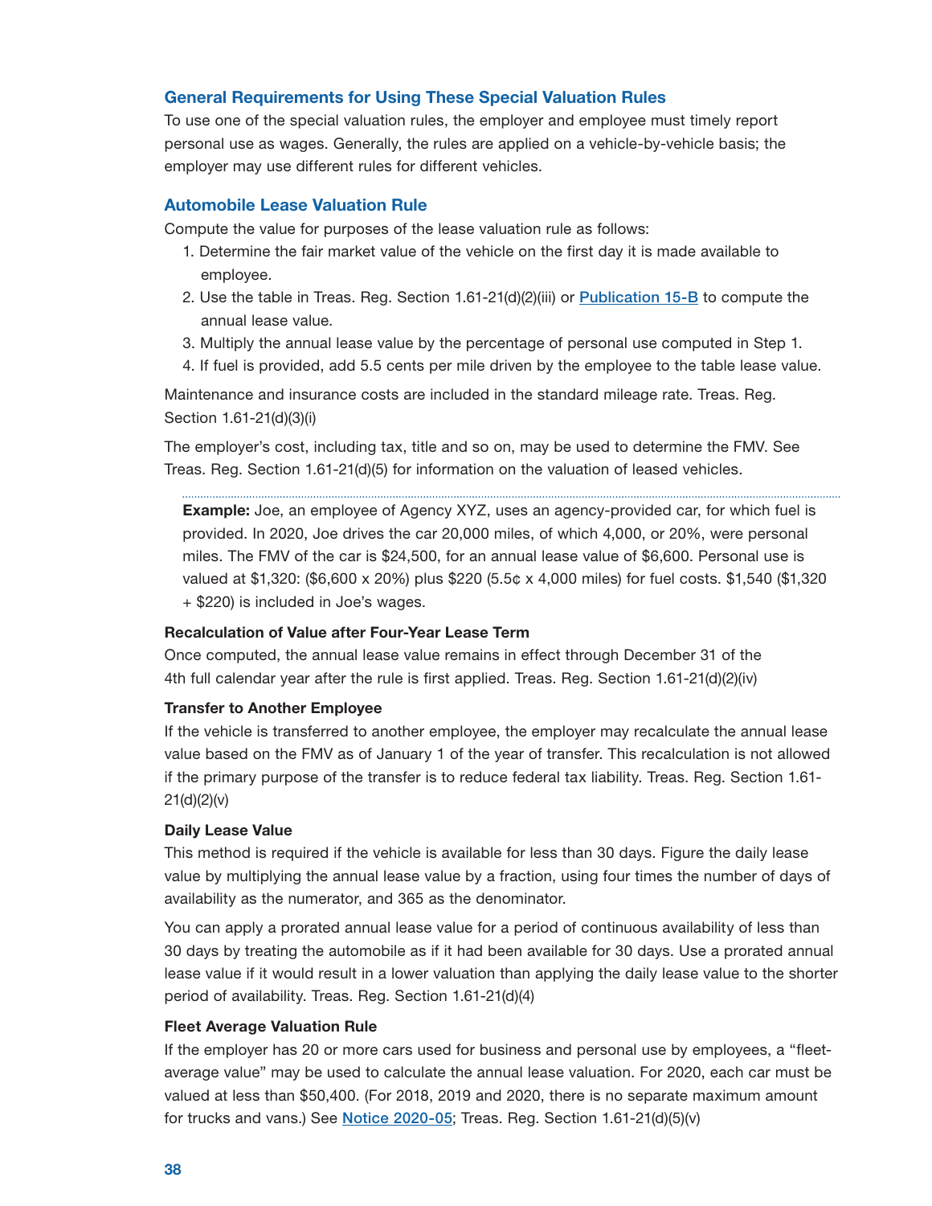## General Requirements for Using These Special Valuation Rules

To use one of the special valuation rules, the employer and employee must timely report personal use as wages. Generally, the rules are applied on a vehicle-by-vehicle basis; the employer may use different rules for different vehicles.

## Automobile Lease Valuation Rule

Compute the value for purposes of the lease valuation rule as follows:

1. Determine the fair market value of the vehicle on the first day it is made available to employee.
2. Use the table in Treas. Reg. Section 1.61-21(d)(2)(iii) or [Publication 15-B](Publication 15-B) to compute the annual lease value.
3. Multiply the annual lease value by the percentage of personal use computed in Step 1.
4. If fuel is provided, add 5.5 cents per mile driven by the employee to the table lease value.

Maintenance and insurance costs are included in the standard mileage rate. Treas. Reg. Section 1.61-21(d)(3)(i)

The employer's cost, including tax, title and so on, may be used to determine the FMV. See Treas. Reg. Section 1.61-21(d)(5) for information on the valuation of leased vehicles.

---

**Example:** Joe, an employee of Agency XYZ, uses an agency-provided car, for which fuel is provided. In 2020, Joe drives the car 20,000 miles, of which 4,000, or 20%, were personal miles. The FMV of the car is $24,500, for an annual lease value of $6,600. Personal use is valued at $1,320: ($6,600 x 20%) plus $220 (5.5¢ x 4,000 miles) for fuel costs. $1,540 ($1,320 + $220) is included in Joe's wages.

#### Recalculation of Value after Four-Year Lease Term

Once computed, the annual lease value remains in effect through December 31 of the 4th full calendar year after the rule is first applied. Treas. Reg. Section 1.61-21(d)(2)(iv)

#### Transfer to Another Employee

If the vehicle is transferred to another employee, the employer may recalculate the annual lease value based on the FMV as of January 1 of the year of transfer. This recalculation is not allowed if the primary purpose of the transfer is to reduce federal tax liability. Treas. Reg. Section 1.61-21(d)(2)(v)

#### Daily Lease Value

This method is required if the vehicle is available for less than 30 days. Figure the daily lease value by multiplying the annual lease value by a fraction, using four times the number of days of availability as the numerator, and 365 as the denominator.

You can apply a prorated annual lease value for a period of continuous availability of less than 30 days by treating the automobile as if it had been available for 30 days. Use a prorated annual lease value if it would result in a lower valuation than applying the daily lease value to the shorter period of availability. Treas. Reg. Section 1.61-21(d)(4)

#### Fleet Average Valuation Rule

If the employer has 20 or more cars used for business and personal use by employees, a "fleet-average value" may be used to calculate the annual lease valuation. For 2020, each car must be valued at less than $50,400. (For 2018, 2019 and 2020, there is no separate maximum amount for trucks and vans.) See [Notice 2020-05](Notice 2020-05); Treas. Reg. Section 1.61-21(d)(5)(v)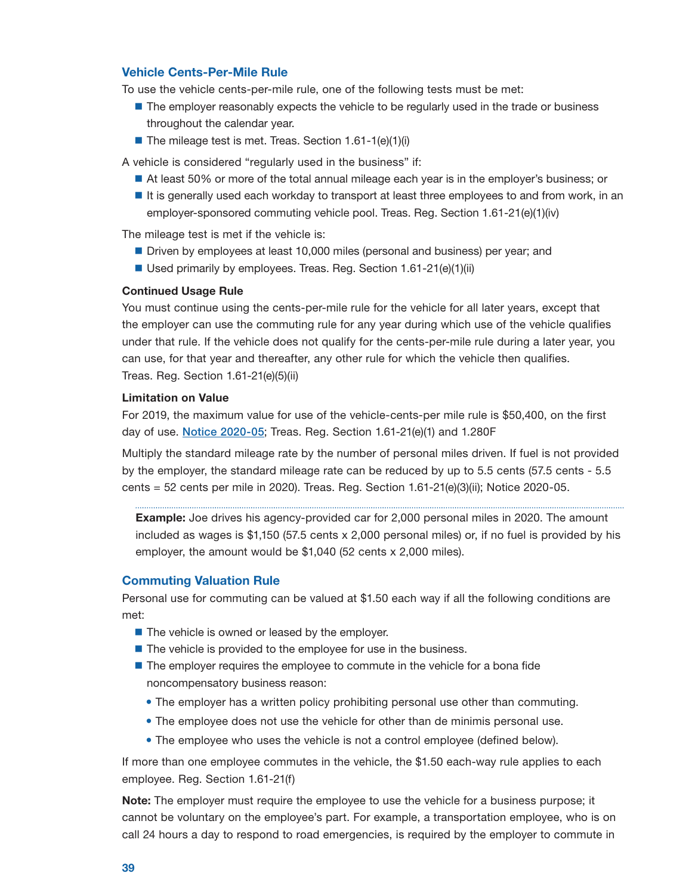## Vehicle Cents-Per-Mile Rule

To use the vehicle cents-per-mile rule, one of the following tests must be met:

- The employer reasonably expects the vehicle to be regularly used in the trade or business throughout the calendar year.
- The mileage test is met. Treas. Section 1.61-1(e)(1)(i)

A vehicle is considered "regularly used in the business" if:

- At least 50% or more of the total annual mileage each year is in the employer's business; or
- It is generally used each workday to transport at least three employees to and from work, in an employer-sponsored commuting vehicle pool. Treas. Reg. Section 1.61-21(e)(1)(iv)

The mileage test is met if the vehicle is:

- Driven by employees at least 10,000 miles (personal and business) per year; and
- Used primarily by employees. Treas. Reg. Section 1.61-21(e)(1)(ii)

#### Continued Usage Rule

You must continue using the cents-per-mile rule for the vehicle for all later years, except that the employer can use the commuting rule for any year during which use of the vehicle qualifies under that rule. If the vehicle does not qualify for the cents-per-mile rule during a later year, you can use, for that year and thereafter, any other rule for which the vehicle then qualifies. Treas. Reg. Section 1.61-21(e)(5)(ii)

#### Limitation on Value

For 2019, the maximum value for use of the vehicle-cents-per mile rule is $50,400, on the first day of use. Notice 2020-05; Treas. Reg. Section 1.61-21(e)(1) and 1.280F

Multiply the standard mileage rate by the number of personal miles driven. If fuel is not provided by the employer, the standard mileage rate can be reduced by up to 5.5 cents (57.5 cents - 5.5 cents = 52 cents per mile in 2020). Treas. Reg. Section 1.61-21(e)(3)(ii); Notice 2020-05.

> **Example:** Joe drives his agency-provided car for 2,000 personal miles in 2020. The amount included as wages is $1,150 (57.5 cents x 2,000 personal miles) or, if no fuel is provided by his employer, the amount would be $1,040 (52 cents x 2,000 miles).

## Commuting Valuation Rule

Personal use for commuting can be valued at $1.50 each way if all the following conditions are met:

- The vehicle is owned or leased by the employer.
- The vehicle is provided to the employee for use in the business.
- The employer requires the employee to commute in the vehicle for a bona fide noncompensatory business reason:
  - The employer has a written policy prohibiting personal use other than commuting.
  - The employee does not use the vehicle for other than de minimis personal use.
  - The employee who uses the vehicle is not a control employee (defined below).

If more than one employee commutes in the vehicle, the $1.50 each-way rule applies to each employee. Reg. Section 1.61-21(f)

**Note:** The employer must require the employee to use the vehicle for a business purpose; it cannot be voluntary on the employee's part. For example, a transportation employee, who is on call 24 hours a day to respond to road emergencies, is required by the employer to commute in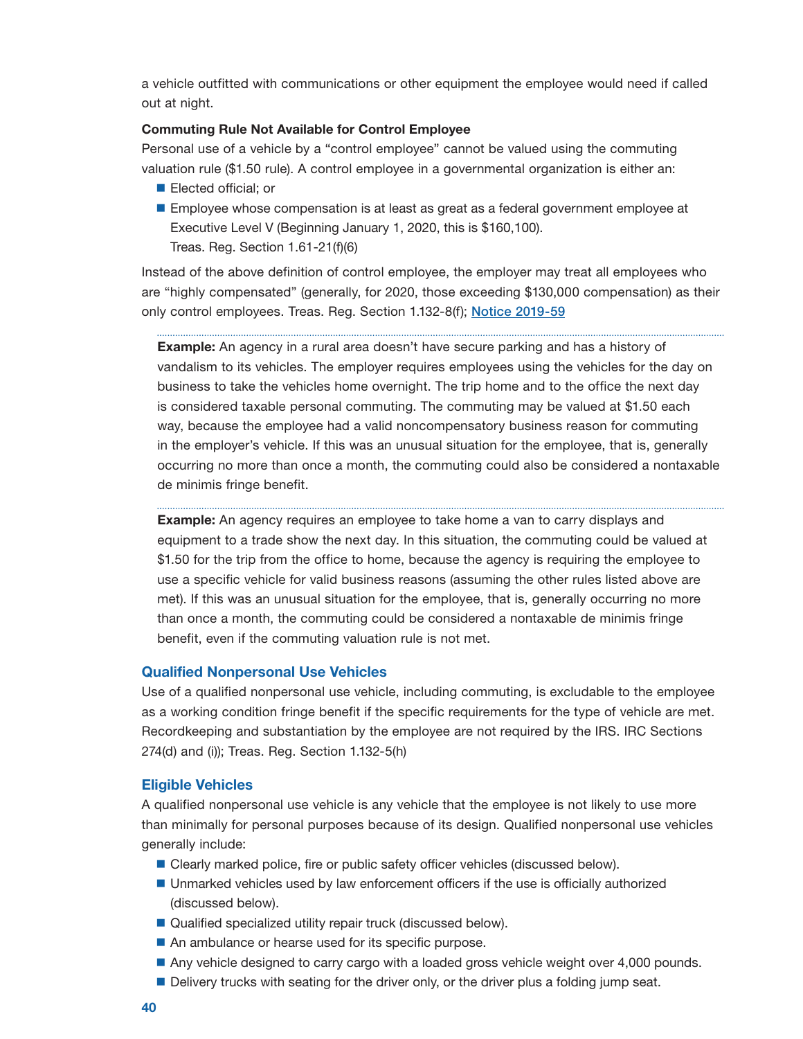a vehicle outfitted with communications or other equipment the employee would need if called out at night.

**Commuting Rule Not Available for Control Employee**

Personal use of a vehicle by a "control employee" cannot be valued using the commuting valuation rule ($1.50 rule). A control employee in a governmental organization is either an:

- Elected official; or
- Employee whose compensation is at least as great as a federal government employee at Executive Level V (Beginning January 1, 2020, this is $160,100).
  Treas. Reg. Section 1.61-21(f)(6)

Instead of the above definition of control employee, the employer may treat all employees who are "highly compensated" (generally, for 2020, those exceeding $130,000 compensation) as their only control employees. Treas. Reg. Section 1.132-8(f); Notice 2019-59

**Example:** An agency in a rural area doesn't have secure parking and has a history of vandalism to its vehicles. The employer requires employees using the vehicles for the day on business to take the vehicles home overnight. The trip home and to the office the next day is considered taxable personal commuting. The commuting may be valued at $1.50 each way, because the employee had a valid noncompensatory business reason for commuting in the employer's vehicle. If this was an unusual situation for the employee, that is, generally occurring no more than once a month, the commuting could also be considered a nontaxable de minimis fringe benefit.

**Example:** An agency requires an employee to take home a van to carry displays and equipment to a trade show the next day. In this situation, the commuting could be valued at $1.50 for the trip from the office to home, because the agency is requiring the employee to use a specific vehicle for valid business reasons (assuming the other rules listed above are met). If this was an unusual situation for the employee, that is, generally occurring no more than once a month, the commuting could be considered a nontaxable de minimis fringe benefit, even if the commuting valuation rule is not met.

### Qualified Nonpersonal Use Vehicles

Use of a qualified nonpersonal use vehicle, including commuting, is excludable to the employee as a working condition fringe benefit if the specific requirements for the type of vehicle are met. Recordkeeping and substantiation by the employee are not required by the IRS. IRC Sections 274(d) and (i)); Treas. Reg. Section 1.132-5(h)

### Eligible Vehicles

A qualified nonpersonal use vehicle is any vehicle that the employee is not likely to use more than minimally for personal purposes because of its design. Qualified nonpersonal use vehicles generally include:

- Clearly marked police, fire or public safety officer vehicles (discussed below).
- Unmarked vehicles used by law enforcement officers if the use is officially authorized (discussed below).
- Qualified specialized utility repair truck (discussed below).
- An ambulance or hearse used for its specific purpose.
- Any vehicle designed to carry cargo with a loaded gross vehicle weight over 4,000 pounds.
- Delivery trucks with seating for the driver only, or the driver plus a folding jump seat.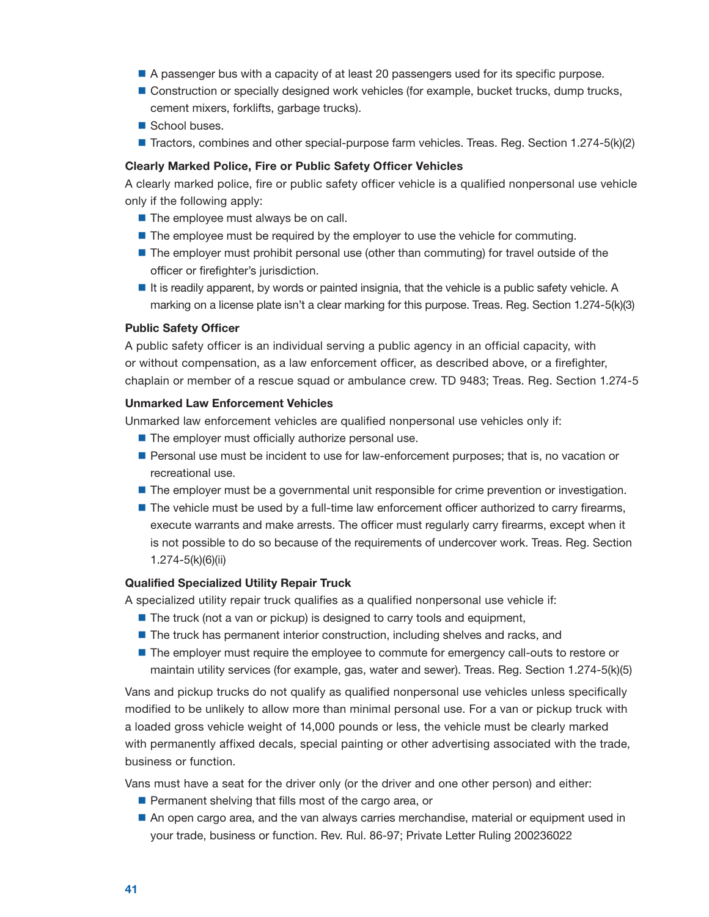- A passenger bus with a capacity of at least 20 passengers used for its specific purpose.
- Construction or specially designed work vehicles (for example, bucket trucks, dump trucks, cement mixers, forklifts, garbage trucks).
- School buses.
- Tractors, combines and other special-purpose farm vehicles. Treas. Reg. Section 1.274-5(k)(2)

**Clearly Marked Police, Fire or Public Safety Officer Vehicles**

A clearly marked police, fire or public safety officer vehicle is a qualified nonpersonal use vehicle only if the following apply:

- The employee must always be on call.
- The employee must be required by the employer to use the vehicle for commuting.
- The employer must prohibit personal use (other than commuting) for travel outside of the officer or firefighter's jurisdiction.
- It is readily apparent, by words or painted insignia, that the vehicle is a public safety vehicle. A marking on a license plate isn't a clear marking for this purpose. Treas. Reg. Section 1.274-5(k)(3)

**Public Safety Officer**

A public safety officer is an individual serving a public agency in an official capacity, with or without compensation, as a law enforcement officer, as described above, or a firefighter, chaplain or member of a rescue squad or ambulance crew. TD 9483; Treas. Reg. Section 1.274-5

**Unmarked Law Enforcement Vehicles**

Unmarked law enforcement vehicles are qualified nonpersonal use vehicles only if:

- The employer must officially authorize personal use.
- Personal use must be incident to use for law-enforcement purposes; that is, no vacation or recreational use.
- The employer must be a governmental unit responsible for crime prevention or investigation.
- The vehicle must be used by a full-time law enforcement officer authorized to carry firearms, execute warrants and make arrests. The officer must regularly carry firearms, except when it is not possible to do so because of the requirements of undercover work. Treas. Reg. Section 1.274-5(k)(6)(ii)

**Qualified Specialized Utility Repair Truck**

A specialized utility repair truck qualifies as a qualified nonpersonal use vehicle if:

- The truck (not a van or pickup) is designed to carry tools and equipment,
- The truck has permanent interior construction, including shelves and racks, and
- The employer must require the employee to commute for emergency call-outs to restore or maintain utility services (for example, gas, water and sewer). Treas. Reg. Section 1.274-5(k)(5)

Vans and pickup trucks do not qualify as qualified nonpersonal use vehicles unless specifically modified to be unlikely to allow more than minimal personal use. For a van or pickup truck with a loaded gross vehicle weight of 14,000 pounds or less, the vehicle must be clearly marked with permanently affixed decals, special painting or other advertising associated with the trade, business or function.

Vans must have a seat for the driver only (or the driver and one other person) and either:

- Permanent shelving that fills most of the cargo area, or
- An open cargo area, and the van always carries merchandise, material or equipment used in your trade, business or function. Rev. Rul. 86-97; Private Letter Ruling 200236022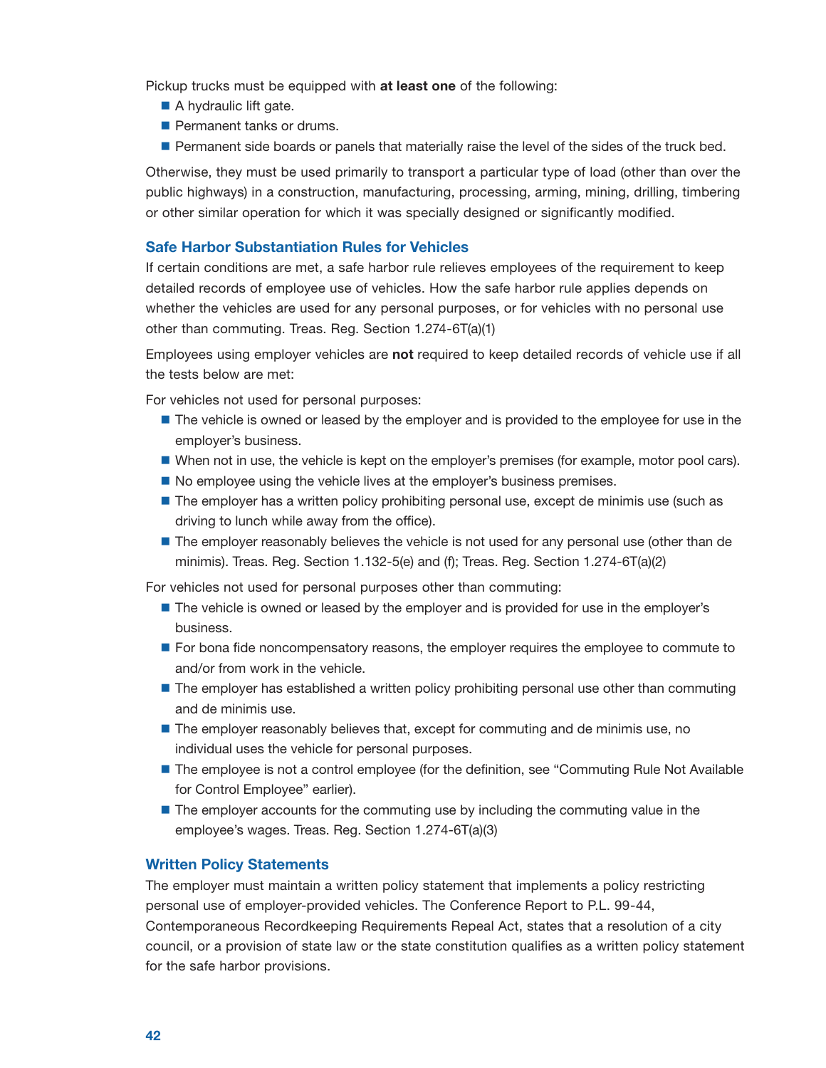Pickup trucks must be equipped with **at least one** of the following:

- A hydraulic lift gate.
- Permanent tanks or drums.
- Permanent side boards or panels that materially raise the level of the sides of the truck bed.

Otherwise, they must be used primarily to transport a particular type of load (other than over the public highways) in a construction, manufacturing, processing, arming, mining, drilling, timbering or other similar operation for which it was specially designed or significantly modified.

### Safe Harbor Substantiation Rules for Vehicles

If certain conditions are met, a safe harbor rule relieves employees of the requirement to keep detailed records of employee use of vehicles. How the safe harbor rule applies depends on whether the vehicles are used for any personal purposes, or for vehicles with no personal use other than commuting. Treas. Reg. Section 1.274-6T(a)(1)

Employees using employer vehicles are **not** required to keep detailed records of vehicle use if all the tests below are met:

For vehicles not used for personal purposes:

- The vehicle is owned or leased by the employer and is provided to the employee for use in the employer's business.
- When not in use, the vehicle is kept on the employer's premises (for example, motor pool cars).
- No employee using the vehicle lives at the employer's business premises.
- The employer has a written policy prohibiting personal use, except de minimis use (such as driving to lunch while away from the office).
- The employer reasonably believes the vehicle is not used for any personal use (other than de minimis). Treas. Reg. Section 1.132-5(e) and (f); Treas. Reg. Section 1.274-6T(a)(2)

For vehicles not used for personal purposes other than commuting:

- The vehicle is owned or leased by the employer and is provided for use in the employer's business.
- For bona fide noncompensatory reasons, the employer requires the employee to commute to and/or from work in the vehicle.
- The employer has established a written policy prohibiting personal use other than commuting and de minimis use.
- The employer reasonably believes that, except for commuting and de minimis use, no individual uses the vehicle for personal purposes.
- The employee is not a control employee (for the definition, see "Commuting Rule Not Available for Control Employee" earlier).
- The employer accounts for the commuting use by including the commuting value in the employee's wages. Treas. Reg. Section 1.274-6T(a)(3)

### Written Policy Statements

The employer must maintain a written policy statement that implements a policy restricting personal use of employer-provided vehicles. The Conference Report to P.L. 99-44, Contemporaneous Recordkeeping Requirements Repeal Act, states that a resolution of a city council, or a provision of state law or the state constitution qualifies as a written policy statement for the safe harbor provisions.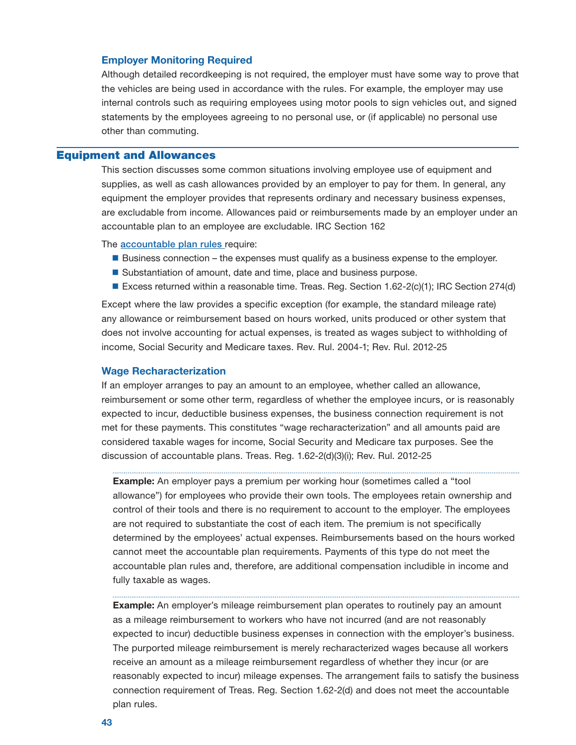### Employer Monitoring Required

Although detailed recordkeeping is not required, the employer must have some way to prove that the vehicles are being used in accordance with the rules. For example, the employer may use internal controls such as requiring employees using motor pools to sign vehicles out, and signed statements by the employees agreeing to no personal use, or (if applicable) no personal use other than commuting.

## Equipment and Allowances

This section discusses some common situations involving employee use of equipment and supplies, as well as cash allowances provided by an employer to pay for them. In general, any equipment the employer provides that represents ordinary and necessary business expenses, are excludable from income. Allowances paid or reimbursements made by an employer under an accountable plan to an employee are excludable. IRC Section 162

The accountable plan rules require:

- Business connection – the expenses must qualify as a business expense to the employer.
- Substantiation of amount, date and time, place and business purpose.
- Excess returned within a reasonable time. Treas. Reg. Section 1.62-2(c)(1); IRC Section 274(d)

Except where the law provides a specific exception (for example, the standard mileage rate) any allowance or reimbursement based on hours worked, units produced or other system that does not involve accounting for actual expenses, is treated as wages subject to withholding of income, Social Security and Medicare taxes. Rev. Rul. 2004-1; Rev. Rul. 2012-25

### Wage Recharacterization

If an employer arranges to pay an amount to an employee, whether called an allowance, reimbursement or some other term, regardless of whether the employee incurs, or is reasonably expected to incur, deductible business expenses, the business connection requirement is not met for these payments. This constitutes "wage recharacterization" and all amounts paid are considered taxable wages for income, Social Security and Medicare tax purposes. See the discussion of accountable plans. Treas. Reg. 1.62-2(d)(3)(i); Rev. Rul. 2012-25

**Example:** An employer pays a premium per working hour (sometimes called a "tool allowance") for employees who provide their own tools. The employees retain ownership and control of their tools and there is no requirement to account to the employer. The employees are not required to substantiate the cost of each item. The premium is not specifically determined by the employees' actual expenses. Reimbursements based on the hours worked cannot meet the accountable plan requirements. Payments of this type do not meet the accountable plan rules and, therefore, are additional compensation includible in income and fully taxable as wages.

**Example:** An employer's mileage reimbursement plan operates to routinely pay an amount as a mileage reimbursement to workers who have not incurred (and are not reasonably expected to incur) deductible business expenses in connection with the employer's business. The purported mileage reimbursement is merely recharacterized wages because all workers receive an amount as a mileage reimbursement regardless of whether they incur (or are reasonably expected to incur) mileage expenses. The arrangement fails to satisfy the business connection requirement of Treas. Reg. Section 1.62-2(d) and does not meet the accountable plan rules.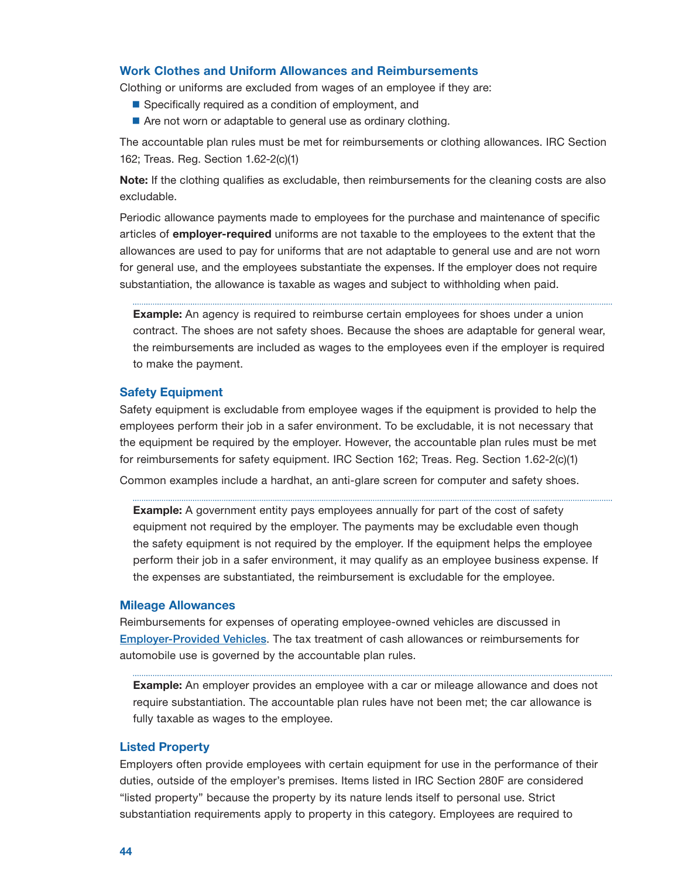### Work Clothes and Uniform Allowances and Reimbursements

Clothing or uniforms are excluded from wages of an employee if they are:

- Specifically required as a condition of employment, and
- Are not worn or adaptable to general use as ordinary clothing.

The accountable plan rules must be met for reimbursements or clothing allowances. IRC Section 162; Treas. Reg. Section 1.62-2(c)(1)

**Note:** If the clothing qualifies as excludable, then reimbursements for the cleaning costs are also excludable.

Periodic allowance payments made to employees for the purchase and maintenance of specific articles of **employer-required** uniforms are not taxable to the employees to the extent that the allowances are used to pay for uniforms that are not adaptable to general use and are not worn for general use, and the employees substantiate the expenses. If the employer does not require substantiation, the allowance is taxable as wages and subject to withholding when paid.

> **Example:** An agency is required to reimburse certain employees for shoes under a union contract. The shoes are not safety shoes. Because the shoes are adaptable for general wear, the reimbursements are included as wages to the employees even if the employer is required to make the payment.

### Safety Equipment

Safety equipment is excludable from employee wages if the equipment is provided to help the employees perform their job in a safer environment. To be excludable, it is not necessary that the equipment be required by the employer. However, the accountable plan rules must be met for reimbursements for safety equipment. IRC Section 162; Treas. Reg. Section 1.62-2(c)(1)

Common examples include a hardhat, an anti-glare screen for computer and safety shoes.

> **Example:** A government entity pays employees annually for part of the cost of safety equipment not required by the employer. The payments may be excludable even though the safety equipment is not required by the employer. If the equipment helps the employee perform their job in a safer environment, it may qualify as an employee business expense. If the expenses are substantiated, the reimbursement is excludable for the employee.

### Mileage Allowances

Reimbursements for expenses of operating employee-owned vehicles are discussed in Employer-Provided Vehicles. The tax treatment of cash allowances or reimbursements for automobile use is governed by the accountable plan rules.

> **Example:** An employer provides an employee with a car or mileage allowance and does not require substantiation. The accountable plan rules have not been met; the car allowance is fully taxable as wages to the employee.

### Listed Property

Employers often provide employees with certain equipment for use in the performance of their duties, outside of the employer's premises. Items listed in IRC Section 280F are considered "listed property" because the property by its nature lends itself to personal use. Strict substantiation requirements apply to property in this category. Employees are required to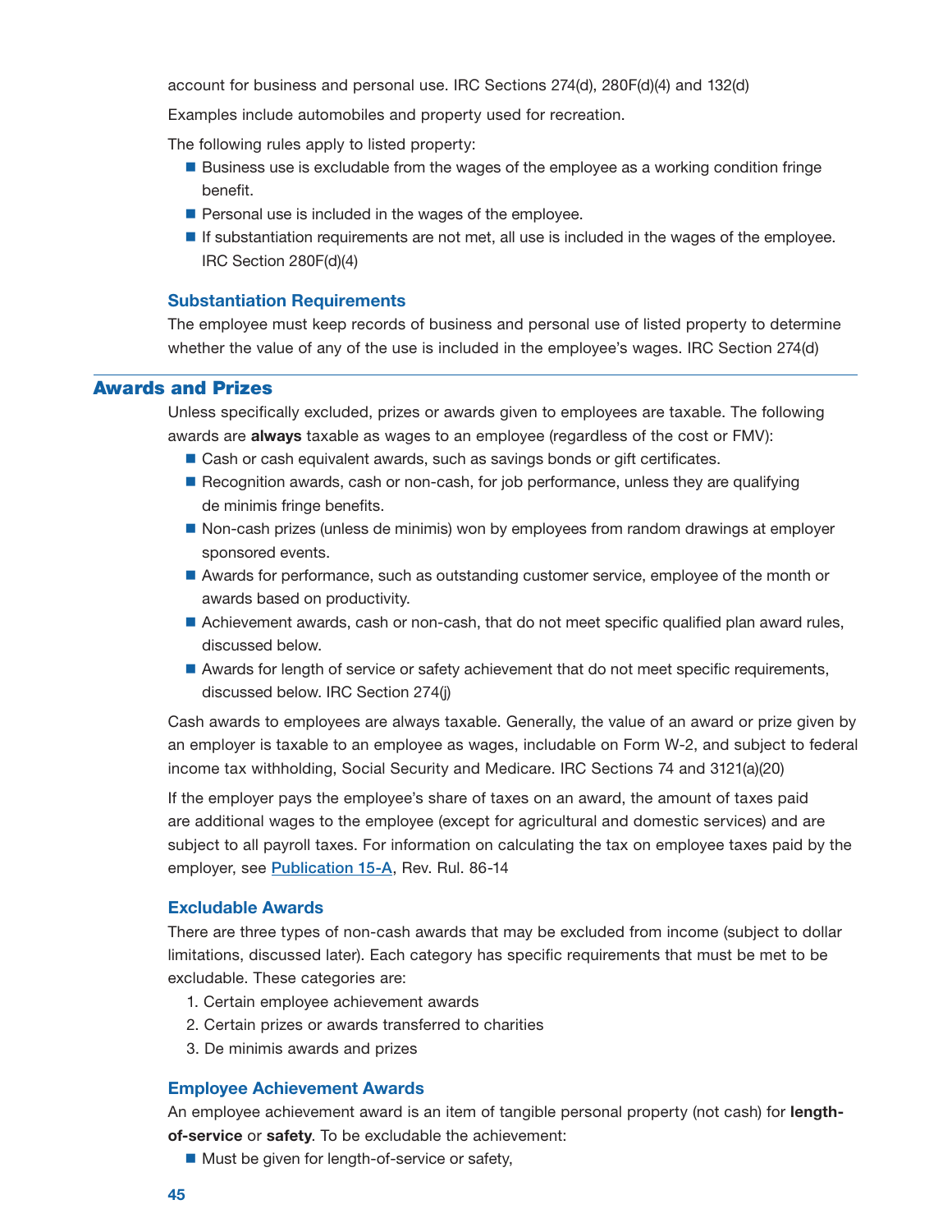account for business and personal use. IRC Sections 274(d), 280F(d)(4) and 132(d)

Examples include automobiles and property used for recreation.

The following rules apply to listed property:

- Business use is excludable from the wages of the employee as a working condition fringe benefit.
- Personal use is included in the wages of the employee.
- If substantiation requirements are not met, all use is included in the wages of the employee. IRC Section 280F(d)(4)

### Substantiation Requirements

The employee must keep records of business and personal use of listed property to determine whether the value of any of the use is included in the employee's wages. IRC Section 274(d)

## Awards and Prizes

Unless specifically excluded, prizes or awards given to employees are taxable. The following awards are **always** taxable as wages to an employee (regardless of the cost or FMV):

- Cash or cash equivalent awards, such as savings bonds or gift certificates.
- Recognition awards, cash or non-cash, for job performance, unless they are qualifying de minimis fringe benefits.
- Non-cash prizes (unless de minimis) won by employees from random drawings at employer sponsored events.
- Awards for performance, such as outstanding customer service, employee of the month or awards based on productivity.
- Achievement awards, cash or non-cash, that do not meet specific qualified plan award rules, discussed below.
- Awards for length of service or safety achievement that do not meet specific requirements, discussed below. IRC Section 274(j)

Cash awards to employees are always taxable. Generally, the value of an award or prize given by an employer is taxable to an employee as wages, includable on Form W-2, and subject to federal income tax withholding, Social Security and Medicare. IRC Sections 74 and 3121(a)(20)

If the employer pays the employee's share of taxes on an award, the amount of taxes paid are additional wages to the employee (except for agricultural and domestic services) and are subject to all payroll taxes. For information on calculating the tax on employee taxes paid by the employer, see Publication 15-A, Rev. Rul. 86-14

### Excludable Awards

There are three types of non-cash awards that may be excluded from income (subject to dollar limitations, discussed later). Each category has specific requirements that must be met to be excludable. These categories are:

1. Certain employee achievement awards
2. Certain prizes or awards transferred to charities
3. De minimis awards and prizes

### Employee Achievement Awards

An employee achievement award is an item of tangible personal property (not cash) for **length-of-service** or **safety**. To be excludable the achievement:

- Must be given for length-of-service or safety,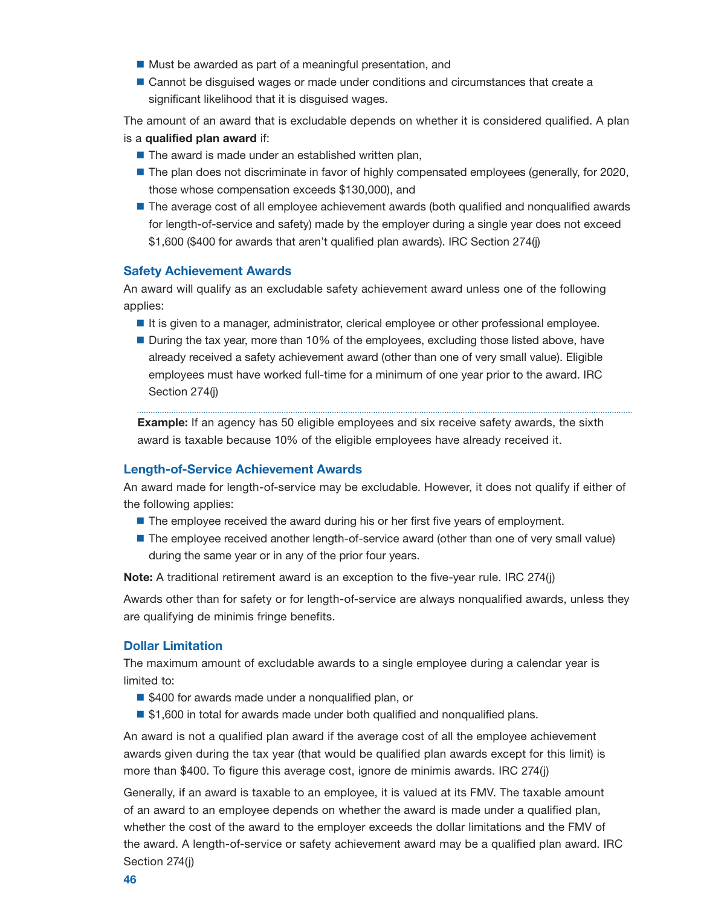- Must be awarded as part of a meaningful presentation, and
- Cannot be disguised wages or made under conditions and circumstances that create a significant likelihood that it is disguised wages.

The amount of an award that is excludable depends on whether it is considered qualified. A plan is a **qualified plan award** if:

- The award is made under an established written plan,
- The plan does not discriminate in favor of highly compensated employees (generally, for 2020, those whose compensation exceeds $130,000), and
- The average cost of all employee achievement awards (both qualified and nonqualified awards for length-of-service and safety) made by the employer during a single year does not exceed $1,600 ($400 for awards that aren't qualified plan awards). IRC Section 274(j)

### Safety Achievement Awards

An award will qualify as an excludable safety achievement award unless one of the following applies:

- It is given to a manager, administrator, clerical employee or other professional employee.
- During the tax year, more than 10% of the employees, excluding those listed above, have already received a safety achievement award (other than one of very small value). Eligible employees must have worked full-time for a minimum of one year prior to the award. IRC Section 274(j)

**Example:** If an agency has 50 eligible employees and six receive safety awards, the sixth award is taxable because 10% of the eligible employees have already received it.

### Length-of-Service Achievement Awards

An award made for length-of-service may be excludable. However, it does not qualify if either of the following applies:

- The employee received the award during his or her first five years of employment.
- The employee received another length-of-service award (other than one of very small value) during the same year or in any of the prior four years.

**Note:** A traditional retirement award is an exception to the five-year rule. IRC 274(j)

Awards other than for safety or for length-of-service are always nonqualified awards, unless they are qualifying de minimis fringe benefits.

### Dollar Limitation

The maximum amount of excludable awards to a single employee during a calendar year is limited to:

- $400 for awards made under a nonqualified plan, or
- $1,600 in total for awards made under both qualified and nonqualified plans.

An award is not a qualified plan award if the average cost of all the employee achievement awards given during the tax year (that would be qualified plan awards except for this limit) is more than $400. To figure this average cost, ignore de minimis awards. IRC 274(j)

Generally, if an award is taxable to an employee, it is valued at its FMV. The taxable amount of an award to an employee depends on whether the award is made under a qualified plan, whether the cost of the award to the employer exceeds the dollar limitations and the FMV of the award. A length-of-service or safety achievement award may be a qualified plan award. IRC Section 274(j)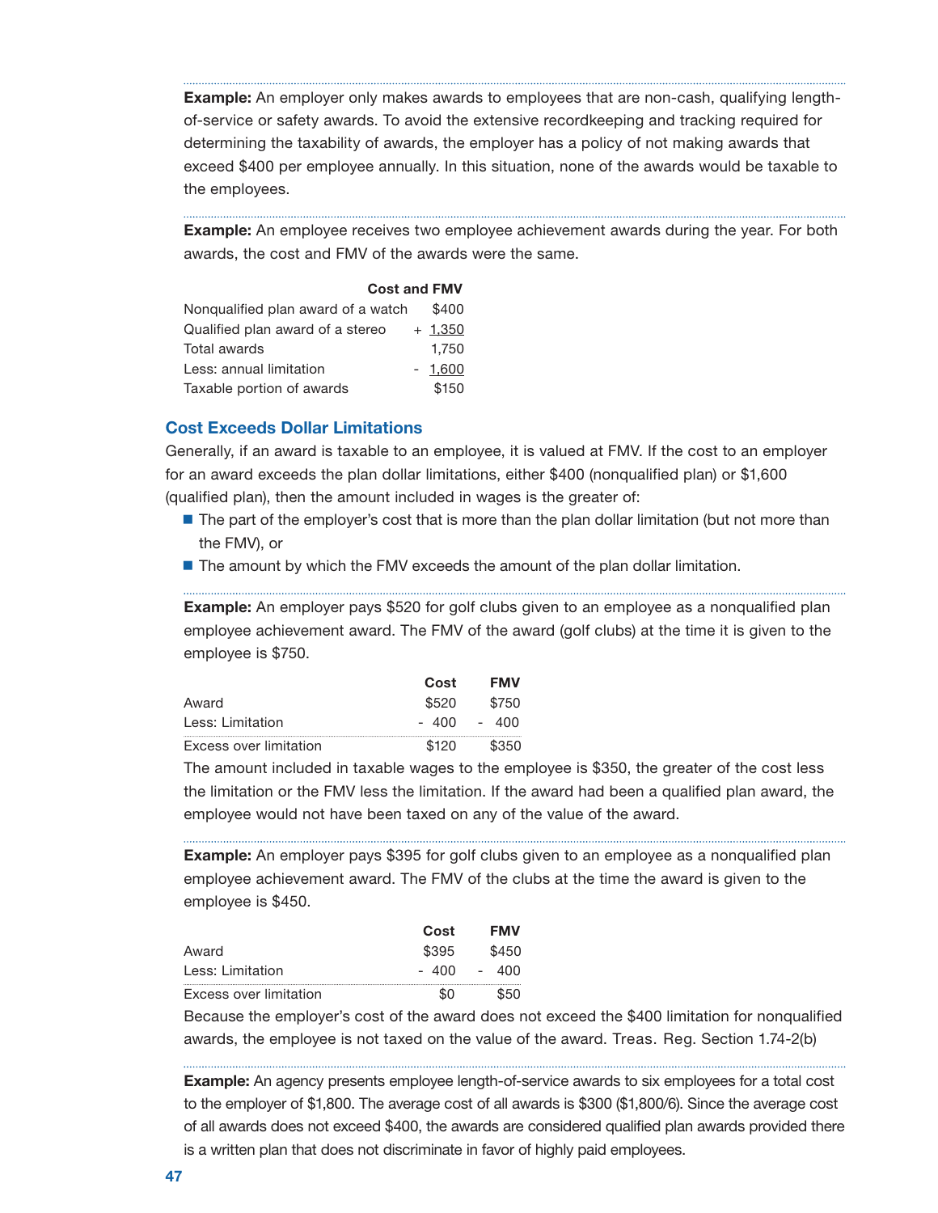**Example:** An employer only makes awards to employees that are non-cash, qualifying length-of-service or safety awards. To avoid the extensive recordkeeping and tracking required for determining the taxability of awards, the employer has a policy of not making awards that exceed $400 per employee annually. In this situation, none of the awards would be taxable to the employees.

**Example:** An employee receives two employee achievement awards during the year. For both awards, the cost and FMV of the awards were the same.

| | Cost and FMV |
|---|---|
| Nonqualified plan award of a watch | $400 |
| Qualified plan award of a stereo | + 1,350 |
| Total awards | 1,750 |
| Less: annual limitation | - 1,600 |
| Taxable portion of awards | $150 |

### Cost Exceeds Dollar Limitations

Generally, if an award is taxable to an employee, it is valued at FMV. If the cost to an employer for an award exceeds the plan dollar limitations, either $400 (nonqualified plan) or $1,600 (qualified plan), then the amount included in wages is the greater of:

- The part of the employer's cost that is more than the plan dollar limitation (but not more than the FMV), or
- The amount by which the FMV exceeds the amount of the plan dollar limitation.

**Example:** An employer pays $520 for golf clubs given to an employee as a nonqualified plan employee achievement award. The FMV of the award (golf clubs) at the time it is given to the employee is $750.

| | Cost | FMV |
|---|---|---|
| Award | $520 | $750 |
| Less: Limitation | - 400 | - 400 |
| Excess over limitation | $120 | $350 |

The amount included in taxable wages to the employee is $350, the greater of the cost less the limitation or the FMV less the limitation. If the award had been a qualified plan award, the employee would not have been taxed on any of the value of the award.

**Example:** An employer pays $395 for golf clubs given to an employee as a nonqualified plan employee achievement award. The FMV of the clubs at the time the award is given to the employee is $450.

| | Cost | FMV |
|---|---|---|
| Award | $395 | $450 |
| Less: Limitation | - 400 | - 400 |
| Excess over limitation | $0 | $50 |

Because the employer's cost of the award does not exceed the $400 limitation for nonqualified awards, the employee is not taxed on the value of the award. Treas. Reg. Section 1.74-2(b)

**Example:** An agency presents employee length-of-service awards to six employees for a total cost to the employer of $1,800. The average cost of all awards is $300 ($1,800/6). Since the average cost of all awards does not exceed $400, the awards are considered qualified plan awards provided there is a written plan that does not discriminate in favor of highly paid employees.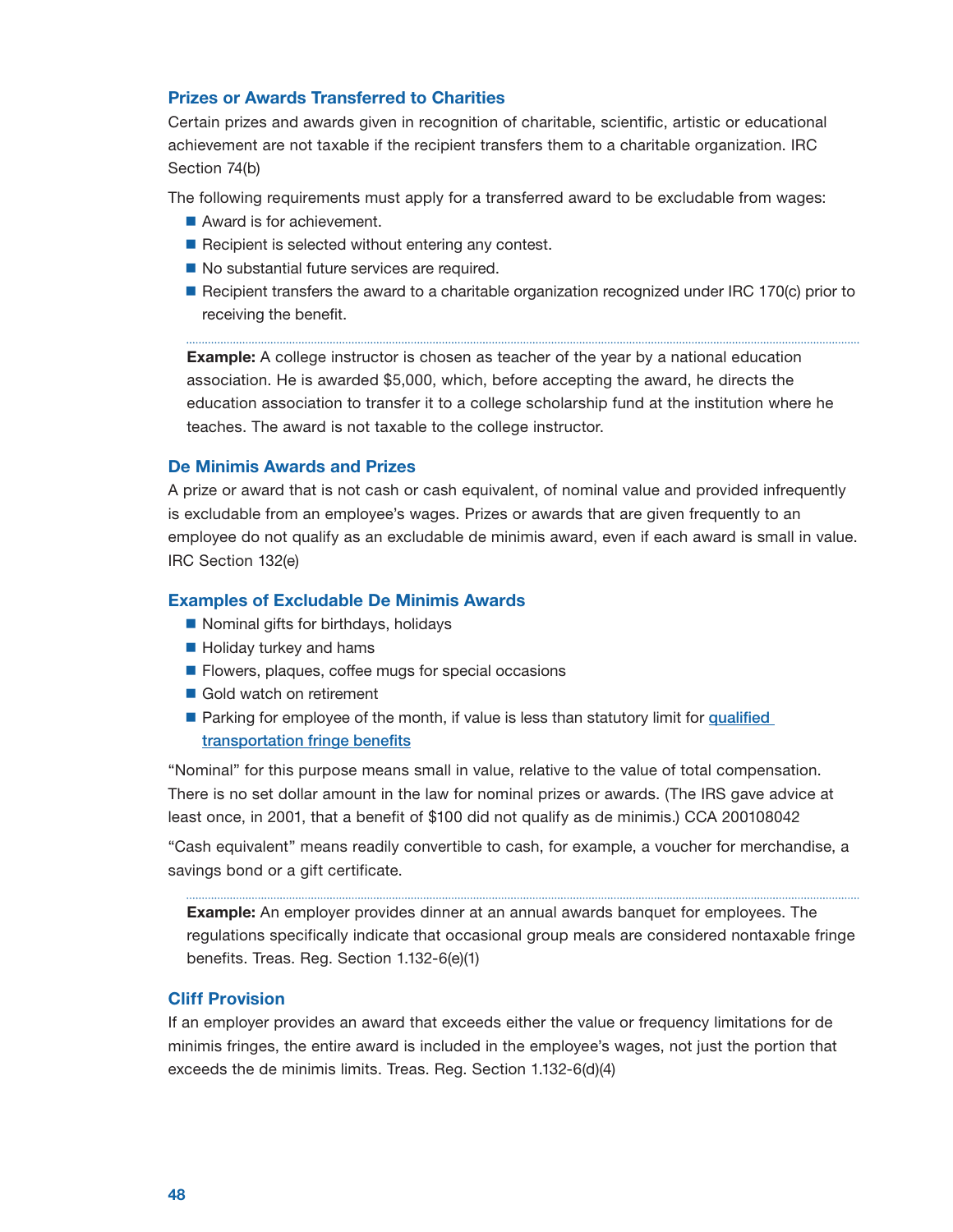### Prizes or Awards Transferred to Charities

Certain prizes and awards given in recognition of charitable, scientific, artistic or educational achievement are not taxable if the recipient transfers them to a charitable organization. IRC Section 74(b)

The following requirements must apply for a transferred award to be excludable from wages:

- Award is for achievement.
- Recipient is selected without entering any contest.
- No substantial future services are required.
- Recipient transfers the award to a charitable organization recognized under IRC 170(c) prior to receiving the benefit.

---

**Example:** A college instructor is chosen as teacher of the year by a national education association. He is awarded $5,000, which, before accepting the award, he directs the education association to transfer it to a college scholarship fund at the institution where he teaches. The award is not taxable to the college instructor.

### De Minimis Awards and Prizes

A prize or award that is not cash or cash equivalent, of nominal value and provided infrequently is excludable from an employee's wages. Prizes or awards that are given frequently to an employee do not qualify as an excludable de minimis award, even if each award is small in value. IRC Section 132(e)

### Examples of Excludable De Minimis Awards

- Nominal gifts for birthdays, holidays
- Holiday turkey and hams
- Flowers, plaques, coffee mugs for special occasions
- Gold watch on retirement
- Parking for employee of the month, if value is less than statutory limit for qualified transportation fringe benefits

"Nominal" for this purpose means small in value, relative to the value of total compensation. There is no set dollar amount in the law for nominal prizes or awards. (The IRS gave advice at least once, in 2001, that a benefit of $100 did not qualify as de minimis.) CCA 200108042

"Cash equivalent" means readily convertible to cash, for example, a voucher for merchandise, a savings bond or a gift certificate.

---

**Example:** An employer provides dinner at an annual awards banquet for employees. The regulations specifically indicate that occasional group meals are considered nontaxable fringe benefits. Treas. Reg. Section 1.132-6(e)(1)

### Cliff Provision

If an employer provides an award that exceeds either the value or frequency limitations for de minimis fringes, the entire award is included in the employee's wages, not just the portion that exceeds the de minimis limits. Treas. Reg. Section 1.132-6(d)(4)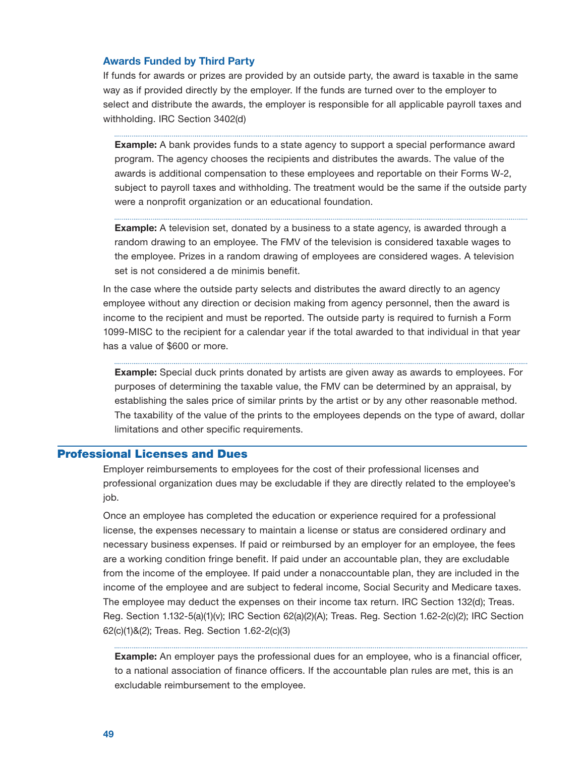### Awards Funded by Third Party

If funds for awards or prizes are provided by an outside party, the award is taxable in the same way as if provided directly by the employer. If the funds are turned over to the employer to select and distribute the awards, the employer is responsible for all applicable payroll taxes and withholding. IRC Section 3402(d)

**Example:** A bank provides funds to a state agency to support a special performance award program. The agency chooses the recipients and distributes the awards. The value of the awards is additional compensation to these employees and reportable on their Forms W-2, subject to payroll taxes and withholding. The treatment would be the same if the outside party were a nonprofit organization or an educational foundation.

**Example:** A television set, donated by a business to a state agency, is awarded through a random drawing to an employee. The FMV of the television is considered taxable wages to the employee. Prizes in a random drawing of employees are considered wages. A television set is not considered a de minimis benefit.

In the case where the outside party selects and distributes the award directly to an agency employee without any direction or decision making from agency personnel, then the award is income to the recipient and must be reported. The outside party is required to furnish a Form 1099-MISC to the recipient for a calendar year if the total awarded to that individual in that year has a value of $600 or more.

**Example:** Special duck prints donated by artists are given away as awards to employees. For purposes of determining the taxable value, the FMV can be determined by an appraisal, by establishing the sales price of similar prints by the artist or by any other reasonable method. The taxability of the value of the prints to the employees depends on the type of award, dollar limitations and other specific requirements.

## Professional Licenses and Dues

Employer reimbursements to employees for the cost of their professional licenses and professional organization dues may be excludable if they are directly related to the employee's job.

Once an employee has completed the education or experience required for a professional license, the expenses necessary to maintain a license or status are considered ordinary and necessary business expenses. If paid or reimbursed by an employer for an employee, the fees are a working condition fringe benefit. If paid under an accountable plan, they are excludable from the income of the employee. If paid under a nonaccountable plan, they are included in the income of the employee and are subject to federal income, Social Security and Medicare taxes. The employee may deduct the expenses on their income tax return. IRC Section 132(d); Treas. Reg. Section 1.132-5(a)(1)(v); IRC Section 62(a)(2)(A); Treas. Reg. Section 1.62-2(c)(2); IRC Section 62(c)(1)&(2); Treas. Reg. Section 1.62-2(c)(3)

**Example:** An employer pays the professional dues for an employee, who is a financial officer, to a national association of finance officers. If the accountable plan rules are met, this is an excludable reimbursement to the employee.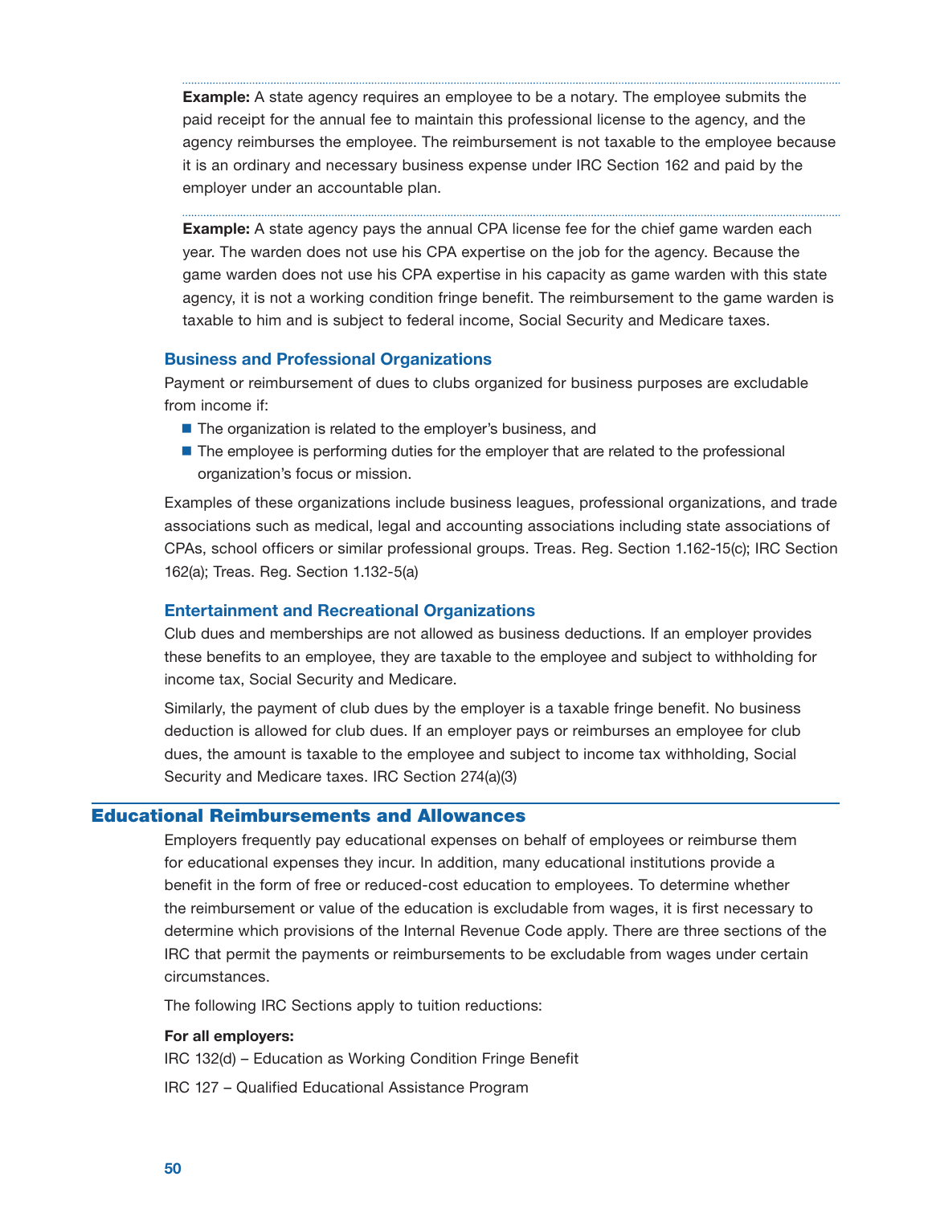**Example:** A state agency requires an employee to be a notary. The employee submits the paid receipt for the annual fee to maintain this professional license to the agency, and the agency reimburses the employee. The reimbursement is not taxable to the employee because it is an ordinary and necessary business expense under IRC Section 162 and paid by the employer under an accountable plan.

**Example:** A state agency pays the annual CPA license fee for the chief game warden each year. The warden does not use his CPA expertise on the job for the agency. Because the game warden does not use his CPA expertise in his capacity as game warden with this state agency, it is not a working condition fringe benefit. The reimbursement to the game warden is taxable to him and is subject to federal income, Social Security and Medicare taxes.

### Business and Professional Organizations

Payment or reimbursement of dues to clubs organized for business purposes are excludable from income if:

- The organization is related to the employer's business, and
- The employee is performing duties for the employer that are related to the professional organization's focus or mission.

Examples of these organizations include business leagues, professional organizations, and trade associations such as medical, legal and accounting associations including state associations of CPAs, school officers or similar professional groups. Treas. Reg. Section 1.162-15(c); IRC Section 162(a); Treas. Reg. Section 1.132-5(a)

### Entertainment and Recreational Organizations

Club dues and memberships are not allowed as business deductions. If an employer provides these benefits to an employee, they are taxable to the employee and subject to withholding for income tax, Social Security and Medicare.

Similarly, the payment of club dues by the employer is a taxable fringe benefit. No business deduction is allowed for club dues. If an employer pays or reimburses an employee for club dues, the amount is taxable to the employee and subject to income tax withholding, Social Security and Medicare taxes. IRC Section 274(a)(3)

## Educational Reimbursements and Allowances

Employers frequently pay educational expenses on behalf of employees or reimburse them for educational expenses they incur. In addition, many educational institutions provide a benefit in the form of free or reduced-cost education to employees. To determine whether the reimbursement or value of the education is excludable from wages, it is first necessary to determine which provisions of the Internal Revenue Code apply. There are three sections of the IRC that permit the payments or reimbursements to be excludable from wages under certain circumstances.

The following IRC Sections apply to tuition reductions:

**For all employers:**

IRC 132(d) – Education as Working Condition Fringe Benefit

IRC 127 – Qualified Educational Assistance Program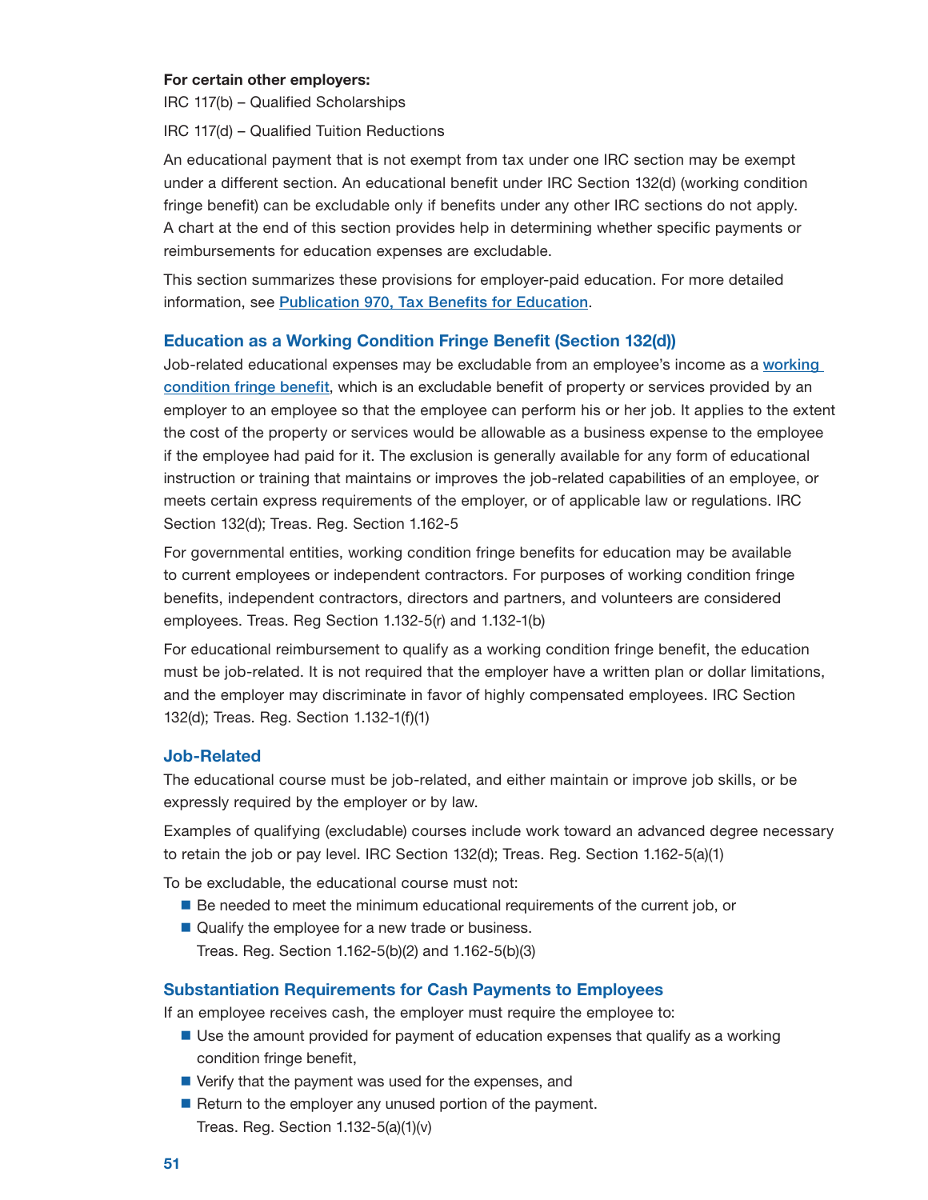**For certain other employers:**

IRC 117(b) – Qualified Scholarships

IRC 117(d) – Qualified Tuition Reductions

An educational payment that is not exempt from tax under one IRC section may be exempt under a different section. An educational benefit under IRC Section 132(d) (working condition fringe benefit) can be excludable only if benefits under any other IRC sections do not apply. A chart at the end of this section provides help in determining whether specific payments or reimbursements for education expenses are excludable.

This section summarizes these provisions for employer-paid education. For more detailed information, see Publication 970, Tax Benefits for Education.

## Education as a Working Condition Fringe Benefit (Section 132(d))

Job-related educational expenses may be excludable from an employee's income as a working condition fringe benefit, which is an excludable benefit of property or services provided by an employer to an employee so that the employee can perform his or her job. It applies to the extent the cost of the property or services would be allowable as a business expense to the employee if the employee had paid for it. The exclusion is generally available for any form of educational instruction or training that maintains or improves the job-related capabilities of an employee, or meets certain express requirements of the employer, or of applicable law or regulations. IRC Section 132(d); Treas. Reg. Section 1.162-5

For governmental entities, working condition fringe benefits for education may be available to current employees or independent contractors. For purposes of working condition fringe benefits, independent contractors, directors and partners, and volunteers are considered employees. Treas. Reg Section 1.132-5(r) and 1.132-1(b)

For educational reimbursement to qualify as a working condition fringe benefit, the education must be job-related. It is not required that the employer have a written plan or dollar limitations, and the employer may discriminate in favor of highly compensated employees. IRC Section 132(d); Treas. Reg. Section 1.132-1(f)(1)

## Job-Related

The educational course must be job-related, and either maintain or improve job skills, or be expressly required by the employer or by law.

Examples of qualifying (excludable) courses include work toward an advanced degree necessary to retain the job or pay level. IRC Section 132(d); Treas. Reg. Section 1.162-5(a)(1)

To be excludable, the educational course must not:

- Be needed to meet the minimum educational requirements of the current job, or
- Qualify the employee for a new trade or business.
  Treas. Reg. Section 1.162-5(b)(2) and 1.162-5(b)(3)

## Substantiation Requirements for Cash Payments to Employees

If an employee receives cash, the employer must require the employee to:

- Use the amount provided for payment of education expenses that qualify as a working condition fringe benefit,
- Verify that the payment was used for the expenses, and
- Return to the employer any unused portion of the payment.
  Treas. Reg. Section 1.132-5(a)(1)(v)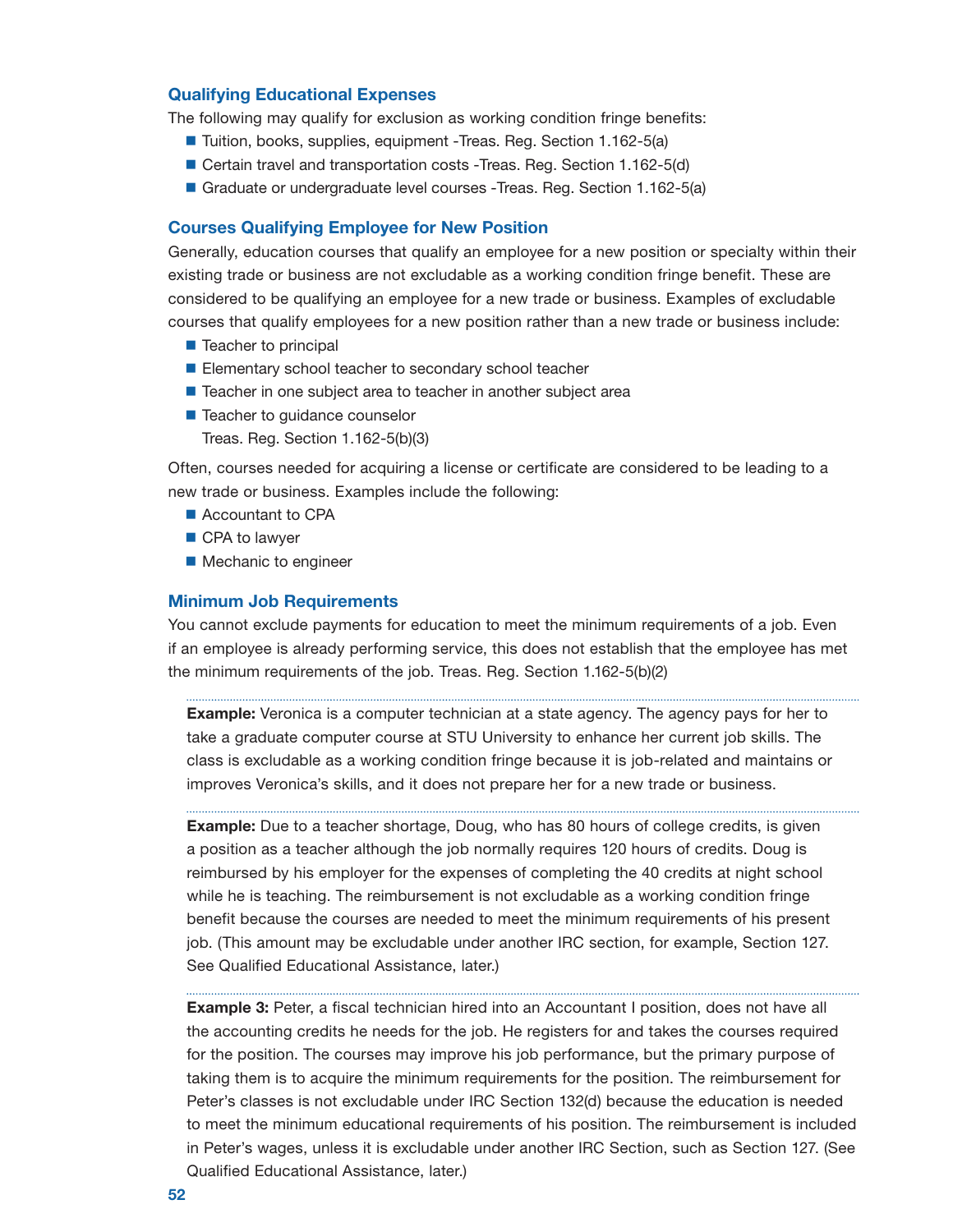### Qualifying Educational Expenses

The following may qualify for exclusion as working condition fringe benefits:

- Tuition, books, supplies, equipment -Treas. Reg. Section 1.162-5(a)
- Certain travel and transportation costs -Treas. Reg. Section 1.162-5(d)
- Graduate or undergraduate level courses -Treas. Reg. Section 1.162-5(a)

### Courses Qualifying Employee for New Position

Generally, education courses that qualify an employee for a new position or specialty within their existing trade or business are not excludable as a working condition fringe benefit. These are considered to be qualifying an employee for a new trade or business. Examples of excludable courses that qualify employees for a new position rather than a new trade or business include:

- Teacher to principal
- Elementary school teacher to secondary school teacher
- Teacher in one subject area to teacher in another subject area
- Teacher to guidance counselor
  Treas. Reg. Section 1.162-5(b)(3)

Often, courses needed for acquiring a license or certificate are considered to be leading to a new trade or business. Examples include the following:

- Accountant to CPA
- CPA to lawyer
- Mechanic to engineer

### Minimum Job Requirements

You cannot exclude payments for education to meet the minimum requirements of a job. Even if an employee is already performing service, this does not establish that the employee has met the minimum requirements of the job. Treas. Reg. Section 1.162-5(b)(2)

**Example:** Veronica is a computer technician at a state agency. The agency pays for her to take a graduate computer course at STU University to enhance her current job skills. The class is excludable as a working condition fringe because it is job-related and maintains or improves Veronica's skills, and it does not prepare her for a new trade or business.

**Example:** Due to a teacher shortage, Doug, who has 80 hours of college credits, is given a position as a teacher although the job normally requires 120 hours of credits. Doug is reimbursed by his employer for the expenses of completing the 40 credits at night school while he is teaching. The reimbursement is not excludable as a working condition fringe benefit because the courses are needed to meet the minimum requirements of his present job. (This amount may be excludable under another IRC section, for example, Section 127. See Qualified Educational Assistance, later.)

**Example 3:** Peter, a fiscal technician hired into an Accountant I position, does not have all the accounting credits he needs for the job. He registers for and takes the courses required for the position. The courses may improve his job performance, but the primary purpose of taking them is to acquire the minimum requirements for the position. The reimbursement for Peter's classes is not excludable under IRC Section 132(d) because the education is needed to meet the minimum educational requirements of his position. The reimbursement is included in Peter's wages, unless it is excludable under another IRC Section, such as Section 127. (See Qualified Educational Assistance, later.)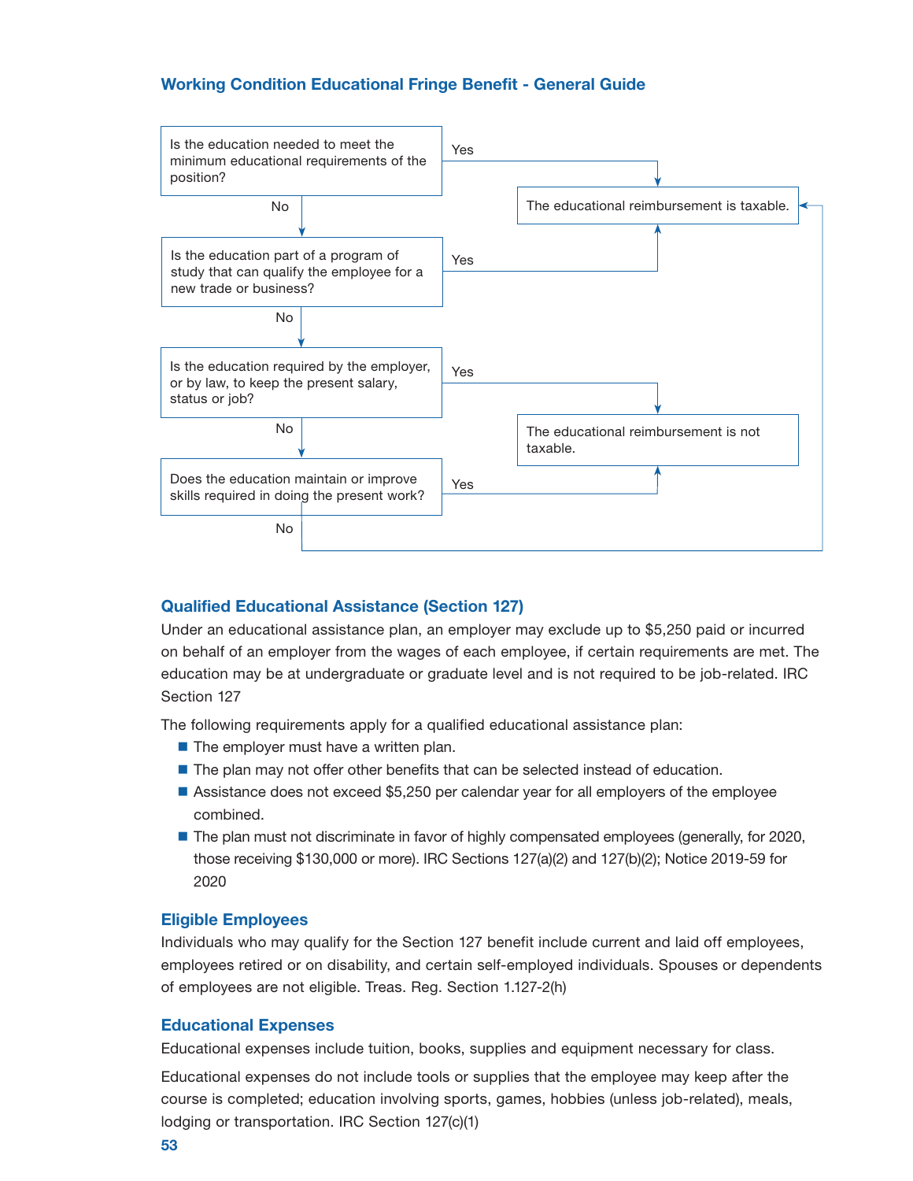### Working Condition Educational Fringe Benefit - General Guide

Is the education needed to meet the minimum educational requirements of the position?
- Yes → The educational reimbursement is taxable.
- No → Is the education part of a program of study that can qualify the employee for a new trade or business?
  - Yes → The educational reimbursement is taxable.
  - No → Is the education required by the employer, or by law, to keep the present salary, status or job?
    - Yes → The educational reimbursement is not taxable.
    - No → Does the education maintain or improve skills required in doing the present work?
      - Yes → The educational reimbursement is not taxable.
      - No → The educational reimbursement is taxable.

### Qualified Educational Assistance (Section 127)

Under an educational assistance plan, an employer may exclude up to $5,250 paid or incurred on behalf of an employer from the wages of each employee, if certain requirements are met. The education may be at undergraduate or graduate level and is not required to be job-related. IRC Section 127

The following requirements apply for a qualified educational assistance plan:

- The employer must have a written plan.
- The plan may not offer other benefits that can be selected instead of education.
- Assistance does not exceed $5,250 per calendar year for all employers of the employee combined.
- The plan must not discriminate in favor of highly compensated employees (generally, for 2020, those receiving $130,000 or more). IRC Sections 127(a)(2) and 127(b)(2); Notice 2019-59 for 2020

### Eligible Employees

Individuals who may qualify for the Section 127 benefit include current and laid off employees, employees retired or on disability, and certain self-employed individuals. Spouses or dependents of employees are not eligible. Treas. Reg. Section 1.127-2(h)

### Educational Expenses

Educational expenses include tuition, books, supplies and equipment necessary for class.

Educational expenses do not include tools or supplies that the employee may keep after the course is completed; education involving sports, games, hobbies (unless job-related), meals, lodging or transportation. IRC Section 127(c)(1)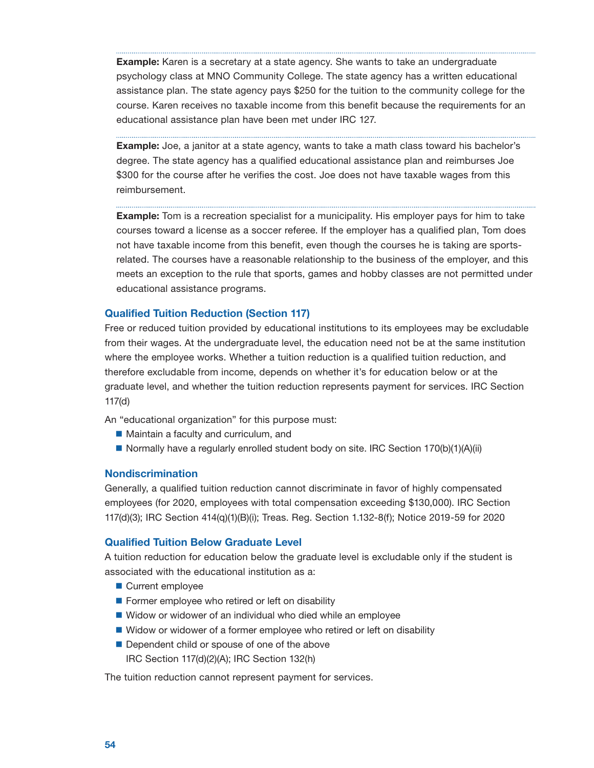**Example:** Karen is a secretary at a state agency. She wants to take an undergraduate psychology class at MNO Community College. The state agency has a written educational assistance plan. The state agency pays $250 for the tuition to the community college for the course. Karen receives no taxable income from this benefit because the requirements for an educational assistance plan have been met under IRC 127.

**Example:** Joe, a janitor at a state agency, wants to take a math class toward his bachelor's degree. The state agency has a qualified educational assistance plan and reimburses Joe $300 for the course after he verifies the cost. Joe does not have taxable wages from this reimbursement.

**Example:** Tom is a recreation specialist for a municipality. His employer pays for him to take courses toward a license as a soccer referee. If the employer has a qualified plan, Tom does not have taxable income from this benefit, even though the courses he is taking are sports-related. The courses have a reasonable relationship to the business of the employer, and this meets an exception to the rule that sports, games and hobby classes are not permitted under educational assistance programs.

### Qualified Tuition Reduction (Section 117)

Free or reduced tuition provided by educational institutions to its employees may be excludable from their wages. At the undergraduate level, the education need not be at the same institution where the employee works. Whether a tuition reduction is a qualified tuition reduction, and therefore excludable from income, depends on whether it's for education below or at the graduate level, and whether the tuition reduction represents payment for services. IRC Section 117(d)

An "educational organization" for this purpose must:

- Maintain a faculty and curriculum, and
- Normally have a regularly enrolled student body on site. IRC Section 170(b)(1)(A)(ii)

### Nondiscrimination

Generally, a qualified tuition reduction cannot discriminate in favor of highly compensated employees (for 2020, employees with total compensation exceeding $130,000). IRC Section 117(d)(3); IRC Section 414(q)(1)(B)(i); Treas. Reg. Section 1.132-8(f); Notice 2019-59 for 2020

### Qualified Tuition Below Graduate Level

A tuition reduction for education below the graduate level is excludable only if the student is associated with the educational institution as a:

- Current employee
- Former employee who retired or left on disability
- Widow or widower of an individual who died while an employee
- Widow or widower of a former employee who retired or left on disability
- Dependent child or spouse of one of the above
  IRC Section 117(d)(2)(A); IRC Section 132(h)

The tuition reduction cannot represent payment for services.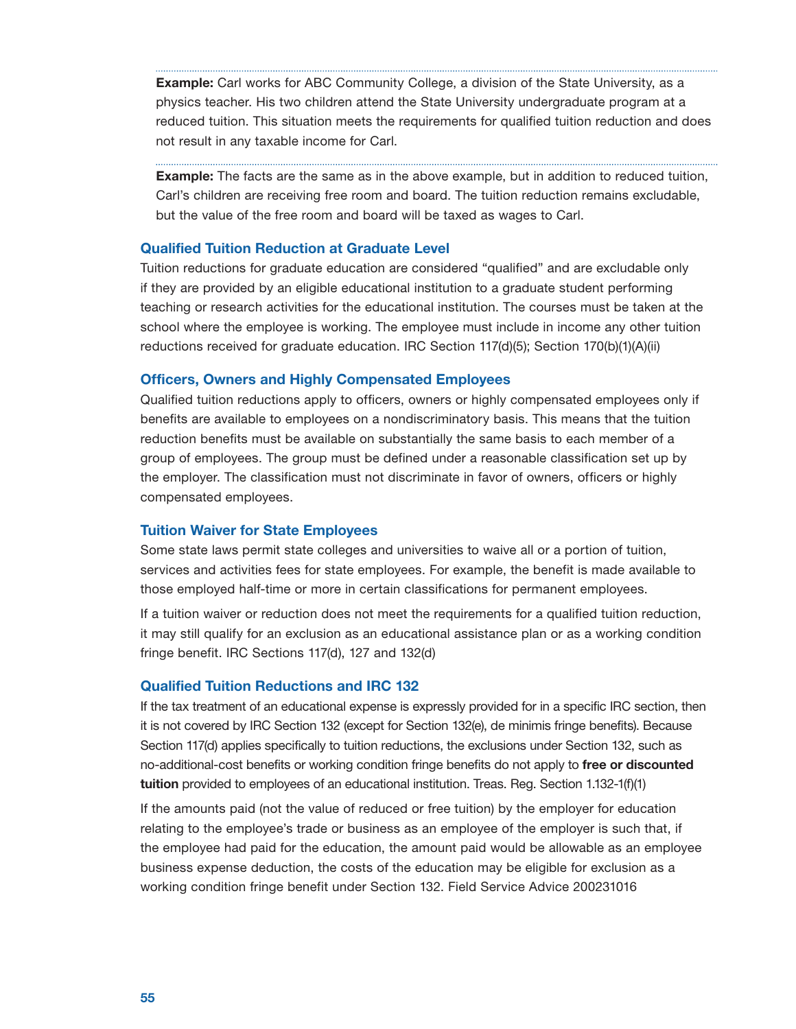**Example:** Carl works for ABC Community College, a division of the State University, as a physics teacher. His two children attend the State University undergraduate program at a reduced tuition. This situation meets the requirements for qualified tuition reduction and does not result in any taxable income for Carl.

**Example:** The facts are the same as in the above example, but in addition to reduced tuition, Carl's children are receiving free room and board. The tuition reduction remains excludable, but the value of the free room and board will be taxed as wages to Carl.

### Qualified Tuition Reduction at Graduate Level

Tuition reductions for graduate education are considered "qualified" and are excludable only if they are provided by an eligible educational institution to a graduate student performing teaching or research activities for the educational institution. The courses must be taken at the school where the employee is working. The employee must include in income any other tuition reductions received for graduate education. IRC Section 117(d)(5); Section 170(b)(1)(A)(ii)

### Officers, Owners and Highly Compensated Employees

Qualified tuition reductions apply to officers, owners or highly compensated employees only if benefits are available to employees on a nondiscriminatory basis. This means that the tuition reduction benefits must be available on substantially the same basis to each member of a group of employees. The group must be defined under a reasonable classification set up by the employer. The classification must not discriminate in favor of owners, officers or highly compensated employees.

### Tuition Waiver for State Employees

Some state laws permit state colleges and universities to waive all or a portion of tuition, services and activities fees for state employees. For example, the benefit is made available to those employed half-time or more in certain classifications for permanent employees.

If a tuition waiver or reduction does not meet the requirements for a qualified tuition reduction, it may still qualify for an exclusion as an educational assistance plan or as a working condition fringe benefit. IRC Sections 117(d), 127 and 132(d)

### Qualified Tuition Reductions and IRC 132

If the tax treatment of an educational expense is expressly provided for in a specific IRC section, then it is not covered by IRC Section 132 (except for Section 132(e), de minimis fringe benefits). Because Section 117(d) applies specifically to tuition reductions, the exclusions under Section 132, such as no-additional-cost benefits or working condition fringe benefits do not apply to **free or discounted tuition** provided to employees of an educational institution. Treas. Reg. Section 1.132-1(f)(1)

If the amounts paid (not the value of reduced or free tuition) by the employer for education relating to the employee's trade or business as an employee of the employer is such that, if the employee had paid for the education, the amount paid would be allowable as an employee business expense deduction, the costs of the education may be eligible for exclusion as a working condition fringe benefit under Section 132. Field Service Advice 200231016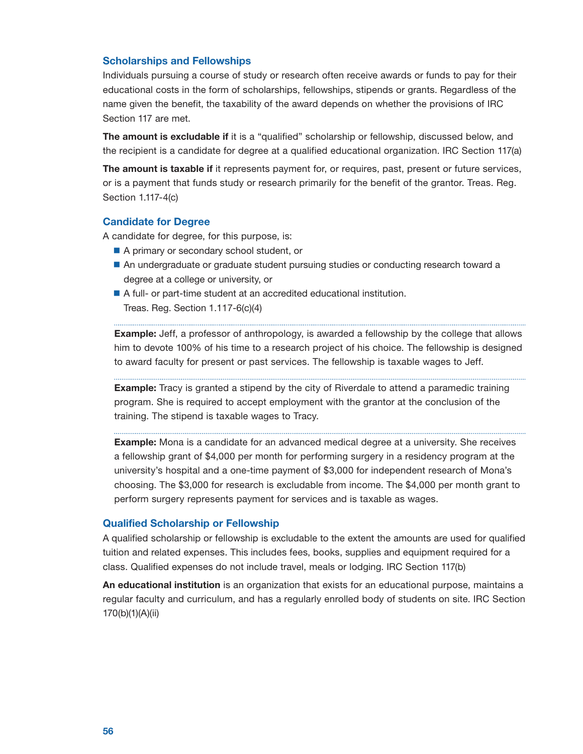### Scholarships and Fellowships

Individuals pursuing a course of study or research often receive awards or funds to pay for their educational costs in the form of scholarships, fellowships, stipends or grants. Regardless of the name given the benefit, the taxability of the award depends on whether the provisions of IRC Section 117 are met.

**The amount is excludable if** it is a "qualified" scholarship or fellowship, discussed below, and the recipient is a candidate for degree at a qualified educational organization. IRC Section 117(a)

**The amount is taxable if** it represents payment for, or requires, past, present or future services, or is a payment that funds study or research primarily for the benefit of the grantor. Treas. Reg. Section 1.117-4(c)

### Candidate for Degree

A candidate for degree, for this purpose, is:

- A primary or secondary school student, or
- An undergraduate or graduate student pursuing studies or conducting research toward a degree at a college or university, or
- A full- or part-time student at an accredited educational institution.
  Treas. Reg. Section 1.117-6(c)(4)

---

**Example:** Jeff, a professor of anthropology, is awarded a fellowship by the college that allows him to devote 100% of his time to a research project of his choice. The fellowship is designed to award faculty for present or past services. The fellowship is taxable wages to Jeff.

---

**Example:** Tracy is granted a stipend by the city of Riverdale to attend a paramedic training program. She is required to accept employment with the grantor at the conclusion of the training. The stipend is taxable wages to Tracy.

---

**Example:** Mona is a candidate for an advanced medical degree at a university. She receives a fellowship grant of $4,000 per month for performing surgery in a residency program at the university's hospital and a one-time payment of $3,000 for independent research of Mona's choosing. The $3,000 for research is excludable from income. The $4,000 per month grant to perform surgery represents payment for services and is taxable as wages.

### Qualified Scholarship or Fellowship

A qualified scholarship or fellowship is excludable to the extent the amounts are used for qualified tuition and related expenses. This includes fees, books, supplies and equipment required for a class. Qualified expenses do not include travel, meals or lodging. IRC Section 117(b)

**An educational institution** is an organization that exists for an educational purpose, maintains a regular faculty and curriculum, and has a regularly enrolled body of students on site. IRC Section 170(b)(1)(A)(ii)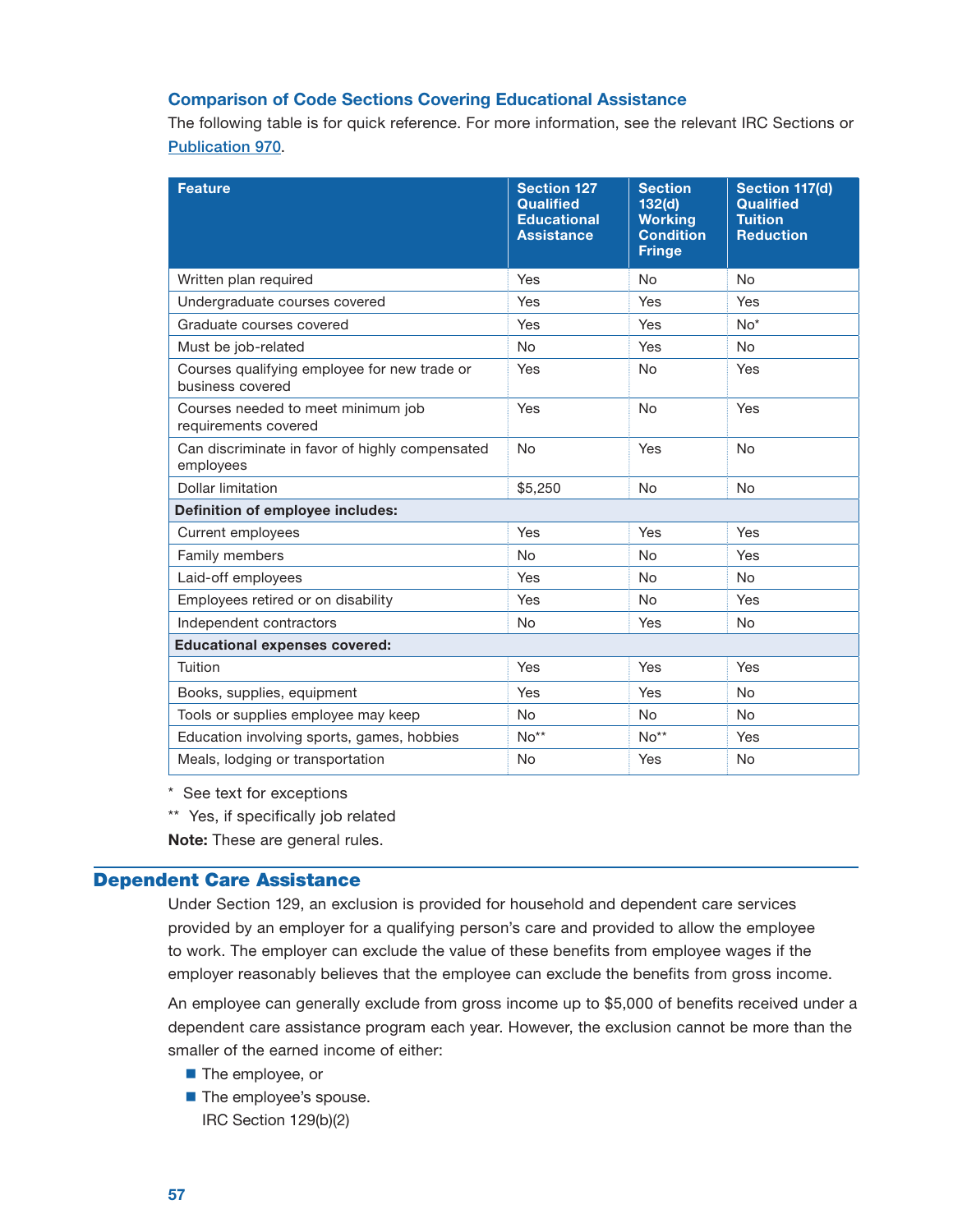### Comparison of Code Sections Covering Educational Assistance

The following table is for quick reference. For more information, see the relevant IRC Sections or Publication 970.

| Feature | Section 127 Qualified Educational Assistance | Section 132(d) Working Condition Fringe | Section 117(d) Qualified Tuition Reduction |
|---|---|---|---|
| Written plan required | Yes | No | No |
| Undergraduate courses covered | Yes | Yes | Yes |
| Graduate courses covered | Yes | Yes | No* |
| Must be job-related | No | Yes | No |
| Courses qualifying employee for new trade or business covered | Yes | No | Yes |
| Courses needed to meet minimum job requirements covered | Yes | No | Yes |
| Can discriminate in favor of highly compensated employees | No | Yes | No |
| Dollar limitation | $5,250 | No | No |
| **Definition of employee includes:** | | | |
| Current employees | Yes | Yes | Yes |
| Family members | No | No | Yes |
| Laid-off employees | Yes | No | No |
| Employees retired or on disability | Yes | No | Yes |
| Independent contractors | No | Yes | No |
| **Educational expenses covered:** | | | |
| Tuition | Yes | Yes | Yes |
| Books, supplies, equipment | Yes | Yes | No |
| Tools or supplies employee may keep | No | No | No |
| Education involving sports, games, hobbies | No** | No** | Yes |
| Meals, lodging or transportation | No | Yes | No |

\* See text for exceptions

\*\* Yes, if specifically job related

**Note:** These are general rules.

## Dependent Care Assistance

Under Section 129, an exclusion is provided for household and dependent care services provided by an employer for a qualifying person's care and provided to allow the employee to work. The employer can exclude the value of these benefits from employee wages if the employer reasonably believes that the employee can exclude the benefits from gross income.

An employee can generally exclude from gross income up to $5,000 of benefits received under a dependent care assistance program each year. However, the exclusion cannot be more than the smaller of the earned income of either:

- The employee, or
- The employee's spouse.

  IRC Section 129(b)(2)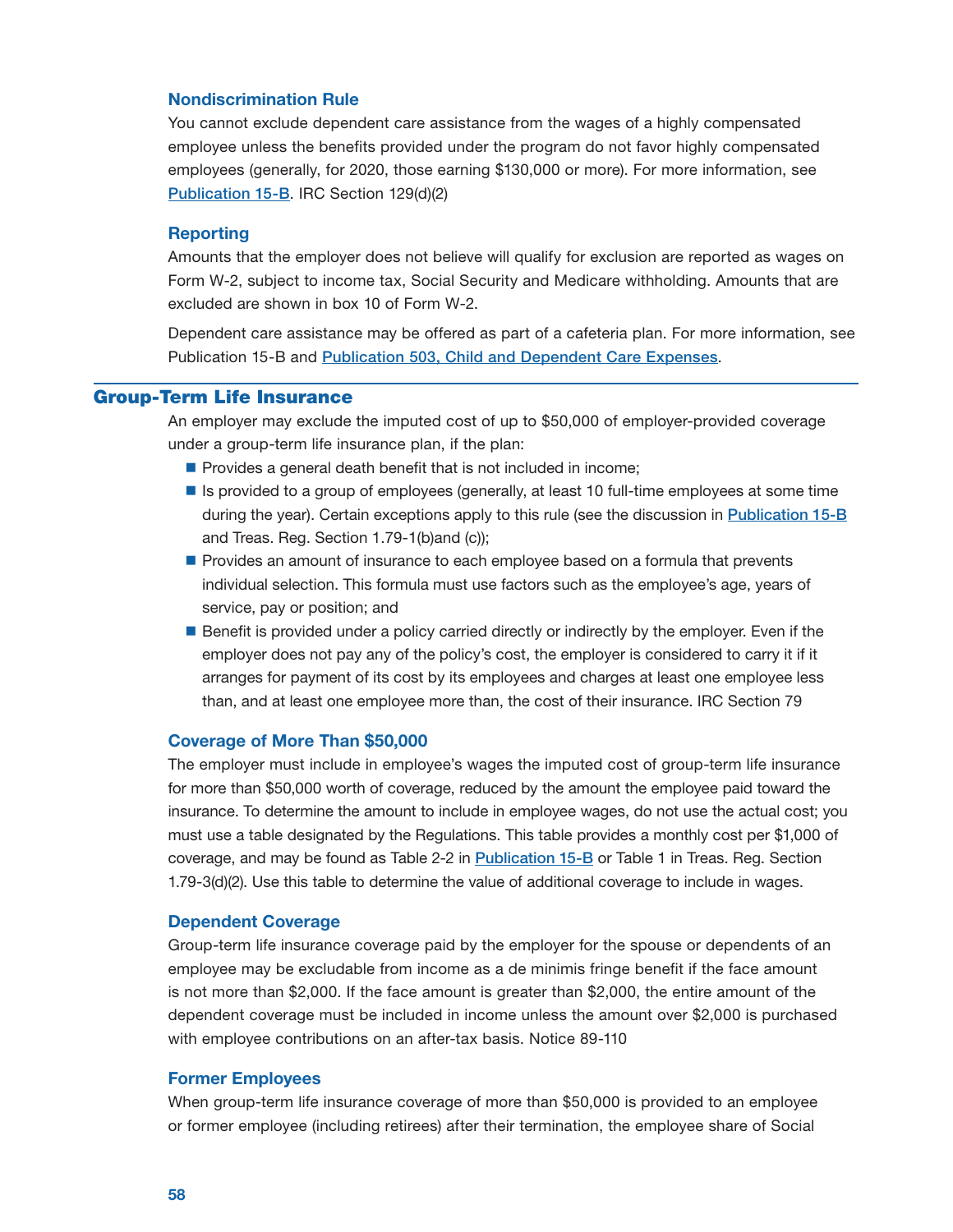### Nondiscrimination Rule

You cannot exclude dependent care assistance from the wages of a highly compensated employee unless the benefits provided under the program do not favor highly compensated employees (generally, for 2020, those earning $130,000 or more). For more information, see Publication 15-B. IRC Section 129(d)(2)

### Reporting

Amounts that the employer does not believe will qualify for exclusion are reported as wages on Form W-2, subject to income tax, Social Security and Medicare withholding. Amounts that are excluded are shown in box 10 of Form W-2.

Dependent care assistance may be offered as part of a cafeteria plan. For more information, see Publication 15-B and Publication 503, Child and Dependent Care Expenses.

## Group-Term Life Insurance

An employer may exclude the imputed cost of up to $50,000 of employer-provided coverage under a group-term life insurance plan, if the plan:

- Provides a general death benefit that is not included in income;
- Is provided to a group of employees (generally, at least 10 full-time employees at some time during the year). Certain exceptions apply to this rule (see the discussion in Publication 15-B and Treas. Reg. Section 1.79-1(b)and (c));
- Provides an amount of insurance to each employee based on a formula that prevents individual selection. This formula must use factors such as the employee's age, years of service, pay or position; and
- Benefit is provided under a policy carried directly or indirectly by the employer. Even if the employer does not pay any of the policy's cost, the employer is considered to carry it if it arranges for payment of its cost by its employees and charges at least one employee less than, and at least one employee more than, the cost of their insurance. IRC Section 79

### Coverage of More Than $50,000

The employer must include in employee's wages the imputed cost of group-term life insurance for more than $50,000 worth of coverage, reduced by the amount the employee paid toward the insurance. To determine the amount to include in employee wages, do not use the actual cost; you must use a table designated by the Regulations. This table provides a monthly cost per $1,000 of coverage, and may be found as Table 2-2 in Publication 15-B or Table 1 in Treas. Reg. Section 1.79-3(d)(2). Use this table to determine the value of additional coverage to include in wages.

### Dependent Coverage

Group-term life insurance coverage paid by the employer for the spouse or dependents of an employee may be excludable from income as a de minimis fringe benefit if the face amount is not more than $2,000. If the face amount is greater than $2,000, the entire amount of the dependent coverage must be included in income unless the amount over $2,000 is purchased with employee contributions on an after-tax basis. Notice 89-110

### Former Employees

When group-term life insurance coverage of more than $50,000 is provided to an employee or former employee (including retirees) after their termination, the employee share of Social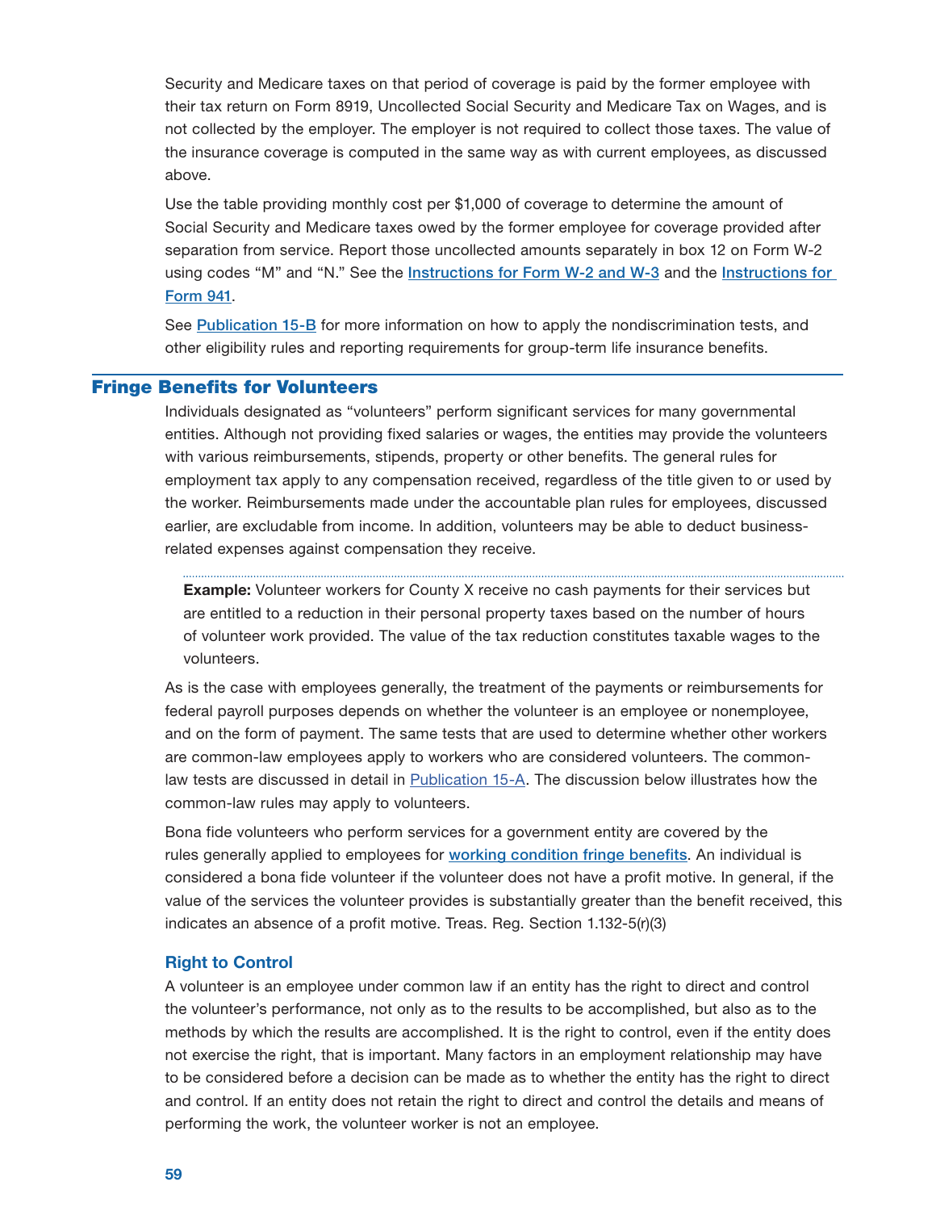Security and Medicare taxes on that period of coverage is paid by the former employee with their tax return on Form 8919, Uncollected Social Security and Medicare Tax on Wages, and is not collected by the employer. The employer is not required to collect those taxes. The value of the insurance coverage is computed in the same way as with current employees, as discussed above.

Use the table providing monthly cost per $1,000 of coverage to determine the amount of Social Security and Medicare taxes owed by the former employee for coverage provided after separation from service. Report those uncollected amounts separately in box 12 on Form W-2 using codes “M” and “N.” See the **Instructions for Form W-2 and W-3** and the **Instructions for Form 941**.

See **Publication 15-B** for more information on how to apply the nondiscrimination tests, and other eligibility rules and reporting requirements for group-term life insurance benefits.

## Fringe Benefits for Volunteers

Individuals designated as “volunteers” perform significant services for many governmental entities. Although not providing fixed salaries or wages, the entities may provide the volunteers with various reimbursements, stipends, property or other benefits. The general rules for employment tax apply to any compensation received, regardless of the title given to or used by the worker. Reimbursements made under the accountable plan rules for employees, discussed earlier, are excludable from income. In addition, volunteers may be able to deduct business-related expenses against compensation they receive.

**Example:** Volunteer workers for County X receive no cash payments for their services but are entitled to a reduction in their personal property taxes based on the number of hours of volunteer work provided. The value of the tax reduction constitutes taxable wages to the volunteers.

As is the case with employees generally, the treatment of the payments or reimbursements for federal payroll purposes depends on whether the volunteer is an employee or nonemployee, and on the form of payment. The same tests that are used to determine whether other workers are common-law employees apply to workers who are considered volunteers. The common-law tests are discussed in detail in Publication 15-A. The discussion below illustrates how the common-law rules may apply to volunteers.

Bona fide volunteers who perform services for a government entity are covered by the rules generally applied to employees for **working condition fringe benefits**. An individual is considered a bona fide volunteer if the volunteer does not have a profit motive. In general, if the value of the services the volunteer provides is substantially greater than the benefit received, this indicates an absence of a profit motive. Treas. Reg. Section 1.132-5(r)(3)

### Right to Control

A volunteer is an employee under common law if an entity has the right to direct and control the volunteer’s performance, not only as to the results to be accomplished, but also as to the methods by which the results are accomplished. It is the right to control, even if the entity does not exercise the right, that is important. Many factors in an employment relationship may have to be considered before a decision can be made as to whether the entity has the right to direct and control. If an entity does not retain the right to direct and control the details and means of performing the work, the volunteer worker is not an employee.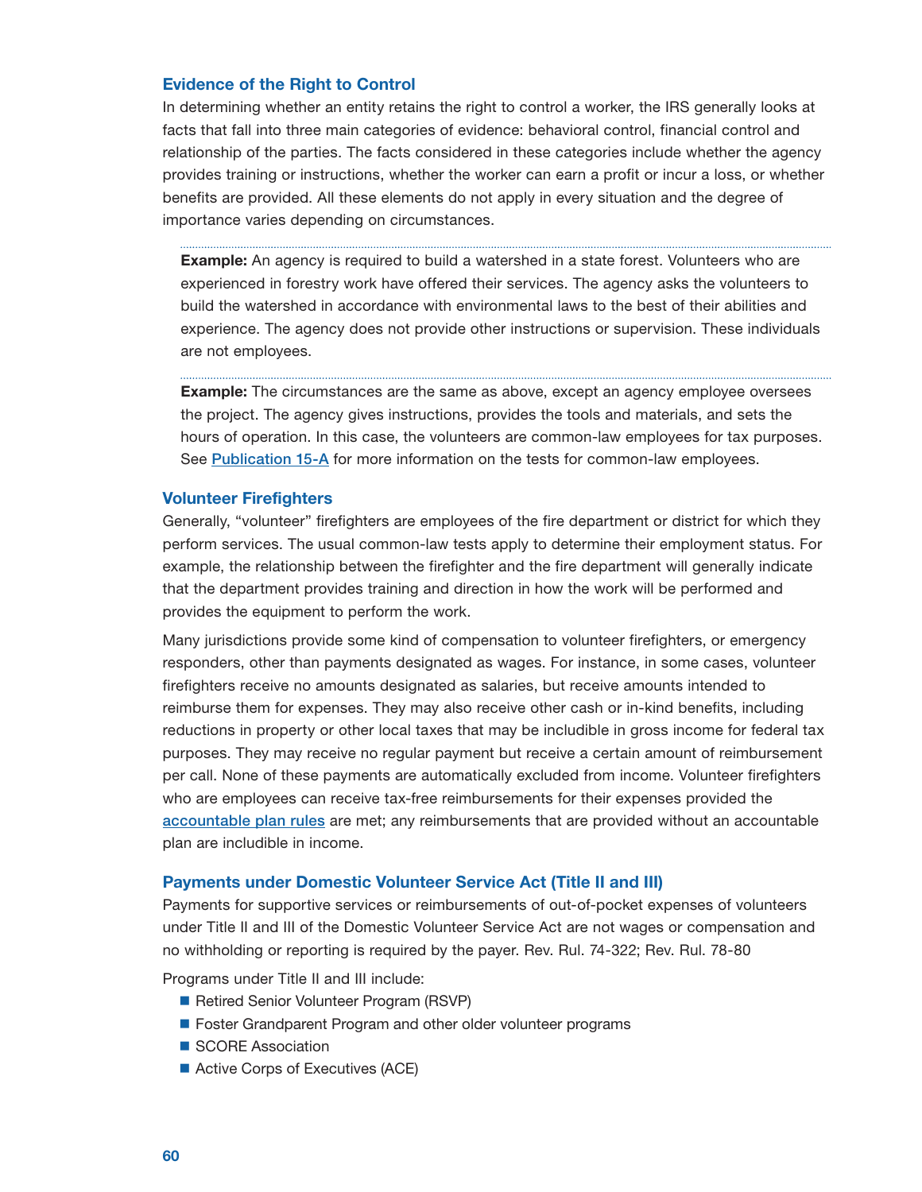### Evidence of the Right to Control

In determining whether an entity retains the right to control a worker, the IRS generally looks at facts that fall into three main categories of evidence: behavioral control, financial control and relationship of the parties. The facts considered in these categories include whether the agency provides training or instructions, whether the worker can earn a profit or incur a loss, or whether benefits are provided. All these elements do not apply in every situation and the degree of importance varies depending on circumstances.

**Example:** An agency is required to build a watershed in a state forest. Volunteers who are experienced in forestry work have offered their services. The agency asks the volunteers to build the watershed in accordance with environmental laws to the best of their abilities and experience. The agency does not provide other instructions or supervision. These individuals are not employees.

**Example:** The circumstances are the same as above, except an agency employee oversees the project. The agency gives instructions, provides the tools and materials, and sets the hours of operation. In this case, the volunteers are common-law employees for tax purposes. See Publication 15-A for more information on the tests for common-law employees.

### Volunteer Firefighters

Generally, "volunteer" firefighters are employees of the fire department or district for which they perform services. The usual common-law tests apply to determine their employment status. For example, the relationship between the firefighter and the fire department will generally indicate that the department provides training and direction in how the work will be performed and provides the equipment to perform the work.

Many jurisdictions provide some kind of compensation to volunteer firefighters, or emergency responders, other than payments designated as wages. For instance, in some cases, volunteer firefighters receive no amounts designated as salaries, but receive amounts intended to reimburse them for expenses. They may also receive other cash or in-kind benefits, including reductions in property or other local taxes that may be includible in gross income for federal tax purposes. They may receive no regular payment but receive a certain amount of reimbursement per call. None of these payments are automatically excluded from income. Volunteer firefighters who are employees can receive tax-free reimbursements for their expenses provided the accountable plan rules are met; any reimbursements that are provided without an accountable plan are includible in income.

### Payments under Domestic Volunteer Service Act (Title II and III)

Payments for supportive services or reimbursements of out-of-pocket expenses of volunteers under Title II and III of the Domestic Volunteer Service Act are not wages or compensation and no withholding or reporting is required by the payer. Rev. Rul. 74-322; Rev. Rul. 78-80

Programs under Title II and III include:

- Retired Senior Volunteer Program (RSVP)
- Foster Grandparent Program and other older volunteer programs
- SCORE Association
- Active Corps of Executives (ACE)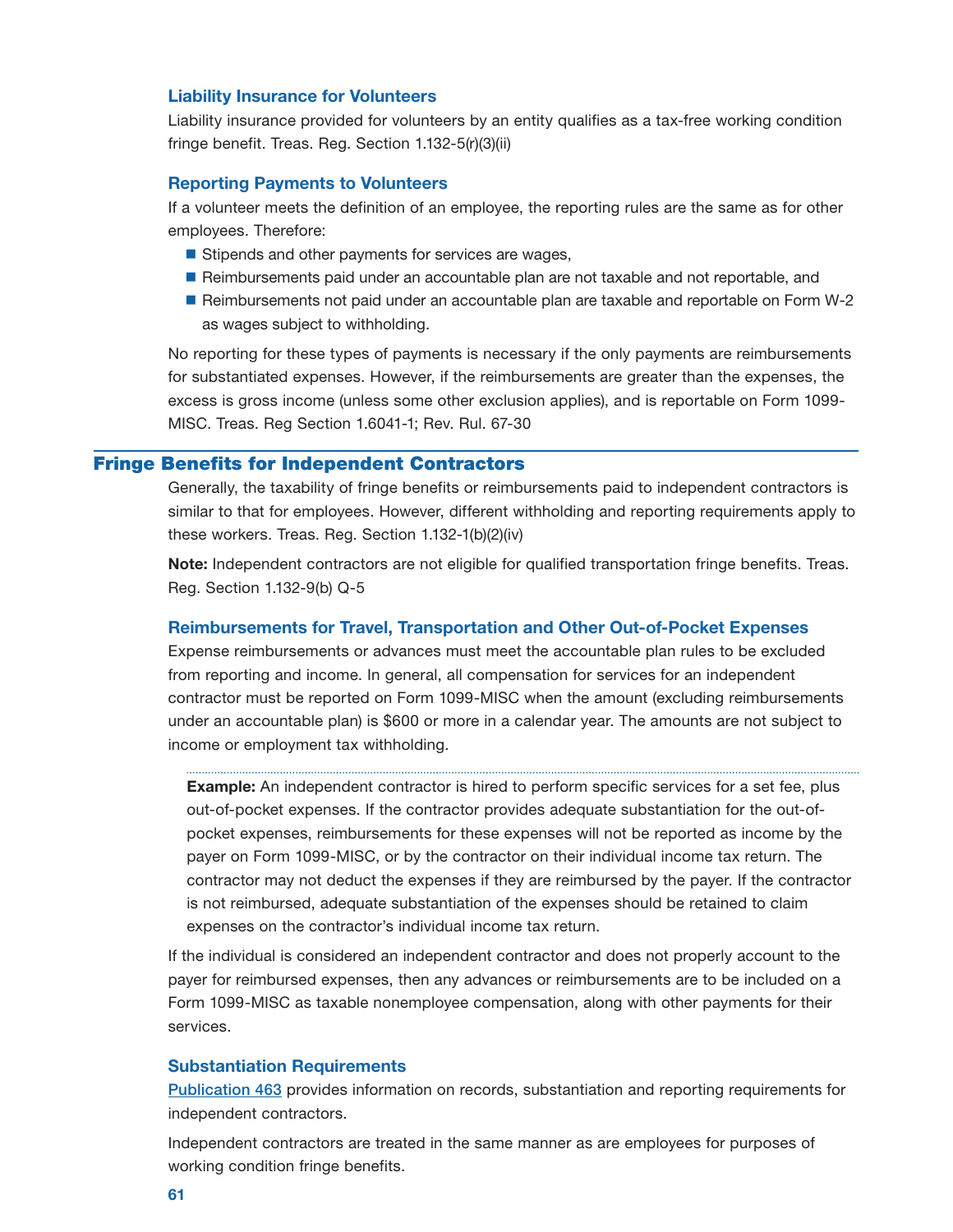### Liability Insurance for Volunteers

Liability insurance provided for volunteers by an entity qualifies as a tax-free working condition fringe benefit. Treas. Reg. Section 1.132-5(r)(3)(ii)

### Reporting Payments to Volunteers

If a volunteer meets the definition of an employee, the reporting rules are the same as for other employees. Therefore:

- Stipends and other payments for services are wages,
- Reimbursements paid under an accountable plan are not taxable and not reportable, and
- Reimbursements not paid under an accountable plan are taxable and reportable on Form W-2 as wages subject to withholding.

No reporting for these types of payments is necessary if the only payments are reimbursements for substantiated expenses. However, if the reimbursements are greater than the expenses, the excess is gross income (unless some other exclusion applies), and is reportable on Form 1099-MISC. Treas. Reg Section 1.6041-1; Rev. Rul. 67-30

## Fringe Benefits for Independent Contractors

Generally, the taxability of fringe benefits or reimbursements paid to independent contractors is similar to that for employees. However, different withholding and reporting requirements apply to these workers. Treas. Reg. Section 1.132-1(b)(2)(iv)

**Note:** Independent contractors are not eligible for qualified transportation fringe benefits. Treas. Reg. Section 1.132-9(b) Q-5

### Reimbursements for Travel, Transportation and Other Out-of-Pocket Expenses

Expense reimbursements or advances must meet the accountable plan rules to be excluded from reporting and income. In general, all compensation for services for an independent contractor must be reported on Form 1099-MISC when the amount (excluding reimbursements under an accountable plan) is $600 or more in a calendar year. The amounts are not subject to income or employment tax withholding.

**Example:** An independent contractor is hired to perform specific services for a set fee, plus out-of-pocket expenses. If the contractor provides adequate substantiation for the out-of-pocket expenses, reimbursements for these expenses will not be reported as income by the payer on Form 1099-MISC, or by the contractor on their individual income tax return. The contractor may not deduct the expenses if they are reimbursed by the payer. If the contractor is not reimbursed, adequate substantiation of the expenses should be retained to claim expenses on the contractor's individual income tax return.

If the individual is considered an independent contractor and does not properly account to the payer for reimbursed expenses, then any advances or reimbursements are to be included on a Form 1099-MISC as taxable nonemployee compensation, along with other payments for their services.

### Substantiation Requirements

Publication 463 provides information on records, substantiation and reporting requirements for independent contractors.

Independent contractors are treated in the same manner as are employees for purposes of working condition fringe benefits.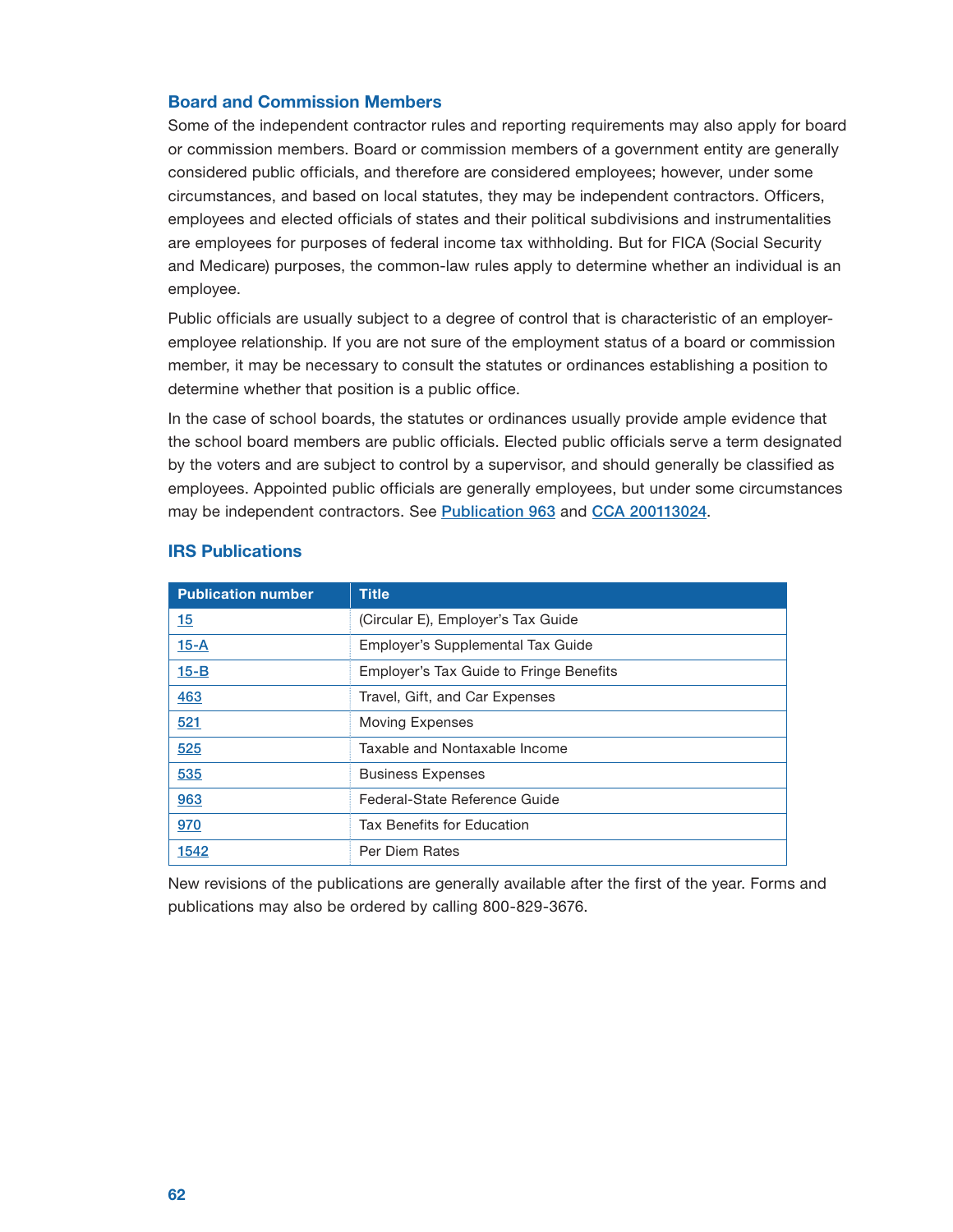## Board and Commission Members

Some of the independent contractor rules and reporting requirements may also apply for board or commission members. Board or commission members of a government entity are generally considered public officials, and therefore are considered employees; however, under some circumstances, and based on local statutes, they may be independent contractors. Officers, employees and elected officials of states and their political subdivisions and instrumentalities are employees for purposes of federal income tax withholding. But for FICA (Social Security and Medicare) purposes, the common-law rules apply to determine whether an individual is an employee.

Public officials are usually subject to a degree of control that is characteristic of an employer-employee relationship. If you are not sure of the employment status of a board or commission member, it may be necessary to consult the statutes or ordinances establishing a position to determine whether that position is a public office.

In the case of school boards, the statutes or ordinances usually provide ample evidence that the school board members are public officials. Elected public officials serve a term designated by the voters and are subject to control by a supervisor, and should generally be classified as employees. Appointed public officials are generally employees, but under some circumstances may be independent contractors. See Publication 963 and CCA 200113024.

## IRS Publications

| Publication number | Title |
| --- | --- |
| 15 | (Circular E), Employer's Tax Guide |
| 15-A | Employer's Supplemental Tax Guide |
| 15-B | Employer's Tax Guide to Fringe Benefits |
| 463 | Travel, Gift, and Car Expenses |
| 521 | Moving Expenses |
| 525 | Taxable and Nontaxable Income |
| 535 | Business Expenses |
| 963 | Federal-State Reference Guide |
| 970 | Tax Benefits for Education |
| 1542 | Per Diem Rates |

New revisions of the publications are generally available after the first of the year. Forms and publications may also be ordered by calling 800-829-3676.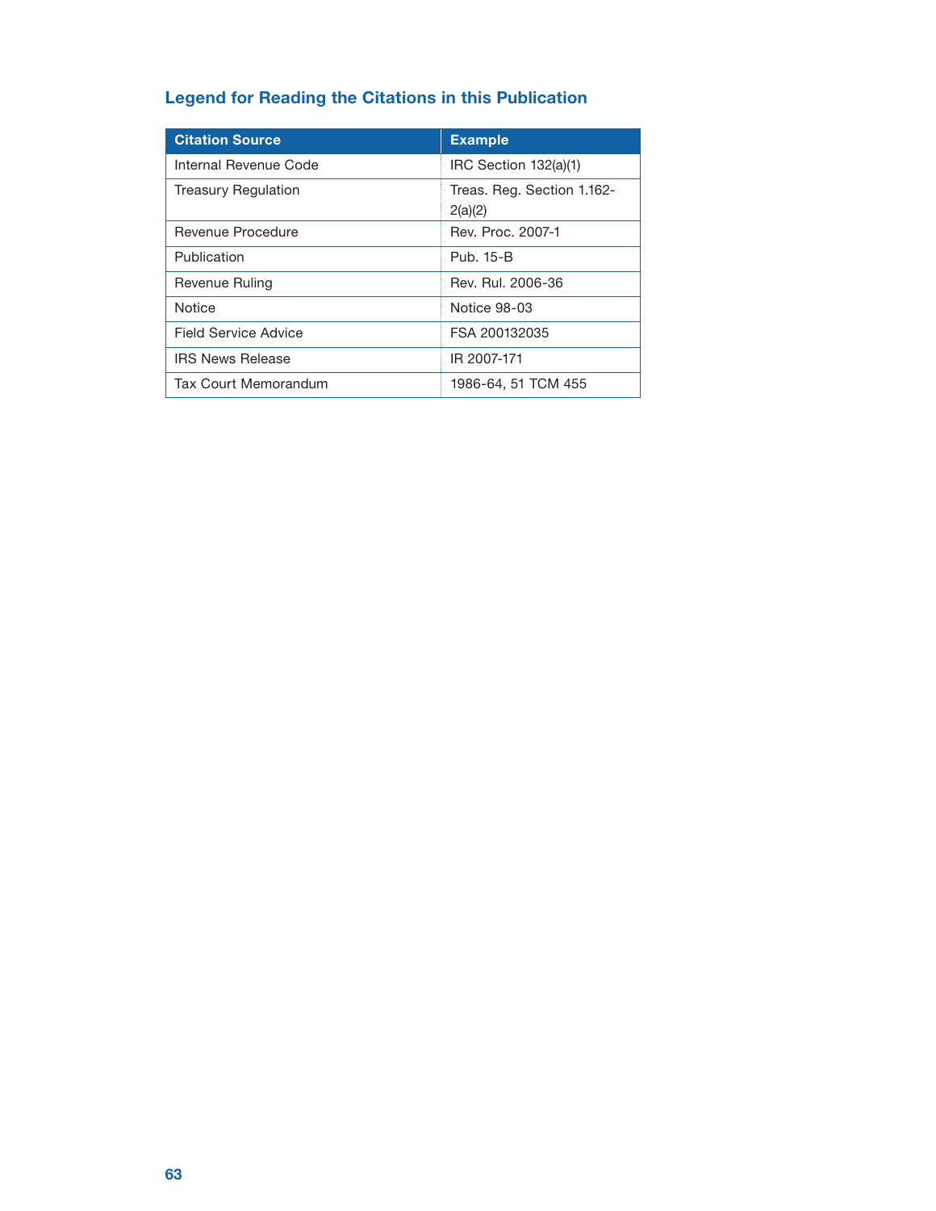## Legend for Reading the Citations in this Publication

| Citation Source | Example |
|---|---|
| Internal Revenue Code | IRC Section 132(a)(1) |
| Treasury Regulation | Treas. Reg. Section 1.162-2(a)(2) |
| Revenue Procedure | Rev. Proc. 2007-1 |
| Publication | Pub. 15-B |
| Revenue Ruling | Rev. Rul. 2006-36 |
| Notice | Notice 98-03 |
| Field Service Advice | FSA 200132035 |
| IRS News Release | IR 2007-171 |
| Tax Court Memorandum | 1986-64, 51 TCM 455 |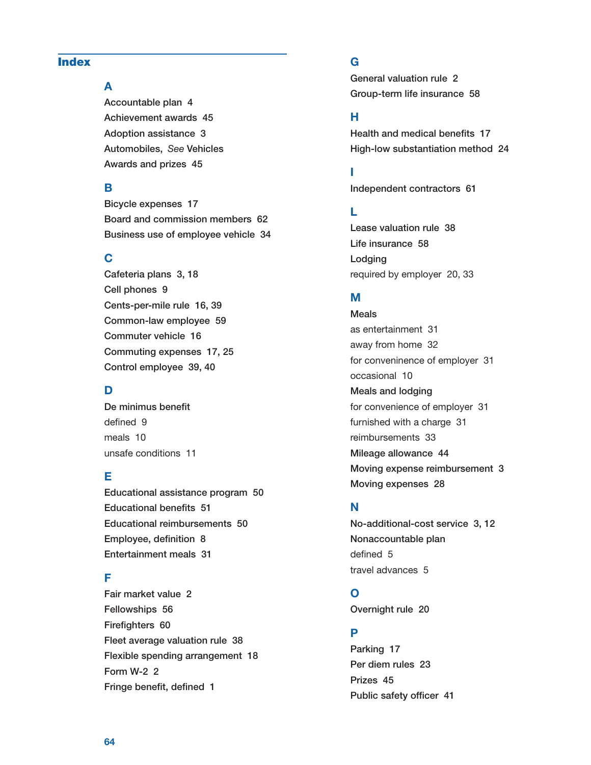## Index

### A

Accountable plan 4
Achievement awards 45
Adoption assistance 3
Automobiles, *See* Vehicles
Awards and prizes 45

### B

Bicycle expenses 17
Board and commission members 62
Business use of employee vehicle 34

### C

Cafeteria plans 3, 18
Cell phones 9
Cents-per-mile rule 16, 39
Common-law employee 59
Commuter vehicle 16
Commuting expenses 17, 25
Control employee 39, 40

### D

De minimus benefit
defined 9
meals 10
unsafe conditions 11

### E

Educational assistance program 50
Educational benefits 51
Educational reimbursements 50
Employee, definition 8
Entertainment meals 31

### F

Fair market value 2
Fellowships 56
Firefighters 60
Fleet average valuation rule 38
Flexible spending arrangement 18
Form W-2 2
Fringe benefit, defined 1

### G

General valuation rule 2
Group-term life insurance 58

### H

Health and medical benefits 17
High-low substantiation method 24

### I

Independent contractors 61

### L

Lease valuation rule 38
Life insurance 58
Lodging
required by employer 20, 33

### M

Meals
as entertainment 31
away from home 32
for conveninence of employer 31
occasional 10
Meals and lodging
for convenience of employer 31
furnished with a charge 31
reimbursements 33
Mileage allowance 44
Moving expense reimbursement 3
Moving expenses 28

### N

No-additional-cost service 3, 12
Nonaccountable plan
defined 5
travel advances 5

### O

Overnight rule 20

### P

Parking 17
Per diem rules 23
Prizes 45
Public safety officer 41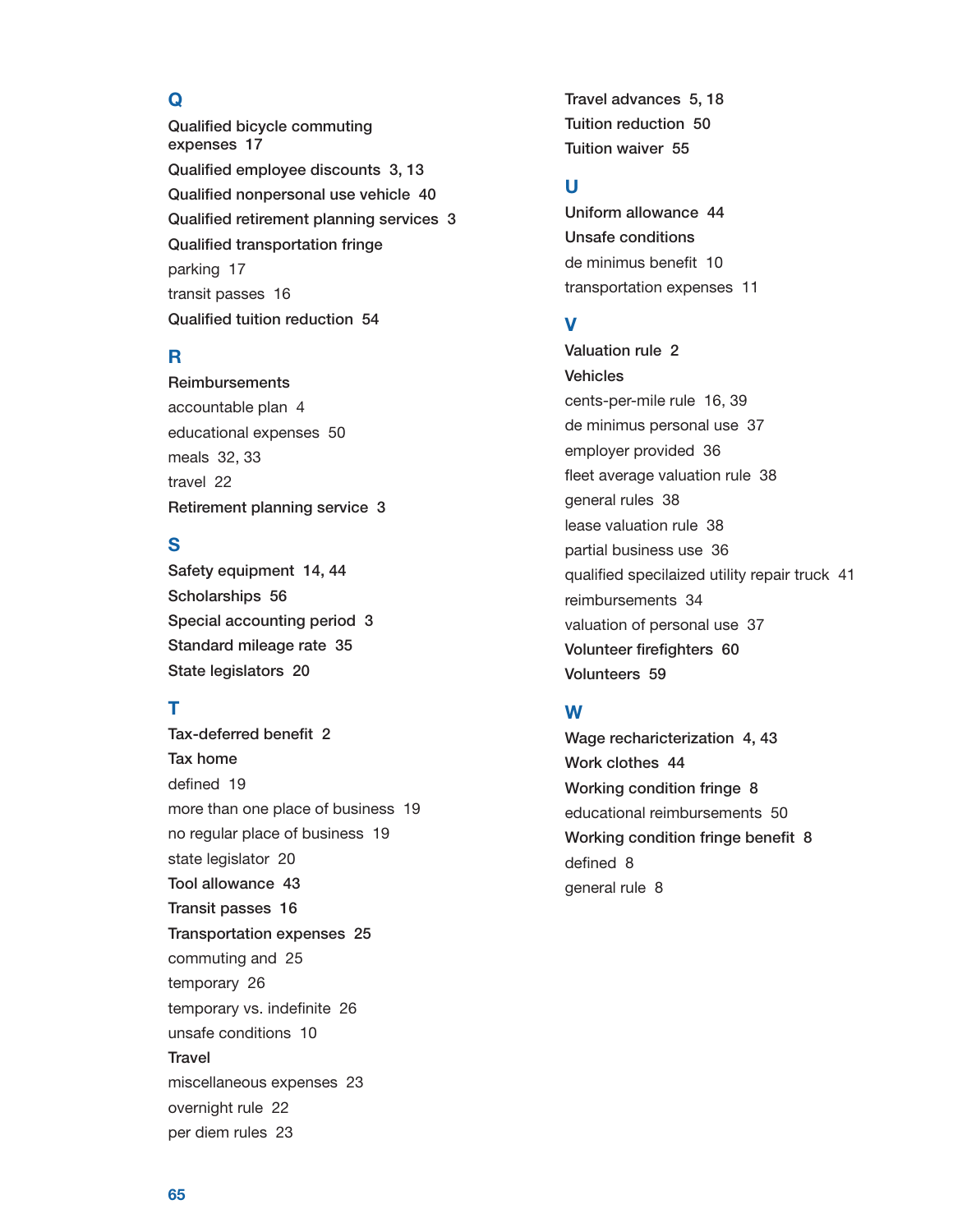## Q

**Qualified bicycle commuting expenses 17**

**Qualified employee discounts 3, 13**

**Qualified nonpersonal use vehicle 40**

**Qualified retirement planning services 3**

**Qualified transportation fringe**

parking 17

transit passes 16

**Qualified tuition reduction 54**

## R

**Reimbursements**

accountable plan 4

educational expenses 50

meals 32, 33

travel 22

**Retirement planning service 3**

## S

**Safety equipment 14, 44**

**Scholarships 56**

**Special accounting period 3**

**Standard mileage rate 35**

**State legislators 20**

## T

**Tax-deferred benefit 2**

**Tax home**

defined 19

more than one place of business 19

no regular place of business 19

state legislator 20

**Tool allowance 43**

**Transit passes 16**

**Transportation expenses 25**

commuting and 25

temporary 26

temporary vs. indefinite 26

unsafe conditions 10

**Travel**

miscellaneous expenses 23

overnight rule 22

per diem rules 23

**Travel advances 5, 18**

**Tuition reduction 50**

**Tuition waiver 55**

## U

**Uniform allowance 44**

**Unsafe conditions**

de minimus benefit 10

transportation expenses 11

## V

**Valuation rule 2**

**Vehicles**

cents-per-mile rule 16, 39

de minimus personal use 37

employer provided 36

fleet average valuation rule 38

general rules 38

lease valuation rule 38

partial business use 36

qualified specilaized utility repair truck 41

reimbursements 34

valuation of personal use 37

**Volunteer firefighters 60**

**Volunteers 59**

## W

**Wage recharicterization 4, 43**

**Work clothes 44**

**Working condition fringe 8**

educational reimbursements 50

**Working condition fringe benefit 8**

defined 8

general rule 8